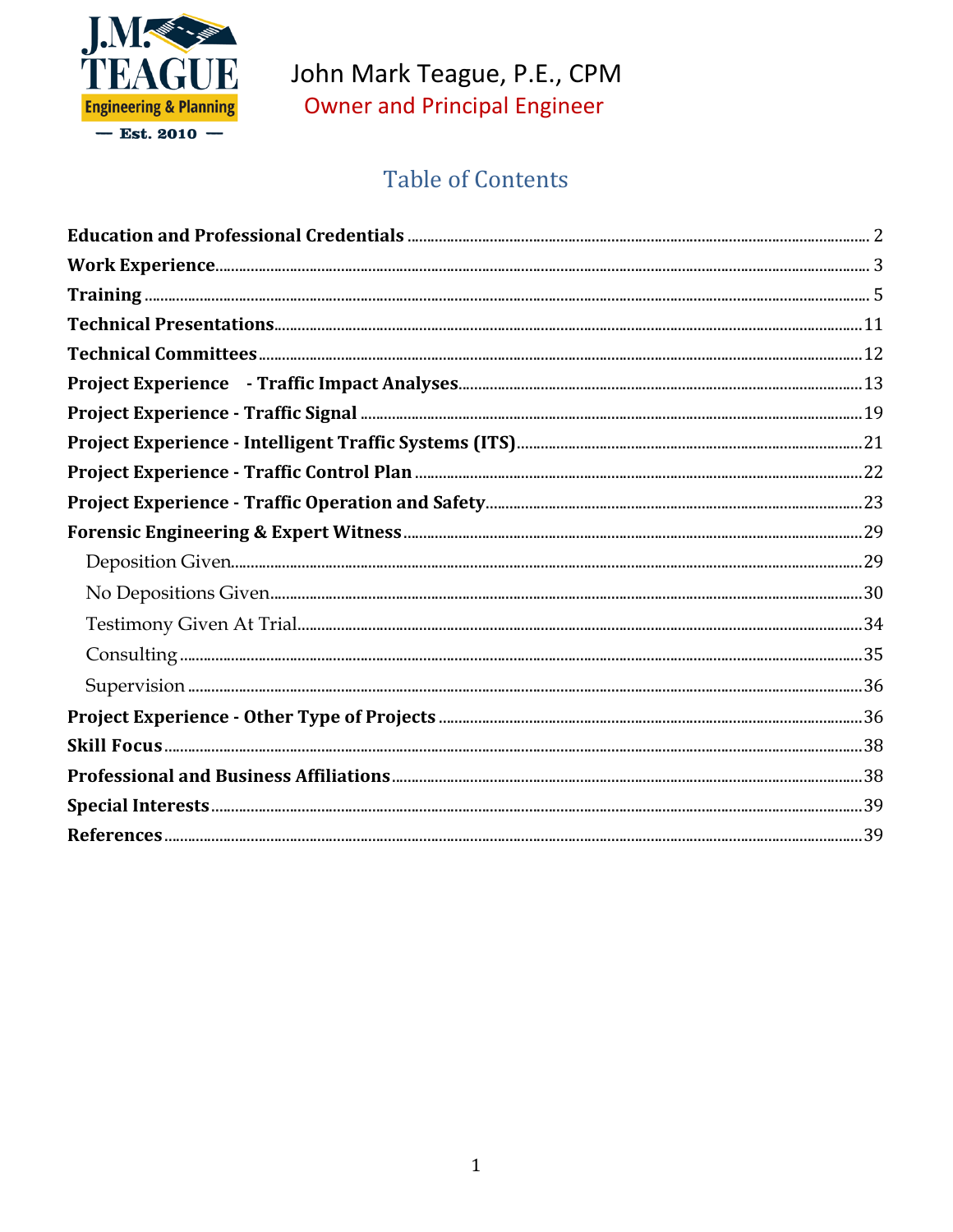J.M. TEAGUE
Engineering & Planning
— Est. 2010 —

John Mark Teague, P.E., CPM
Owner and Principal Engineer

# Table of Contents

**Education and Professional Credentials** .......... 2
**Work Experience** .......... 3
**Training** .......... 5
**Technical Presentations** .......... 11
**Technical Committees** .......... 12
**Project Experience - Traffic Impact Analyses** .......... 13
**Project Experience - Traffic Signal** .......... 19
**Project Experience - Intelligent Traffic Systems (ITS)** .......... 21
**Project Experience - Traffic Control Plan** .......... 22
**Project Experience - Traffic Operation and Safety** .......... 23
**Forensic Engineering & Expert Witness** .......... 29
- Deposition Given .......... 29
- No Depositions Given .......... 30
- Testimony Given At Trial .......... 34
- Consulting .......... 35
- Supervision .......... 36

**Project Experience - Other Type of Projects** .......... 36
**Skill Focus** .......... 38
**Professional and Business Affiliations** .......... 38
**Special Interests** .......... 39
**References** .......... 39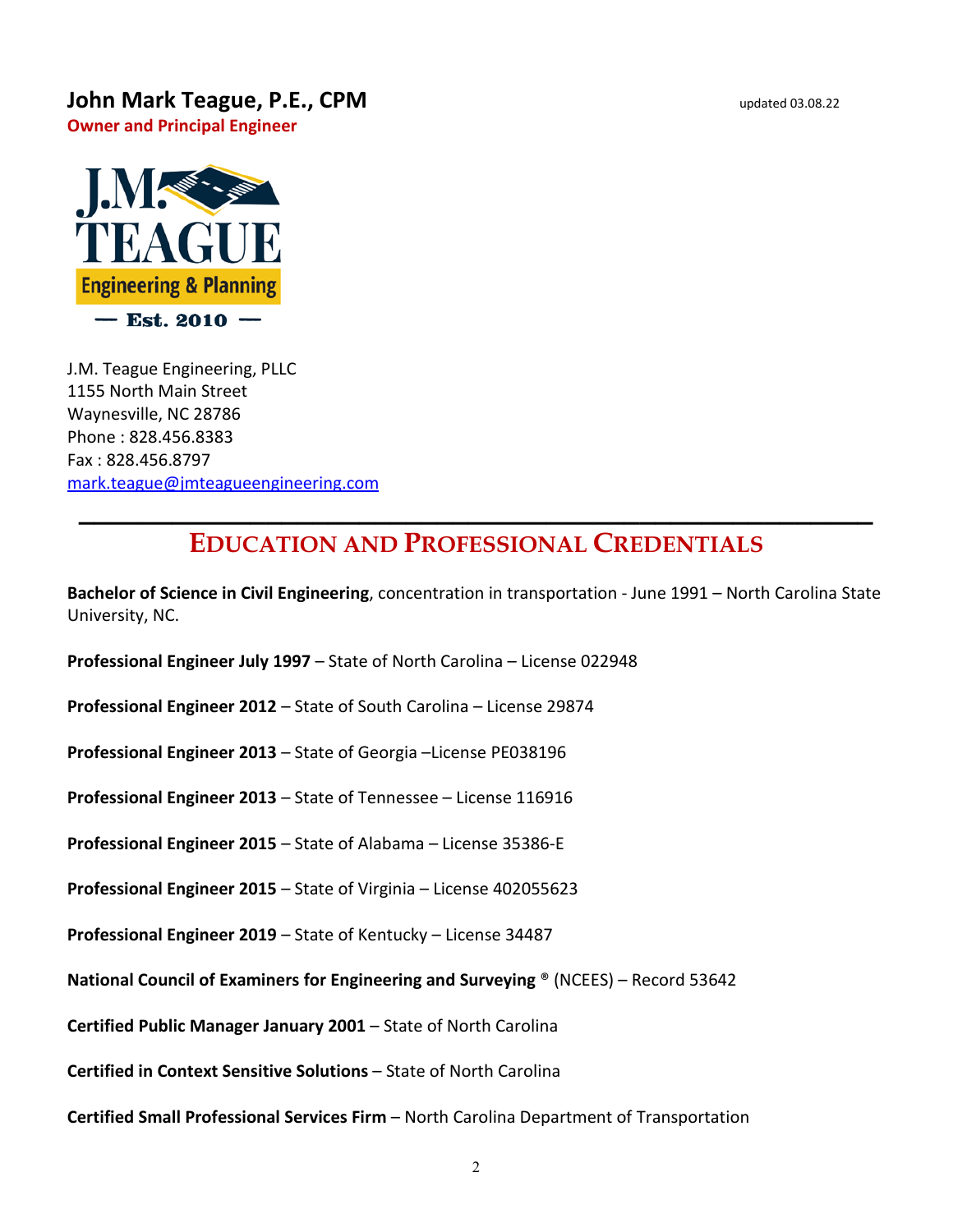**John Mark Teague, P.E., CPM** updated 03.08.22

**Owner and Principal Engineer**

J.M. Teague Engineering, PLLC
1155 North Main Street
Waynesville, NC 28786
Phone : 828.456.8383
Fax : 828.456.8797
mark.teague@jmteagueengineering.com

---

## EDUCATION AND PROFESSIONAL CREDENTIALS

**Bachelor of Science in Civil Engineering**, concentration in transportation - June 1991 – North Carolina State University, NC.

**Professional Engineer July 1997** – State of North Carolina – License 022948

**Professional Engineer 2012** – State of South Carolina – License 29874

**Professional Engineer 2013** – State of Georgia –License PE038196

**Professional Engineer 2013** – State of Tennessee – License 116916

**Professional Engineer 2015** – State of Alabama – License 35386-E

**Professional Engineer 2015** – State of Virginia – License 402055623

**Professional Engineer 2019** – State of Kentucky – License 34487

**National Council of Examiners for Engineering and Surveying ®** (NCEES) – Record 53642

**Certified Public Manager January 2001** – State of North Carolina

**Certified in Context Sensitive Solutions** – State of North Carolina

**Certified Small Professional Services Firm** – North Carolina Department of Transportation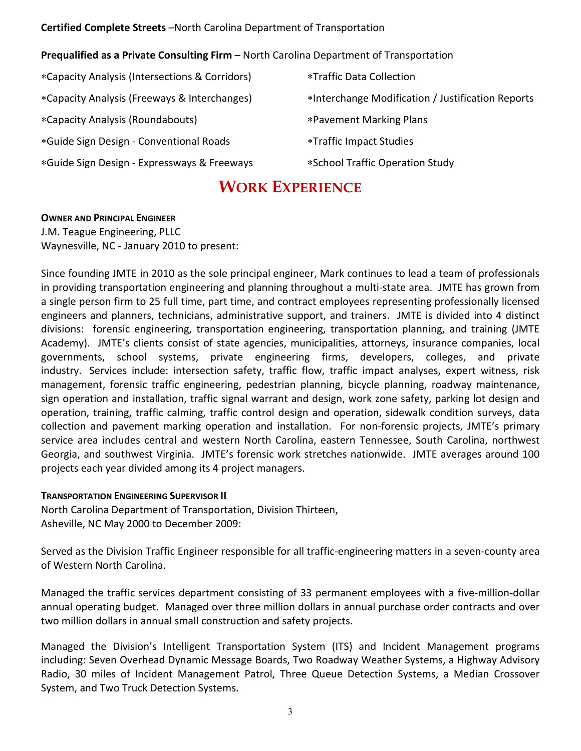**Certified Complete Streets** –North Carolina Department of Transportation

**Prequalified as a Private Consulting Firm** – North Carolina Department of Transportation

- *Capacity Analysis (Intersections & Corridors)
- *Capacity Analysis (Freeways & Interchanges)
- *Capacity Analysis (Roundabouts)
- *Guide Sign Design - Conventional Roads
- *Guide Sign Design - Expressways & Freeways
- *Traffic Data Collection
- *Interchange Modification / Justification Reports
- *Pavement Marking Plans
- *Traffic Impact Studies
- *School Traffic Operation Study

# WORK EXPERIENCE

**OWNER AND PRINCIPAL ENGINEER**
J.M. Teague Engineering, PLLC
Waynesville, NC - January 2010 to present:

Since founding JMTE in 2010 as the sole principal engineer, Mark continues to lead a team of professionals in providing transportation engineering and planning throughout a multi-state area. JMTE has grown from a single person firm to 25 full time, part time, and contract employees representing professionally licensed engineers and planners, technicians, administrative support, and trainers. JMTE is divided into 4 distinct divisions: forensic engineering, transportation engineering, transportation planning, and training (JMTE Academy). JMTE's clients consist of state agencies, municipalities, attorneys, insurance companies, local governments, school systems, private engineering firms, developers, colleges, and private industry. Services include: intersection safety, traffic flow, traffic impact analyses, expert witness, risk management, forensic traffic engineering, pedestrian planning, bicycle planning, roadway maintenance, sign operation and installation, traffic signal warrant and design, work zone safety, parking lot design and operation, training, traffic calming, traffic control design and operation, sidewalk condition surveys, data collection and pavement marking operation and installation. For non-forensic projects, JMTE's primary service area includes central and western North Carolina, eastern Tennessee, South Carolina, northwest Georgia, and southwest Virginia. JMTE's forensic work stretches nationwide. JMTE averages around 100 projects each year divided among its 4 project managers.

**TRANSPORTATION ENGINEERING SUPERVISOR II**
North Carolina Department of Transportation, Division Thirteen,
Asheville, NC May 2000 to December 2009:

Served as the Division Traffic Engineer responsible for all traffic-engineering matters in a seven-county area of Western North Carolina.

Managed the traffic services department consisting of 33 permanent employees with a five-million-dollar annual operating budget. Managed over three million dollars in annual purchase order contracts and over two million dollars in annual small construction and safety projects.

Managed the Division's Intelligent Transportation System (ITS) and Incident Management programs including: Seven Overhead Dynamic Message Boards, Two Roadway Weather Systems, a Highway Advisory Radio, 30 miles of Incident Management Patrol, Three Queue Detection Systems, a Median Crossover System, and Two Truck Detection Systems.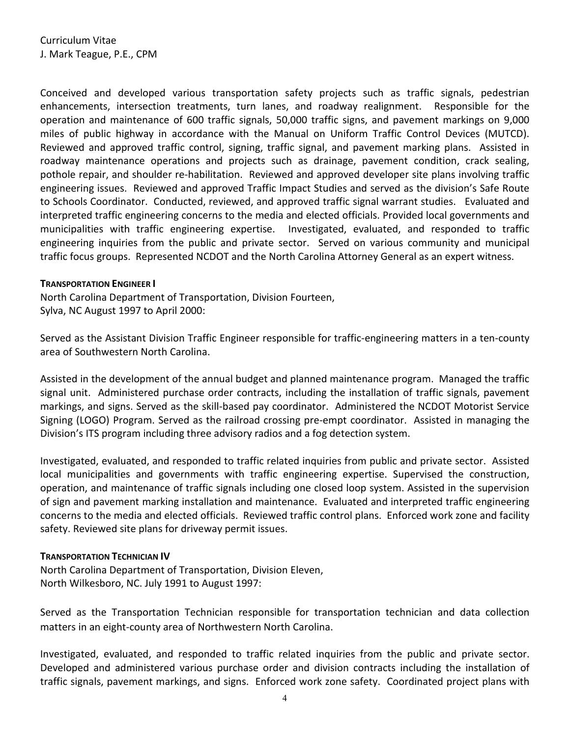Conceived and developed various transportation safety projects such as traffic signals, pedestrian enhancements, intersection treatments, turn lanes, and roadway realignment. Responsible for the operation and maintenance of 600 traffic signals, 50,000 traffic signs, and pavement markings on 9,000 miles of public highway in accordance with the Manual on Uniform Traffic Control Devices (MUTCD). Reviewed and approved traffic control, signing, traffic signal, and pavement marking plans. Assisted in roadway maintenance operations and projects such as drainage, pavement condition, crack sealing, pothole repair, and shoulder re-habilitation. Reviewed and approved developer site plans involving traffic engineering issues. Reviewed and approved Traffic Impact Studies and served as the division's Safe Route to Schools Coordinator. Conducted, reviewed, and approved traffic signal warrant studies. Evaluated and interpreted traffic engineering concerns to the media and elected officials. Provided local governments and municipalities with traffic engineering expertise. Investigated, evaluated, and responded to traffic engineering inquiries from the public and private sector. Served on various community and municipal traffic focus groups. Represented NCDOT and the North Carolina Attorney General as an expert witness.

**TRANSPORTATION ENGINEER I**

North Carolina Department of Transportation, Division Fourteen,
Sylva, NC August 1997 to April 2000:

Served as the Assistant Division Traffic Engineer responsible for traffic-engineering matters in a ten-county area of Southwestern North Carolina.

Assisted in the development of the annual budget and planned maintenance program. Managed the traffic signal unit. Administered purchase order contracts, including the installation of traffic signals, pavement markings, and signs. Served as the skill-based pay coordinator. Administered the NCDOT Motorist Service Signing (LOGO) Program. Served as the railroad crossing pre-empt coordinator. Assisted in managing the Division's ITS program including three advisory radios and a fog detection system.

Investigated, evaluated, and responded to traffic related inquiries from public and private sector. Assisted local municipalities and governments with traffic engineering expertise. Supervised the construction, operation, and maintenance of traffic signals including one closed loop system. Assisted in the supervision of sign and pavement marking installation and maintenance. Evaluated and interpreted traffic engineering concerns to the media and elected officials. Reviewed traffic control plans. Enforced work zone and facility safety. Reviewed site plans for driveway permit issues.

**TRANSPORTATION TECHNICIAN IV**

North Carolina Department of Transportation, Division Eleven,
North Wilkesboro, NC. July 1991 to August 1997:

Served as the Transportation Technician responsible for transportation technician and data collection matters in an eight-county area of Northwestern North Carolina.

Investigated, evaluated, and responded to traffic related inquiries from the public and private sector. Developed and administered various purchase order and division contracts including the installation of traffic signals, pavement markings, and signs. Enforced work zone safety. Coordinated project plans with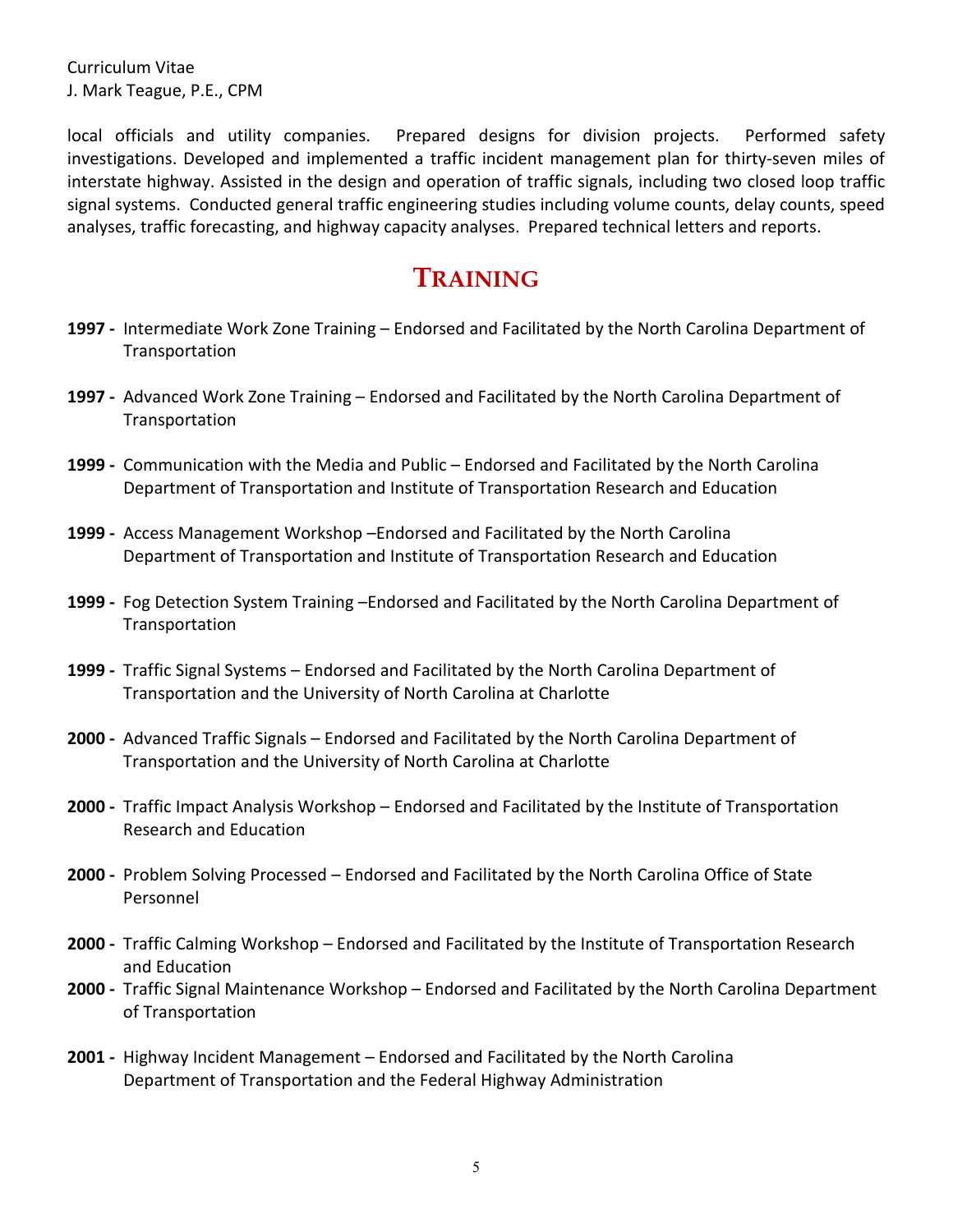local officials and utility companies. Prepared designs for division projects. Performed safety investigations. Developed and implemented a traffic incident management plan for thirty-seven miles of interstate highway. Assisted in the design and operation of traffic signals, including two closed loop traffic signal systems. Conducted general traffic engineering studies including volume counts, delay counts, speed analyses, traffic forecasting, and highway capacity analyses. Prepared technical letters and reports.

# TRAINING

**1997 -** Intermediate Work Zone Training – Endorsed and Facilitated by the North Carolina Department of Transportation

**1997 -** Advanced Work Zone Training – Endorsed and Facilitated by the North Carolina Department of Transportation

**1999 -** Communication with the Media and Public – Endorsed and Facilitated by the North Carolina Department of Transportation and Institute of Transportation Research and Education

**1999 -** Access Management Workshop –Endorsed and Facilitated by the North Carolina Department of Transportation and Institute of Transportation Research and Education

**1999 -** Fog Detection System Training –Endorsed and Facilitated by the North Carolina Department of Transportation

**1999 -** Traffic Signal Systems – Endorsed and Facilitated by the North Carolina Department of Transportation and the University of North Carolina at Charlotte

**2000 -** Advanced Traffic Signals – Endorsed and Facilitated by the North Carolina Department of Transportation and the University of North Carolina at Charlotte

**2000 -** Traffic Impact Analysis Workshop – Endorsed and Facilitated by the Institute of Transportation Research and Education

**2000 -** Problem Solving Processed – Endorsed and Facilitated by the North Carolina Office of State Personnel

**2000 -** Traffic Calming Workshop – Endorsed and Facilitated by the Institute of Transportation Research and Education

**2000 -** Traffic Signal Maintenance Workshop – Endorsed and Facilitated by the North Carolina Department of Transportation

**2001 -** Highway Incident Management – Endorsed and Facilitated by the North Carolina Department of Transportation and the Federal Highway Administration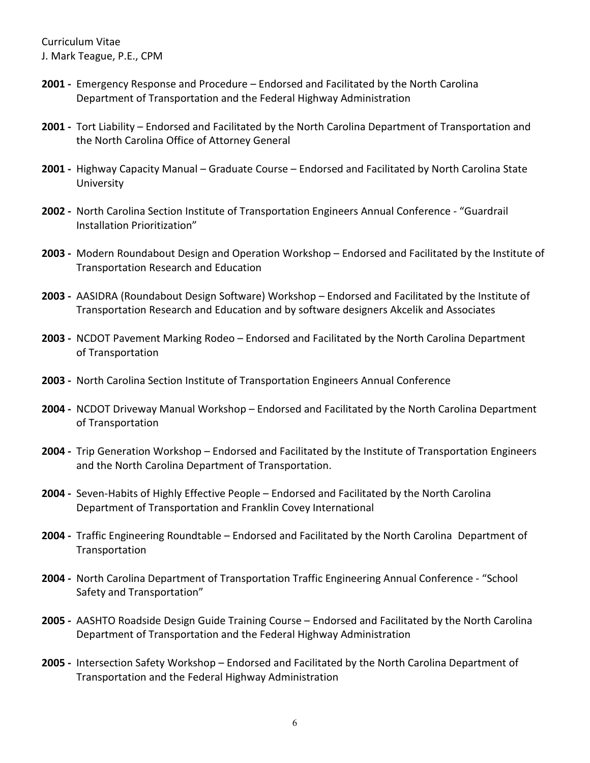**2001 -** Emergency Response and Procedure – Endorsed and Facilitated by the North Carolina Department of Transportation and the Federal Highway Administration

**2001 -** Tort Liability – Endorsed and Facilitated by the North Carolina Department of Transportation and the North Carolina Office of Attorney General

**2001 -** Highway Capacity Manual – Graduate Course – Endorsed and Facilitated by North Carolina State University

**2002 -** North Carolina Section Institute of Transportation Engineers Annual Conference - "Guardrail Installation Prioritization"

**2003 -** Modern Roundabout Design and Operation Workshop – Endorsed and Facilitated by the Institute of Transportation Research and Education

**2003 -** AASIDRA (Roundabout Design Software) Workshop – Endorsed and Facilitated by the Institute of Transportation Research and Education and by software designers Akcelik and Associates

**2003 -** NCDOT Pavement Marking Rodeo – Endorsed and Facilitated by the North Carolina Department of Transportation

**2003 -** North Carolina Section Institute of Transportation Engineers Annual Conference

**2004 -** NCDOT Driveway Manual Workshop – Endorsed and Facilitated by the North Carolina Department of Transportation

**2004 -** Trip Generation Workshop – Endorsed and Facilitated by the Institute of Transportation Engineers and the North Carolina Department of Transportation.

**2004 -** Seven-Habits of Highly Effective People – Endorsed and Facilitated by the North Carolina Department of Transportation and Franklin Covey International

**2004 -** Traffic Engineering Roundtable – Endorsed and Facilitated by the North Carolina Department of Transportation

**2004 -** North Carolina Department of Transportation Traffic Engineering Annual Conference - "School Safety and Transportation"

**2005 -** AASHTO Roadside Design Guide Training Course – Endorsed and Facilitated by the North Carolina Department of Transportation and the Federal Highway Administration

**2005 -** Intersection Safety Workshop – Endorsed and Facilitated by the North Carolina Department of Transportation and the Federal Highway Administration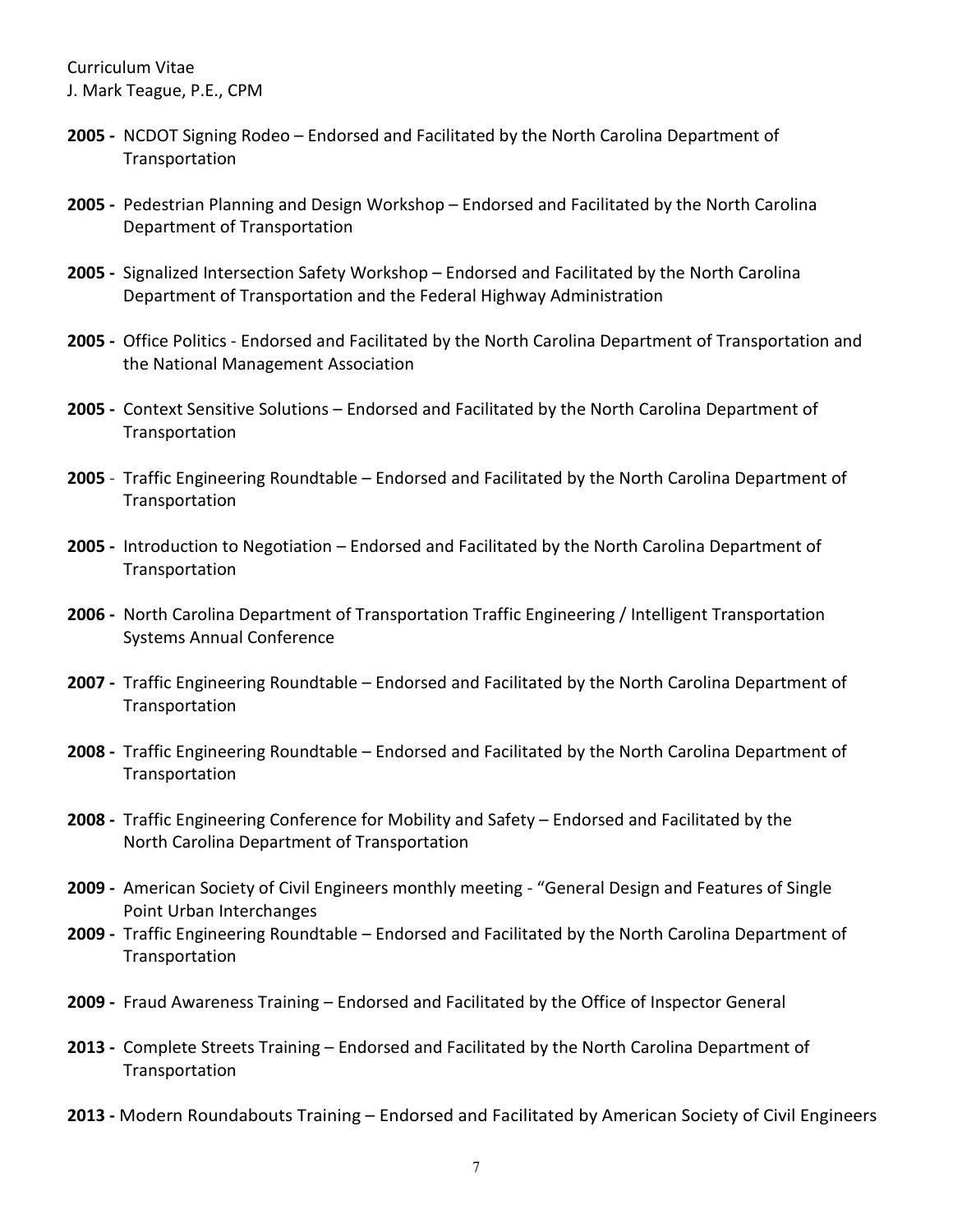**2005 -** NCDOT Signing Rodeo – Endorsed and Facilitated by the North Carolina Department of Transportation

**2005 -** Pedestrian Planning and Design Workshop – Endorsed and Facilitated by the North Carolina Department of Transportation

**2005 -** Signalized Intersection Safety Workshop – Endorsed and Facilitated by the North Carolina Department of Transportation and the Federal Highway Administration

**2005 -** Office Politics - Endorsed and Facilitated by the North Carolina Department of Transportation and the National Management Association

**2005 -** Context Sensitive Solutions – Endorsed and Facilitated by the North Carolina Department of Transportation

**2005** - Traffic Engineering Roundtable – Endorsed and Facilitated by the North Carolina Department of Transportation

**2005 -** Introduction to Negotiation – Endorsed and Facilitated by the North Carolina Department of Transportation

**2006 -** North Carolina Department of Transportation Traffic Engineering / Intelligent Transportation Systems Annual Conference

**2007 -** Traffic Engineering Roundtable – Endorsed and Facilitated by the North Carolina Department of Transportation

**2008 -** Traffic Engineering Roundtable – Endorsed and Facilitated by the North Carolina Department of Transportation

**2008 -** Traffic Engineering Conference for Mobility and Safety – Endorsed and Facilitated by the North Carolina Department of Transportation

**2009 -** American Society of Civil Engineers monthly meeting - "General Design and Features of Single Point Urban Interchanges

**2009 -** Traffic Engineering Roundtable – Endorsed and Facilitated by the North Carolina Department of Transportation

**2009 -** Fraud Awareness Training – Endorsed and Facilitated by the Office of Inspector General

**2013 -** Complete Streets Training – Endorsed and Facilitated by the North Carolina Department of Transportation

**2013 -** Modern Roundabouts Training – Endorsed and Facilitated by American Society of Civil Engineers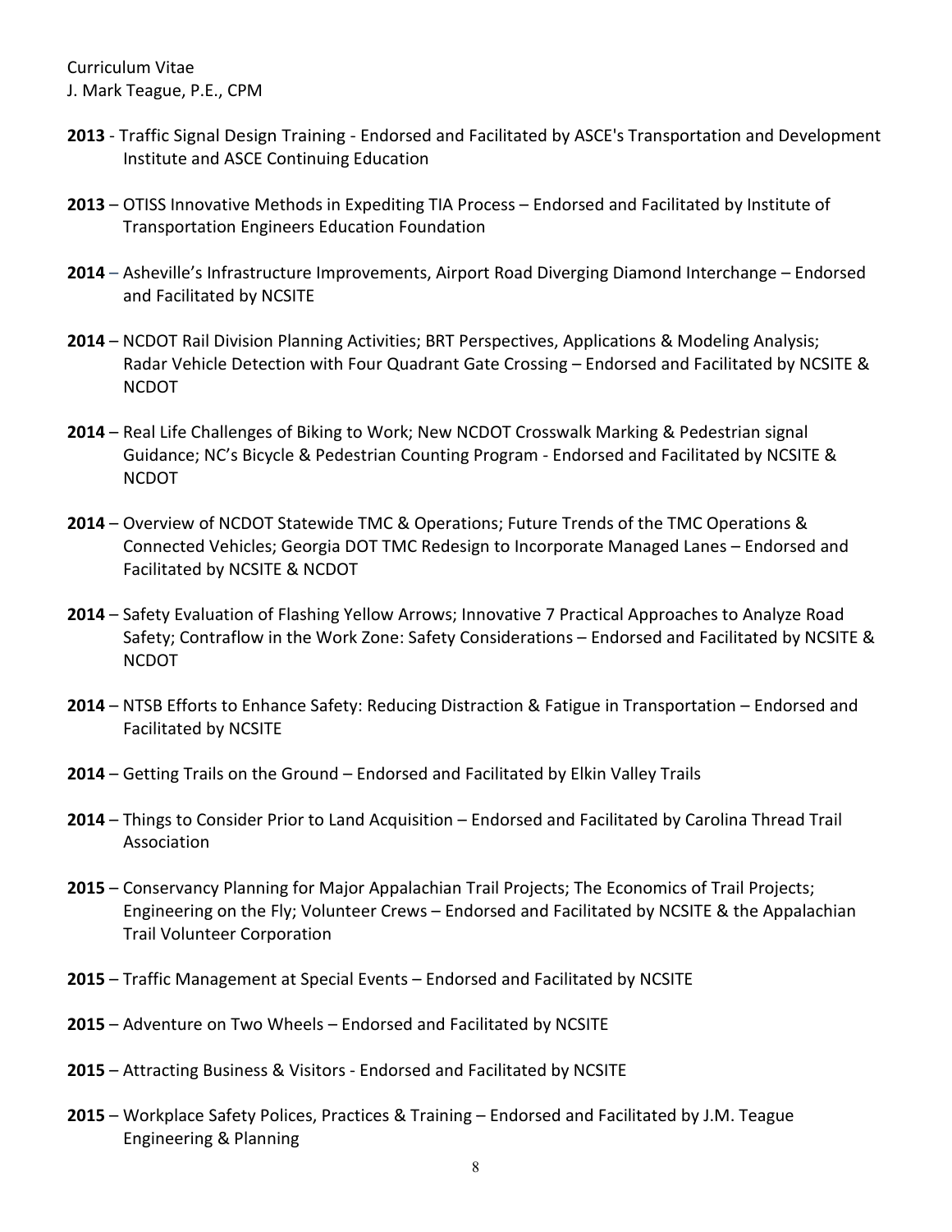**2013** - Traffic Signal Design Training - Endorsed and Facilitated by ASCE's Transportation and Development Institute and ASCE Continuing Education

**2013** – OTISS Innovative Methods in Expediting TIA Process – Endorsed and Facilitated by Institute of Transportation Engineers Education Foundation

**2014** – Asheville's Infrastructure Improvements, Airport Road Diverging Diamond Interchange – Endorsed and Facilitated by NCSITE

**2014** – NCDOT Rail Division Planning Activities; BRT Perspectives, Applications & Modeling Analysis; Radar Vehicle Detection with Four Quadrant Gate Crossing – Endorsed and Facilitated by NCSITE & NCDOT

**2014** – Real Life Challenges of Biking to Work; New NCDOT Crosswalk Marking & Pedestrian signal Guidance; NC's Bicycle & Pedestrian Counting Program - Endorsed and Facilitated by NCSITE & NCDOT

**2014** – Overview of NCDOT Statewide TMC & Operations; Future Trends of the TMC Operations & Connected Vehicles; Georgia DOT TMC Redesign to Incorporate Managed Lanes – Endorsed and Facilitated by NCSITE & NCDOT

**2014** – Safety Evaluation of Flashing Yellow Arrows; Innovative 7 Practical Approaches to Analyze Road Safety; Contraflow in the Work Zone: Safety Considerations – Endorsed and Facilitated by NCSITE & NCDOT

**2014** – NTSB Efforts to Enhance Safety: Reducing Distraction & Fatigue in Transportation – Endorsed and Facilitated by NCSITE

**2014** – Getting Trails on the Ground – Endorsed and Facilitated by Elkin Valley Trails

**2014** – Things to Consider Prior to Land Acquisition – Endorsed and Facilitated by Carolina Thread Trail Association

**2015** – Conservancy Planning for Major Appalachian Trail Projects; The Economics of Trail Projects; Engineering on the Fly; Volunteer Crews – Endorsed and Facilitated by NCSITE & the Appalachian Trail Volunteer Corporation

**2015** – Traffic Management at Special Events – Endorsed and Facilitated by NCSITE

**2015** – Adventure on Two Wheels – Endorsed and Facilitated by NCSITE

**2015** – Attracting Business & Visitors - Endorsed and Facilitated by NCSITE

**2015** – Workplace Safety Polices, Practices & Training – Endorsed and Facilitated by J.M. Teague Engineering & Planning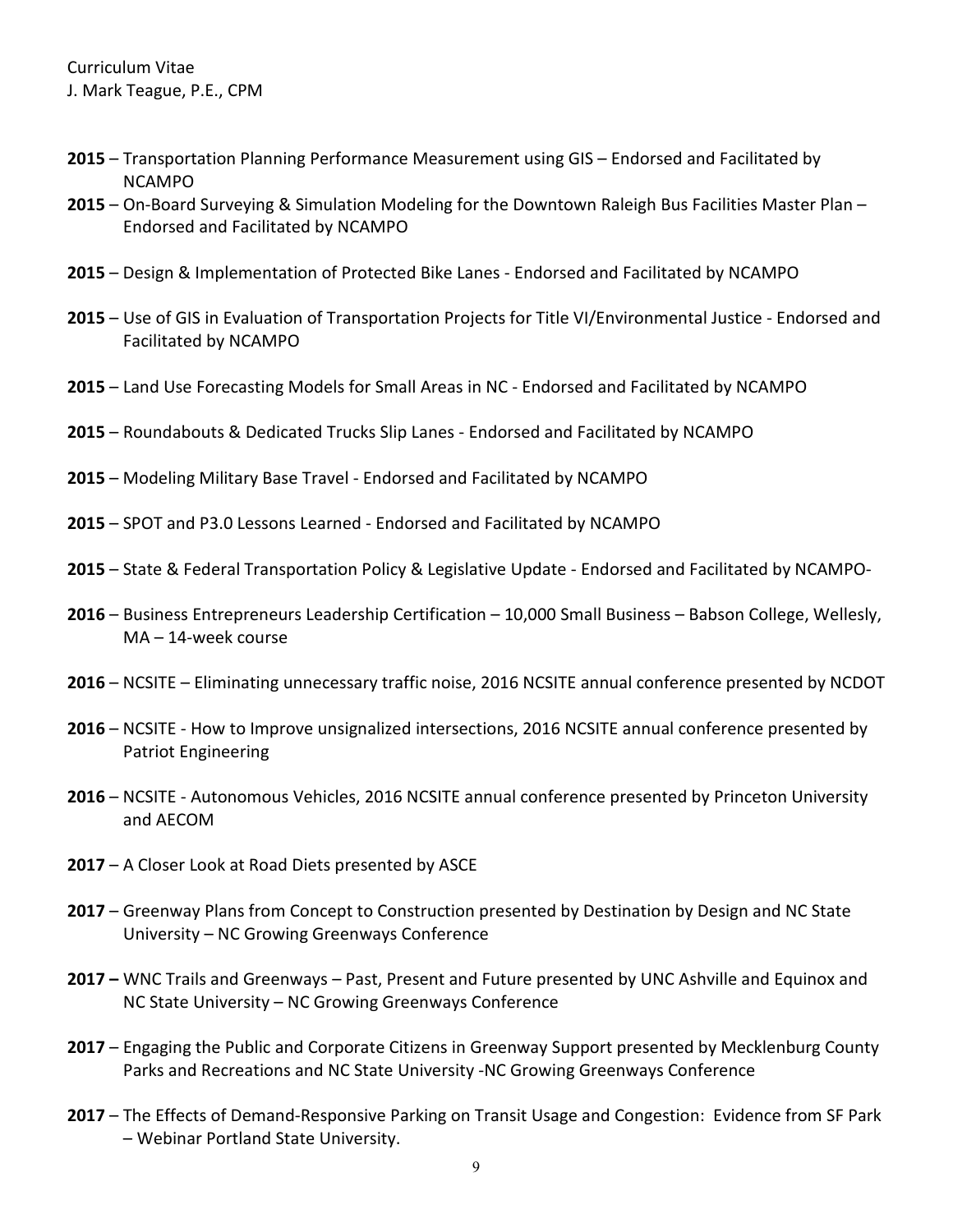**2015** – Transportation Planning Performance Measurement using GIS – Endorsed and Facilitated by NCAMPO

**2015** – On-Board Surveying & Simulation Modeling for the Downtown Raleigh Bus Facilities Master Plan – Endorsed and Facilitated by NCAMPO

**2015** – Design & Implementation of Protected Bike Lanes - Endorsed and Facilitated by NCAMPO

**2015** – Use of GIS in Evaluation of Transportation Projects for Title VI/Environmental Justice - Endorsed and Facilitated by NCAMPO

**2015** – Land Use Forecasting Models for Small Areas in NC - Endorsed and Facilitated by NCAMPO

**2015** – Roundabouts & Dedicated Trucks Slip Lanes - Endorsed and Facilitated by NCAMPO

**2015** – Modeling Military Base Travel - Endorsed and Facilitated by NCAMPO

**2015** – SPOT and P3.0 Lessons Learned - Endorsed and Facilitated by NCAMPO

**2015** – State & Federal Transportation Policy & Legislative Update - Endorsed and Facilitated by NCAMPO-

**2016** – Business Entrepreneurs Leadership Certification – 10,000 Small Business – Babson College, Wellesly, MA – 14-week course

**2016** – NCSITE – Eliminating unnecessary traffic noise, 2016 NCSITE annual conference presented by NCDOT

**2016** – NCSITE - How to Improve unsignalized intersections, 2016 NCSITE annual conference presented by Patriot Engineering

**2016** – NCSITE - Autonomous Vehicles, 2016 NCSITE annual conference presented by Princeton University and AECOM

**2017** – A Closer Look at Road Diets presented by ASCE

**2017** – Greenway Plans from Concept to Construction presented by Destination by Design and NC State University – NC Growing Greenways Conference

**2017 –** WNC Trails and Greenways – Past, Present and Future presented by UNC Ashville and Equinox and NC State University – NC Growing Greenways Conference

**2017** – Engaging the Public and Corporate Citizens in Greenway Support presented by Mecklenburg County Parks and Recreations and NC State University -NC Growing Greenways Conference

**2017** – The Effects of Demand-Responsive Parking on Transit Usage and Congestion: Evidence from SF Park – Webinar Portland State University.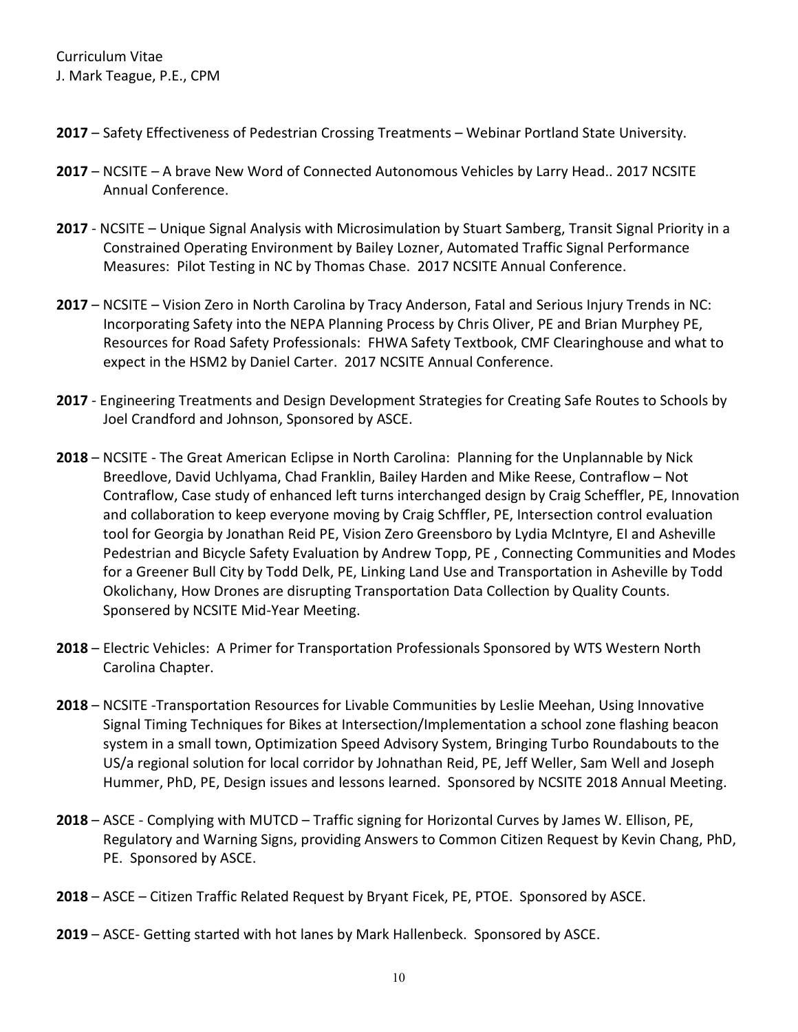**2017** – Safety Effectiveness of Pedestrian Crossing Treatments – Webinar Portland State University.

**2017** – NCSITE – A brave New Word of Connected Autonomous Vehicles by Larry Head.. 2017 NCSITE Annual Conference.

**2017** - NCSITE – Unique Signal Analysis with Microsimulation by Stuart Samberg, Transit Signal Priority in a Constrained Operating Environment by Bailey Lozner, Automated Traffic Signal Performance Measures: Pilot Testing in NC by Thomas Chase. 2017 NCSITE Annual Conference.

**2017** – NCSITE – Vision Zero in North Carolina by Tracy Anderson, Fatal and Serious Injury Trends in NC: Incorporating Safety into the NEPA Planning Process by Chris Oliver, PE and Brian Murphey PE, Resources for Road Safety Professionals: FHWA Safety Textbook, CMF Clearinghouse and what to expect in the HSM2 by Daniel Carter. 2017 NCSITE Annual Conference.

**2017** - Engineering Treatments and Design Development Strategies for Creating Safe Routes to Schools by Joel Crandford and Johnson, Sponsored by ASCE.

**2018** – NCSITE - The Great American Eclipse in North Carolina: Planning for the Unplannable by Nick Breedlove, David Uchlyama, Chad Franklin, Bailey Harden and Mike Reese, Contraflow – Not Contraflow, Case study of enhanced left turns interchanged design by Craig Scheffler, PE, Innovation and collaboration to keep everyone moving by Craig Schffler, PE, Intersection control evaluation tool for Georgia by Jonathan Reid PE, Vision Zero Greensboro by Lydia McIntyre, EI and Asheville Pedestrian and Bicycle Safety Evaluation by Andrew Topp, PE , Connecting Communities and Modes for a Greener Bull City by Todd Delk, PE, Linking Land Use and Transportation in Asheville by Todd Okolichany, How Drones are disrupting Transportation Data Collection by Quality Counts. Sponsered by NCSITE Mid-Year Meeting.

**2018** – Electric Vehicles: A Primer for Transportation Professionals Sponsored by WTS Western North Carolina Chapter.

**2018** – NCSITE -Transportation Resources for Livable Communities by Leslie Meehan, Using Innovative Signal Timing Techniques for Bikes at Intersection/Implementation a school zone flashing beacon system in a small town, Optimization Speed Advisory System, Bringing Turbo Roundabouts to the US/a regional solution for local corridor by Johnathan Reid, PE, Jeff Weller, Sam Well and Joseph Hummer, PhD, PE, Design issues and lessons learned. Sponsored by NCSITE 2018 Annual Meeting.

**2018** – ASCE - Complying with MUTCD – Traffic signing for Horizontal Curves by James W. Ellison, PE, Regulatory and Warning Signs, providing Answers to Common Citizen Request by Kevin Chang, PhD, PE. Sponsored by ASCE.

**2018** – ASCE – Citizen Traffic Related Request by Bryant Ficek, PE, PTOE. Sponsored by ASCE.

**2019** – ASCE- Getting started with hot lanes by Mark Hallenbeck. Sponsored by ASCE.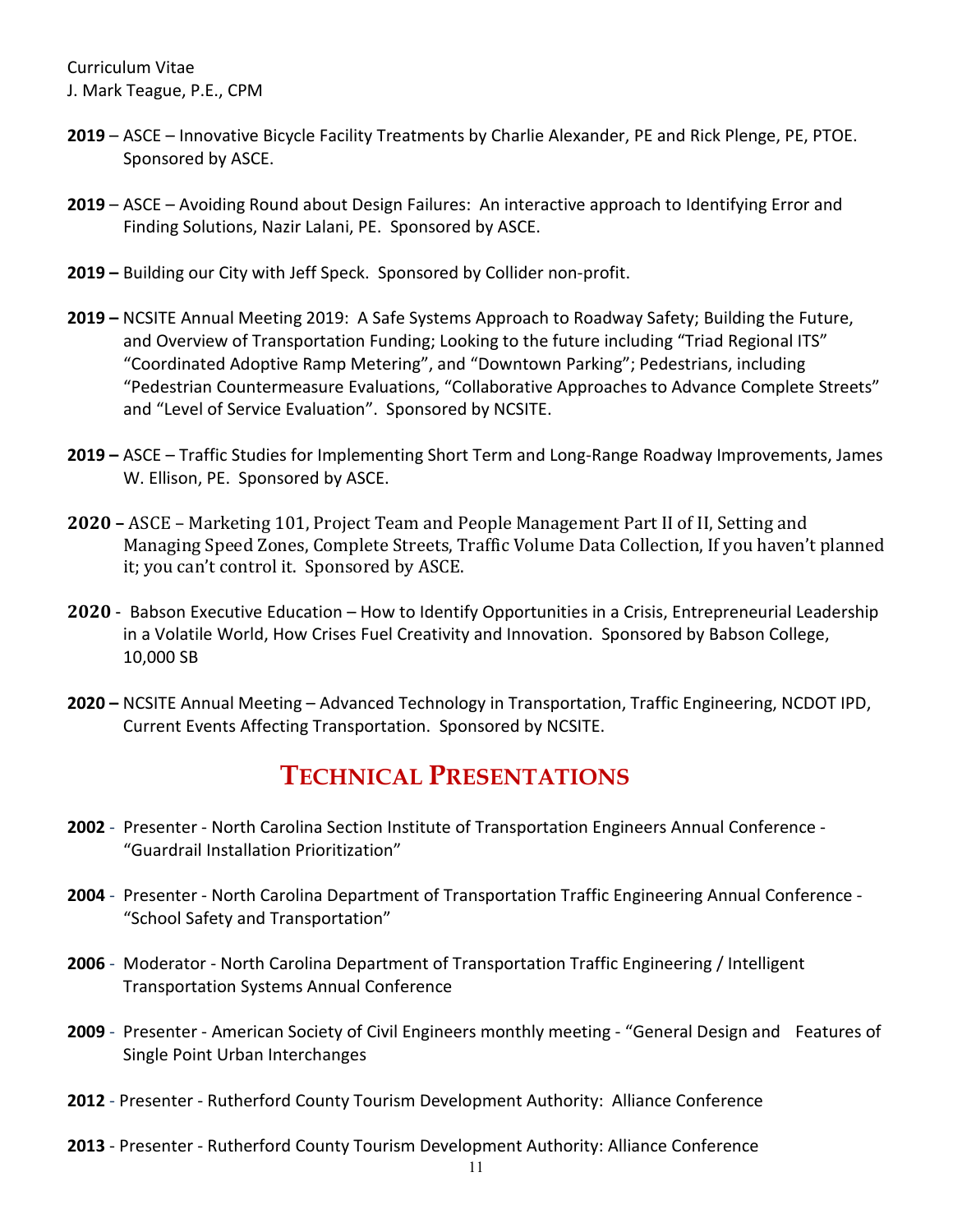**2019** – ASCE – Innovative Bicycle Facility Treatments by Charlie Alexander, PE and Rick Plenge, PE, PTOE. Sponsored by ASCE.

**2019** – ASCE – Avoiding Round about Design Failures: An interactive approach to Identifying Error and Finding Solutions, Nazir Lalani, PE. Sponsored by ASCE.

**2019 –** Building our City with Jeff Speck. Sponsored by Collider non-profit.

**2019 –** NCSITE Annual Meeting 2019: A Safe Systems Approach to Roadway Safety; Building the Future, and Overview of Transportation Funding; Looking to the future including "Triad Regional ITS" "Coordinated Adoptive Ramp Metering", and "Downtown Parking"; Pedestrians, including "Pedestrian Countermeasure Evaluations, "Collaborative Approaches to Advance Complete Streets" and "Level of Service Evaluation". Sponsored by NCSITE.

**2019 –** ASCE – Traffic Studies for Implementing Short Term and Long-Range Roadway Improvements, James W. Ellison, PE. Sponsored by ASCE.

**2020 –** ASCE – Marketing 101, Project Team and People Management Part II of II, Setting and Managing Speed Zones, Complete Streets, Traffic Volume Data Collection, If you haven't planned it; you can't control it. Sponsored by ASCE.

**2020** - Babson Executive Education – How to Identify Opportunities in a Crisis, Entrepreneurial Leadership in a Volatile World, How Crises Fuel Creativity and Innovation. Sponsored by Babson College, 10,000 SB

**2020 –** NCSITE Annual Meeting – Advanced Technology in Transportation, Traffic Engineering, NCDOT IPD, Current Events Affecting Transportation. Sponsored by NCSITE.

## TECHNICAL PRESENTATIONS

**2002** - Presenter - North Carolina Section Institute of Transportation Engineers Annual Conference - "Guardrail Installation Prioritization"

**2004** - Presenter - North Carolina Department of Transportation Traffic Engineering Annual Conference - "School Safety and Transportation"

**2006** - Moderator - North Carolina Department of Transportation Traffic Engineering / Intelligent Transportation Systems Annual Conference

**2009** - Presenter - American Society of Civil Engineers monthly meeting - "General Design and Features of Single Point Urban Interchanges

**2012** - Presenter - Rutherford County Tourism Development Authority: Alliance Conference

**2013** - Presenter - Rutherford County Tourism Development Authority: Alliance Conference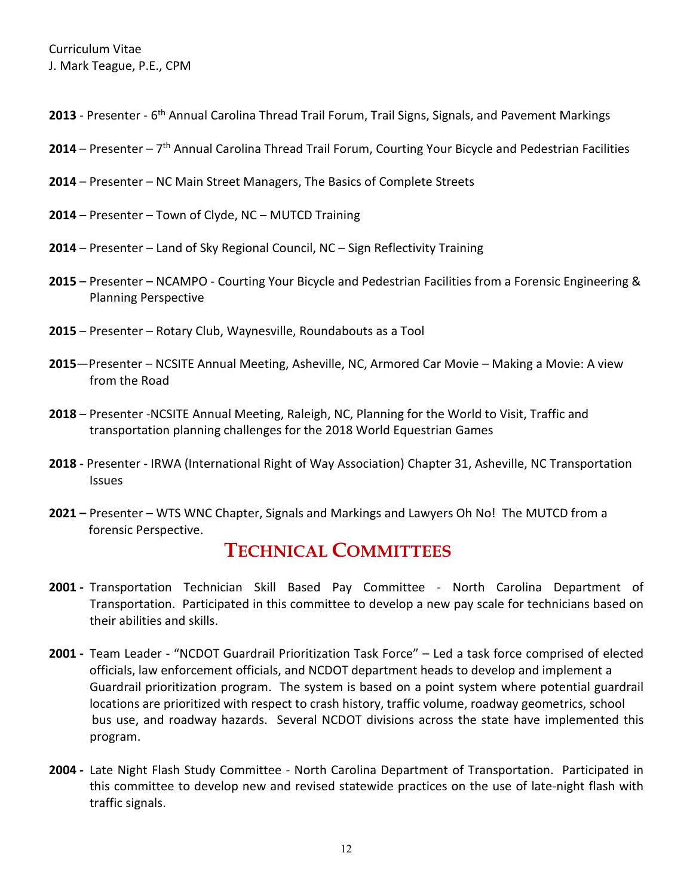**2013** - Presenter - 6th Annual Carolina Thread Trail Forum, Trail Signs, Signals, and Pavement Markings

**2014** – Presenter – 7th Annual Carolina Thread Trail Forum, Courting Your Bicycle and Pedestrian Facilities

**2014** – Presenter – NC Main Street Managers, The Basics of Complete Streets

**2014** – Presenter – Town of Clyde, NC – MUTCD Training

**2014** – Presenter – Land of Sky Regional Council, NC – Sign Reflectivity Training

**2015** – Presenter – NCAMPO - Courting Your Bicycle and Pedestrian Facilities from a Forensic Engineering & Planning Perspective

**2015** – Presenter – Rotary Club, Waynesville, Roundabouts as a Tool

**2015**—Presenter – NCSITE Annual Meeting, Asheville, NC, Armored Car Movie – Making a Movie: A view from the Road

**2018** – Presenter -NCSITE Annual Meeting, Raleigh, NC, Planning for the World to Visit, Traffic and transportation planning challenges for the 2018 World Equestrian Games

**2018** - Presenter - IRWA (International Right of Way Association) Chapter 31, Asheville, NC Transportation Issues

**2021 –** Presenter – WTS WNC Chapter, Signals and Markings and Lawyers Oh No! The MUTCD from a forensic Perspective.

## Technical Committees

**2001 -** Transportation Technician Skill Based Pay Committee - North Carolina Department of Transportation. Participated in this committee to develop a new pay scale for technicians based on their abilities and skills.

**2001 -** Team Leader - "NCDOT Guardrail Prioritization Task Force" – Led a task force comprised of elected officials, law enforcement officials, and NCDOT department heads to develop and implement a Guardrail prioritization program. The system is based on a point system where potential guardrail locations are prioritized with respect to crash history, traffic volume, roadway geometrics, school bus use, and roadway hazards. Several NCDOT divisions across the state have implemented this program.

**2004 -** Late Night Flash Study Committee - North Carolina Department of Transportation. Participated in this committee to develop new and revised statewide practices on the use of late-night flash with traffic signals.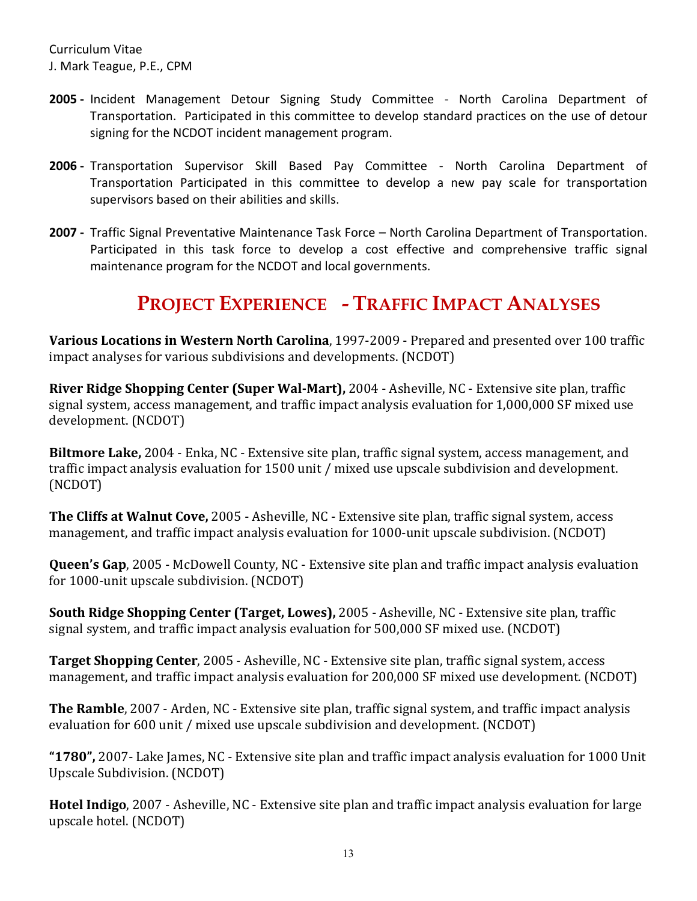**2005 -** Incident Management Detour Signing Study Committee - North Carolina Department of Transportation. Participated in this committee to develop standard practices on the use of detour signing for the NCDOT incident management program.

**2006 -** Transportation Supervisor Skill Based Pay Committee - North Carolina Department of Transportation Participated in this committee to develop a new pay scale for transportation supervisors based on their abilities and skills.

**2007 -** Traffic Signal Preventative Maintenance Task Force – North Carolina Department of Transportation. Participated in this task force to develop a cost effective and comprehensive traffic signal maintenance program for the NCDOT and local governments.

## PROJECT EXPERIENCE - TRAFFIC IMPACT ANALYSES

**Various Locations in Western North Carolina**, 1997-2009 - Prepared and presented over 100 traffic impact analyses for various subdivisions and developments. (NCDOT)

**River Ridge Shopping Center (Super Wal-Mart),** 2004 - Asheville, NC - Extensive site plan, traffic signal system, access management, and traffic impact analysis evaluation for 1,000,000 SF mixed use development. (NCDOT)

**Biltmore Lake,** 2004 - Enka, NC - Extensive site plan, traffic signal system, access management, and traffic impact analysis evaluation for 1500 unit / mixed use upscale subdivision and development. (NCDOT)

**The Cliffs at Walnut Cove,** 2005 - Asheville, NC - Extensive site plan, traffic signal system, access management, and traffic impact analysis evaluation for 1000-unit upscale subdivision. (NCDOT)

**Queen's Gap**, 2005 - McDowell County, NC - Extensive site plan and traffic impact analysis evaluation for 1000-unit upscale subdivision. (NCDOT)

**South Ridge Shopping Center (Target, Lowes),** 2005 - Asheville, NC - Extensive site plan, traffic signal system, and traffic impact analysis evaluation for 500,000 SF mixed use. (NCDOT)

**Target Shopping Center**, 2005 - Asheville, NC - Extensive site plan, traffic signal system, access management, and traffic impact analysis evaluation for 200,000 SF mixed use development. (NCDOT)

**The Ramble**, 2007 - Arden, NC - Extensive site plan, traffic signal system, and traffic impact analysis evaluation for 600 unit / mixed use upscale subdivision and development. (NCDOT)

**"1780",** 2007- Lake James, NC - Extensive site plan and traffic impact analysis evaluation for 1000 Unit Upscale Subdivision. (NCDOT)

**Hotel Indigo**, 2007 - Asheville, NC - Extensive site plan and traffic impact analysis evaluation for large upscale hotel. (NCDOT)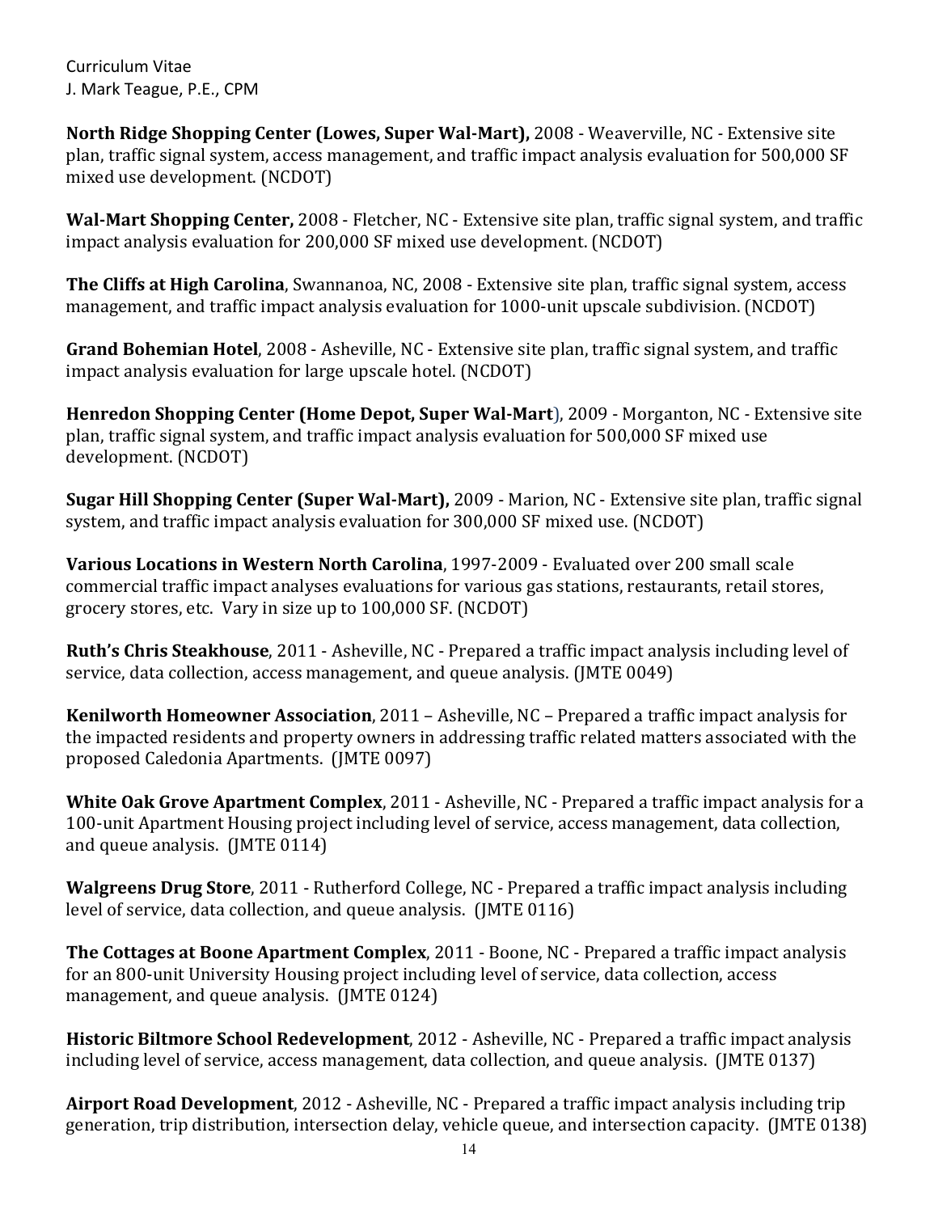**North Ridge Shopping Center (Lowes, Super Wal-Mart),** 2008 - Weaverville, NC - Extensive site plan, traffic signal system, access management, and traffic impact analysis evaluation for 500,000 SF mixed use development. (NCDOT)

**Wal-Mart Shopping Center,** 2008 - Fletcher, NC - Extensive site plan, traffic signal system, and traffic impact analysis evaluation for 200,000 SF mixed use development. (NCDOT)

**The Cliffs at High Carolina**, Swannanoa, NC, 2008 - Extensive site plan, traffic signal system, access management, and traffic impact analysis evaluation for 1000-unit upscale subdivision. (NCDOT)

**Grand Bohemian Hotel**, 2008 - Asheville, NC - Extensive site plan, traffic signal system, and traffic impact analysis evaluation for large upscale hotel. (NCDOT)

**Henredon Shopping Center (Home Depot, Super Wal-Mart**), 2009 - Morganton, NC - Extensive site plan, traffic signal system, and traffic impact analysis evaluation for 500,000 SF mixed use development. (NCDOT)

**Sugar Hill Shopping Center (Super Wal-Mart),** 2009 - Marion, NC - Extensive site plan, traffic signal system, and traffic impact analysis evaluation for 300,000 SF mixed use. (NCDOT)

**Various Locations in Western North Carolina**, 1997-2009 - Evaluated over 200 small scale commercial traffic impact analyses evaluations for various gas stations, restaurants, retail stores, grocery stores, etc. Vary in size up to 100,000 SF. (NCDOT)

**Ruth's Chris Steakhouse**, 2011 - Asheville, NC - Prepared a traffic impact analysis including level of service, data collection, access management, and queue analysis. (JMTE 0049)

**Kenilworth Homeowner Association**, 2011 – Asheville, NC – Prepared a traffic impact analysis for the impacted residents and property owners in addressing traffic related matters associated with the proposed Caledonia Apartments. (JMTE 0097)

**White Oak Grove Apartment Complex**, 2011 - Asheville, NC - Prepared a traffic impact analysis for a 100-unit Apartment Housing project including level of service, access management, data collection, and queue analysis. (JMTE 0114)

**Walgreens Drug Store**, 2011 - Rutherford College, NC - Prepared a traffic impact analysis including level of service, data collection, and queue analysis. (JMTE 0116)

**The Cottages at Boone Apartment Complex**, 2011 - Boone, NC - Prepared a traffic impact analysis for an 800-unit University Housing project including level of service, data collection, access management, and queue analysis. (JMTE 0124)

**Historic Biltmore School Redevelopment**, 2012 - Asheville, NC - Prepared a traffic impact analysis including level of service, access management, data collection, and queue analysis. (JMTE 0137)

**Airport Road Development**, 2012 - Asheville, NC - Prepared a traffic impact analysis including trip generation, trip distribution, intersection delay, vehicle queue, and intersection capacity. (JMTE 0138)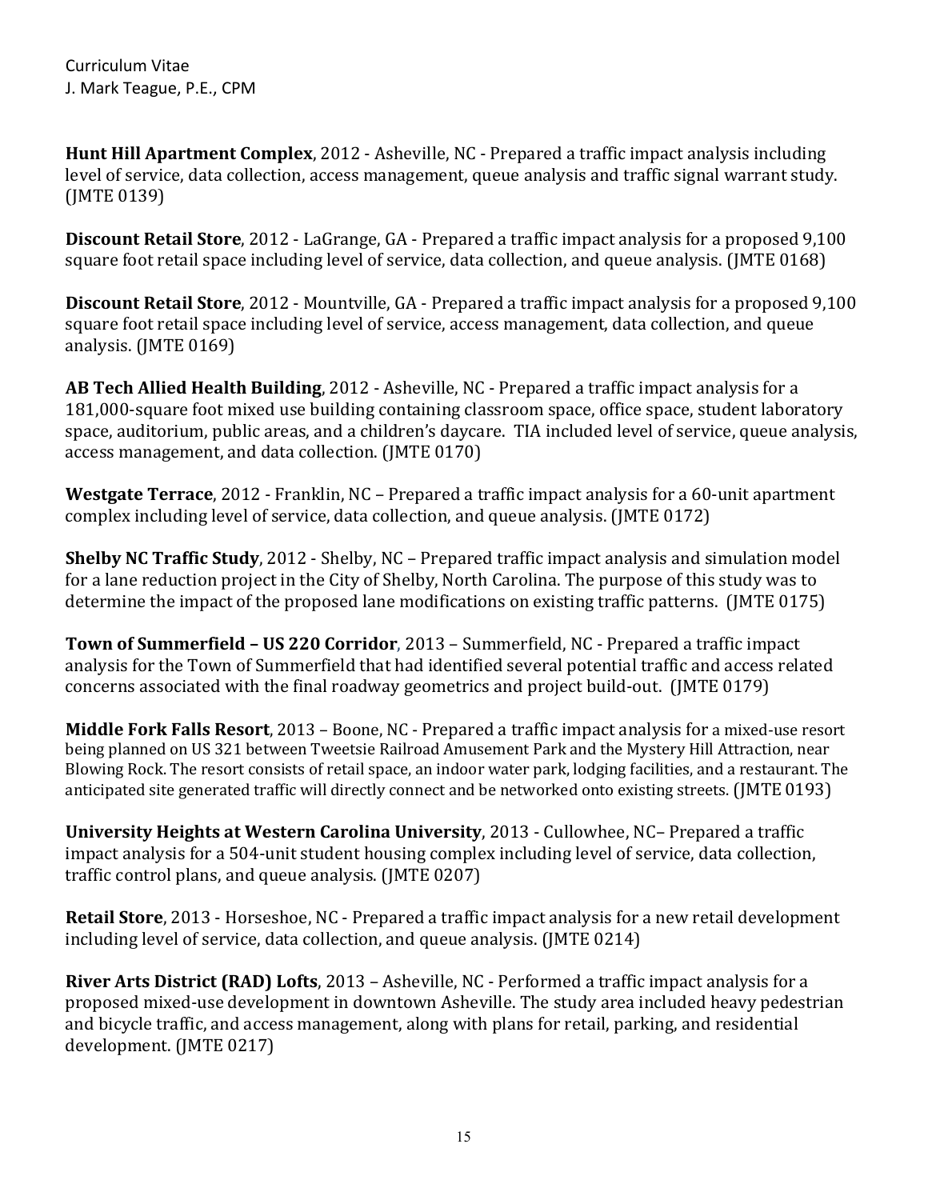**Hunt Hill Apartment Complex**, 2012 - Asheville, NC - Prepared a traffic impact analysis including level of service, data collection, access management, queue analysis and traffic signal warrant study. (JMTE 0139)

**Discount Retail Store**, 2012 - LaGrange, GA - Prepared a traffic impact analysis for a proposed 9,100 square foot retail space including level of service, data collection, and queue analysis. (JMTE 0168)

**Discount Retail Store**, 2012 - Mountville, GA - Prepared a traffic impact analysis for a proposed 9,100 square foot retail space including level of service, access management, data collection, and queue analysis. (JMTE 0169)

**AB Tech Allied Health Building**, 2012 - Asheville, NC - Prepared a traffic impact analysis for a 181,000-square foot mixed use building containing classroom space, office space, student laboratory space, auditorium, public areas, and a children's daycare. TIA included level of service, queue analysis, access management, and data collection. (JMTE 0170)

**Westgate Terrace**, 2012 - Franklin, NC – Prepared a traffic impact analysis for a 60-unit apartment complex including level of service, data collection, and queue analysis. (JMTE 0172)

**Shelby NC Traffic Study**, 2012 - Shelby, NC – Prepared traffic impact analysis and simulation model for a lane reduction project in the City of Shelby, North Carolina. The purpose of this study was to determine the impact of the proposed lane modifications on existing traffic patterns. (JMTE 0175)

**Town of Summerfield – US 220 Corridor**, 2013 – Summerfield, NC - Prepared a traffic impact analysis for the Town of Summerfield that had identified several potential traffic and access related concerns associated with the final roadway geometrics and project build-out. (JMTE 0179)

**Middle Fork Falls Resort**, 2013 – Boone, NC - Prepared a traffic impact analysis for a mixed-use resort being planned on US 321 between Tweetsie Railroad Amusement Park and the Mystery Hill Attraction, near Blowing Rock. The resort consists of retail space, an indoor water park, lodging facilities, and a restaurant. The anticipated site generated traffic will directly connect and be networked onto existing streets. (JMTE 0193)

**University Heights at Western Carolina University**, 2013 - Cullowhee, NC– Prepared a traffic impact analysis for a 504-unit student housing complex including level of service, data collection, traffic control plans, and queue analysis. (JMTE 0207)

**Retail Store**, 2013 - Horseshoe, NC - Prepared a traffic impact analysis for a new retail development including level of service, data collection, and queue analysis. (JMTE 0214)

**River Arts District (RAD) Lofts**, 2013 – Asheville, NC - Performed a traffic impact analysis for a proposed mixed-use development in downtown Asheville. The study area included heavy pedestrian and bicycle traffic, and access management, along with plans for retail, parking, and residential development. (JMTE 0217)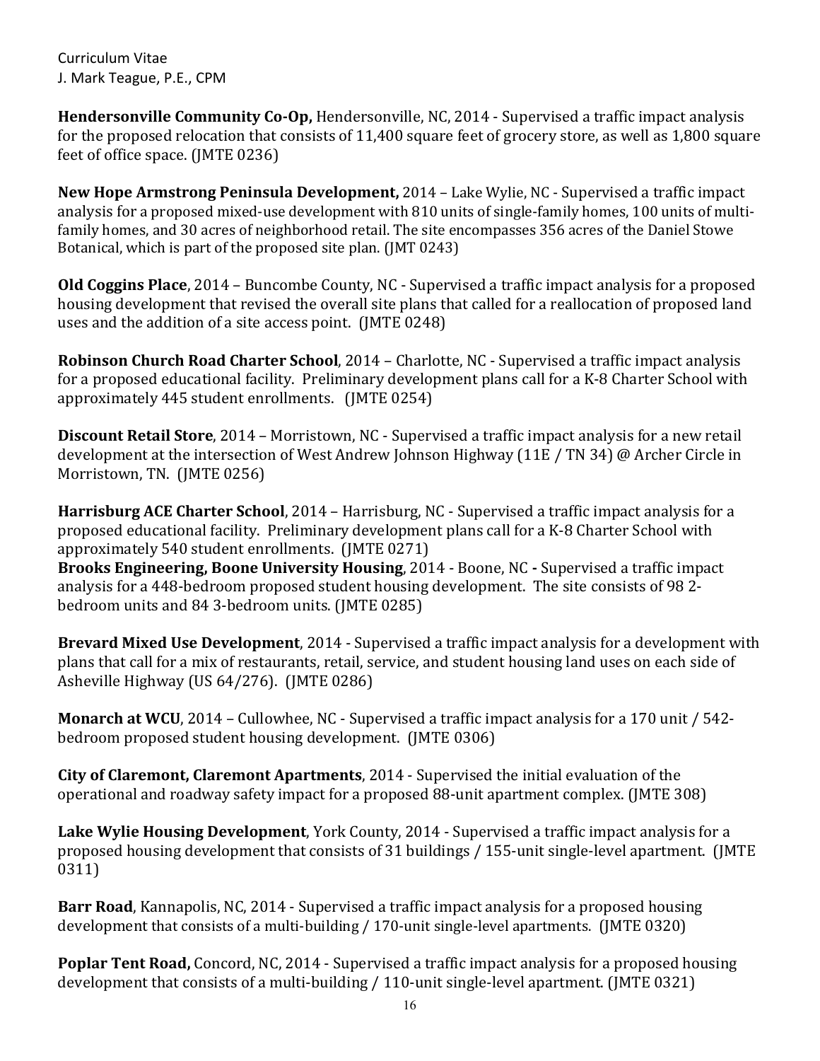Curriculum Vitae
J. Mark Teague, P.E., CPM

**Hendersonville Community Co-Op,** Hendersonville, NC, 2014 - Supervised a traffic impact analysis for the proposed relocation that consists of 11,400 square feet of grocery store, as well as 1,800 square feet of office space. (JMTE 0236)

**New Hope Armstrong Peninsula Development,** 2014 – Lake Wylie, NC - Supervised a traffic impact analysis for a proposed mixed-use development with 810 units of single-family homes, 100 units of multi-family homes, and 30 acres of neighborhood retail. The site encompasses 356 acres of the Daniel Stowe Botanical, which is part of the proposed site plan. (JMT 0243)

**Old Coggins Place**, 2014 – Buncombe County, NC - Supervised a traffic impact analysis for a proposed housing development that revised the overall site plans that called for a reallocation of proposed land uses and the addition of a site access point. (JMTE 0248)

**Robinson Church Road Charter School**, 2014 – Charlotte, NC - Supervised a traffic impact analysis for a proposed educational facility. Preliminary development plans call for a K-8 Charter School with approximately 445 student enrollments. (JMTE 0254)

**Discount Retail Store**, 2014 – Morristown, NC - Supervised a traffic impact analysis for a new retail development at the intersection of West Andrew Johnson Highway (11E / TN 34) @ Archer Circle in Morristown, TN. (JMTE 0256)

**Harrisburg ACE Charter School**, 2014 – Harrisburg, NC - Supervised a traffic impact analysis for a proposed educational facility. Preliminary development plans call for a K-8 Charter School with approximately 540 student enrollments. (JMTE 0271)

**Brooks Engineering, Boone University Housing**, 2014 - Boone, NC **-** Supervised a traffic impact analysis for a 448-bedroom proposed student housing development. The site consists of 98 2-bedroom units and 84 3-bedroom units. (JMTE 0285)

**Brevard Mixed Use Development**, 2014 - Supervised a traffic impact analysis for a development with plans that call for a mix of restaurants, retail, service, and student housing land uses on each side of Asheville Highway (US 64/276). (JMTE 0286)

**Monarch at WCU**, 2014 – Cullowhee, NC - Supervised a traffic impact analysis for a 170 unit / 542-bedroom proposed student housing development. (JMTE 0306)

**City of Claremont, Claremont Apartments**, 2014 - Supervised the initial evaluation of the operational and roadway safety impact for a proposed 88-unit apartment complex. (JMTE 308)

**Lake Wylie Housing Development**, York County, 2014 - Supervised a traffic impact analysis for a proposed housing development that consists of 31 buildings / 155-unit single-level apartment. (JMTE 0311)

**Barr Road**, Kannapolis, NC, 2014 - Supervised a traffic impact analysis for a proposed housing development that consists of a multi-building / 170-unit single-level apartments. (JMTE 0320)

**Poplar Tent Road,** Concord, NC, 2014 - Supervised a traffic impact analysis for a proposed housing development that consists of a multi-building / 110-unit single-level apartment. (JMTE 0321)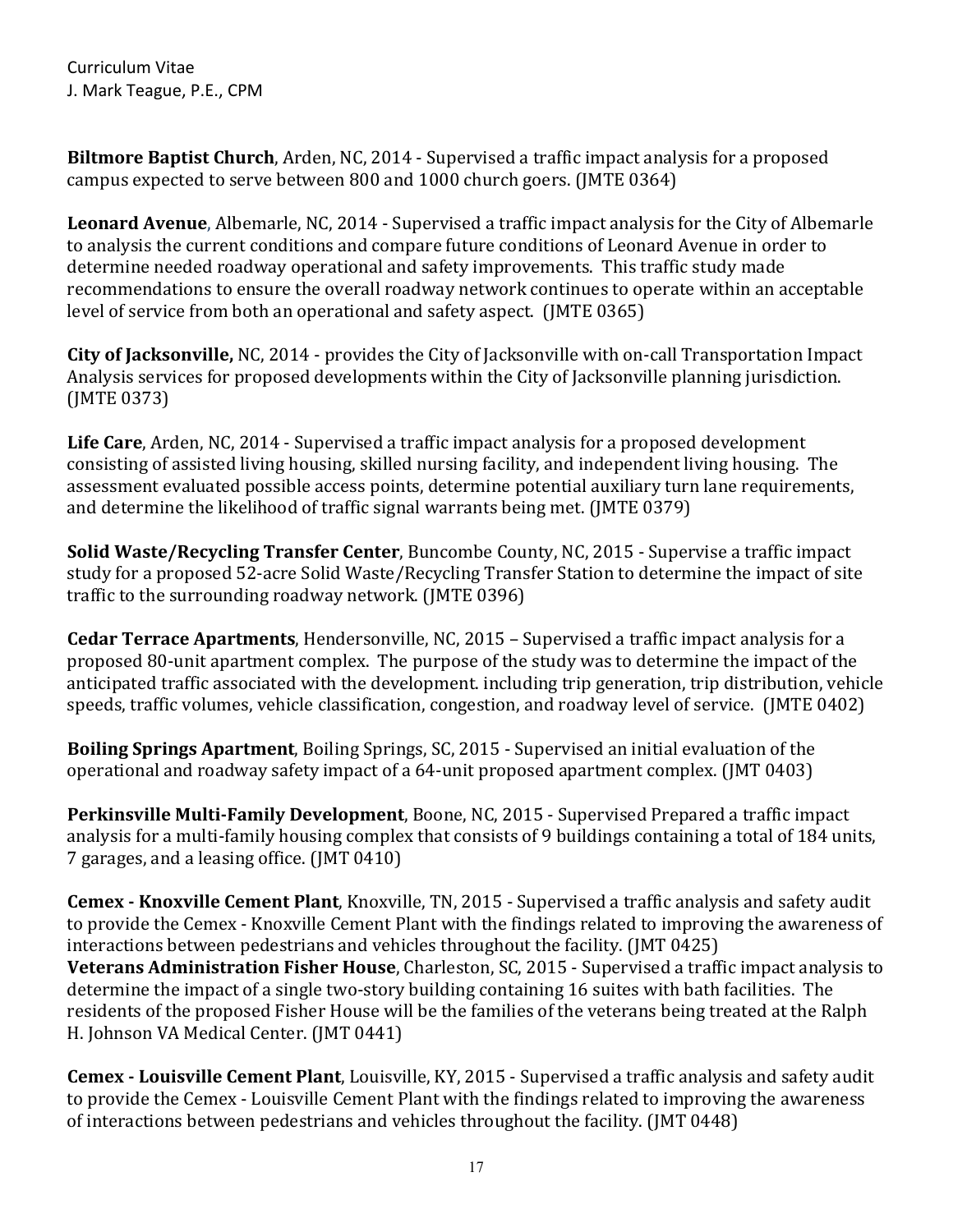**Biltmore Baptist Church**, Arden, NC, 2014 - Supervised a traffic impact analysis for a proposed campus expected to serve between 800 and 1000 church goers. (JMTE 0364)

**Leonard Avenue**, Albemarle, NC, 2014 - Supervised a traffic impact analysis for the City of Albemarle to analysis the current conditions and compare future conditions of Leonard Avenue in order to determine needed roadway operational and safety improvements. This traffic study made recommendations to ensure the overall roadway network continues to operate within an acceptable level of service from both an operational and safety aspect. (JMTE 0365)

**City of Jacksonville,** NC, 2014 - provides the City of Jacksonville with on-call Transportation Impact Analysis services for proposed developments within the City of Jacksonville planning jurisdiction. (JMTE 0373)

**Life Care**, Arden, NC, 2014 - Supervised a traffic impact analysis for a proposed development consisting of assisted living housing, skilled nursing facility, and independent living housing. The assessment evaluated possible access points, determine potential auxiliary turn lane requirements, and determine the likelihood of traffic signal warrants being met. (JMTE 0379)

**Solid Waste/Recycling Transfer Center**, Buncombe County, NC, 2015 - Supervise a traffic impact study for a proposed 52-acre Solid Waste/Recycling Transfer Station to determine the impact of site traffic to the surrounding roadway network. (JMTE 0396)

**Cedar Terrace Apartments**, Hendersonville, NC, 2015 – Supervised a traffic impact analysis for a proposed 80-unit apartment complex. The purpose of the study was to determine the impact of the anticipated traffic associated with the development. including trip generation, trip distribution, vehicle speeds, traffic volumes, vehicle classification, congestion, and roadway level of service. (JMTE 0402)

**Boiling Springs Apartment**, Boiling Springs, SC, 2015 - Supervised an initial evaluation of the operational and roadway safety impact of a 64-unit proposed apartment complex. (JMT 0403)

**Perkinsville Multi-Family Development**, Boone, NC, 2015 - Supervised Prepared a traffic impact analysis for a multi-family housing complex that consists of 9 buildings containing a total of 184 units, 7 garages, and a leasing office. (JMT 0410)

**Cemex - Knoxville Cement Plant**, Knoxville, TN, 2015 - Supervised a traffic analysis and safety audit to provide the Cemex - Knoxville Cement Plant with the findings related to improving the awareness of interactions between pedestrians and vehicles throughout the facility. (JMT 0425)

**Veterans Administration Fisher House**, Charleston, SC, 2015 - Supervised a traffic impact analysis to determine the impact of a single two-story building containing 16 suites with bath facilities. The residents of the proposed Fisher House will be the families of the veterans being treated at the Ralph H. Johnson VA Medical Center. (JMT 0441)

**Cemex - Louisville Cement Plant**, Louisville, KY, 2015 - Supervised a traffic analysis and safety audit to provide the Cemex - Louisville Cement Plant with the findings related to improving the awareness of interactions between pedestrians and vehicles throughout the facility. (JMT 0448)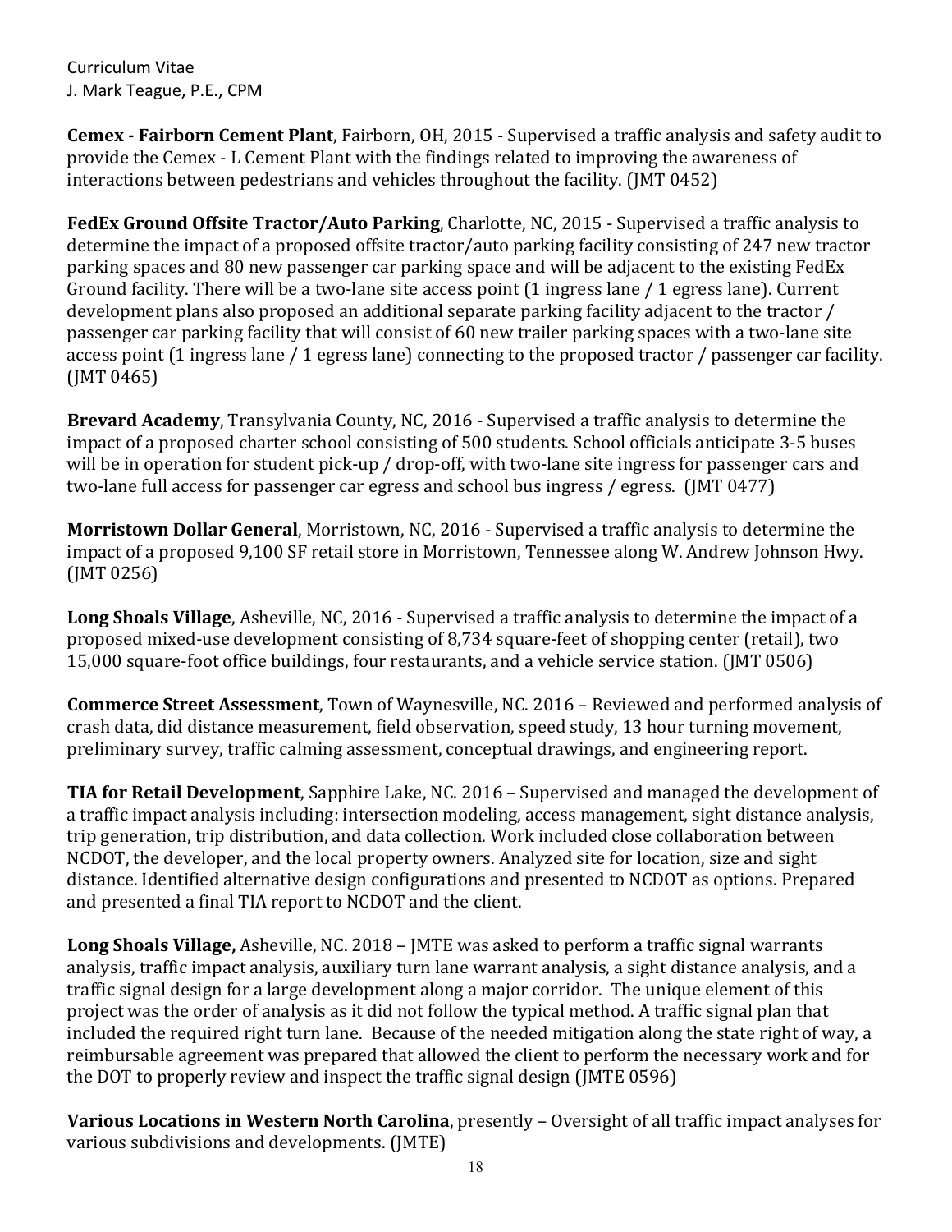**Cemex - Fairborn Cement Plant**, Fairborn, OH, 2015 - Supervised a traffic analysis and safety audit to provide the Cemex - L Cement Plant with the findings related to improving the awareness of interactions between pedestrians and vehicles throughout the facility. (JMT 0452)

**FedEx Ground Offsite Tractor/Auto Parking**, Charlotte, NC, 2015 - Supervised a traffic analysis to determine the impact of a proposed offsite tractor/auto parking facility consisting of 247 new tractor parking spaces and 80 new passenger car parking space and will be adjacent to the existing FedEx Ground facility. There will be a two-lane site access point (1 ingress lane / 1 egress lane). Current development plans also proposed an additional separate parking facility adjacent to the tractor / passenger car parking facility that will consist of 60 new trailer parking spaces with a two-lane site access point (1 ingress lane / 1 egress lane) connecting to the proposed tractor / passenger car facility. (JMT 0465)

**Brevard Academy**, Transylvania County, NC, 2016 - Supervised a traffic analysis to determine the impact of a proposed charter school consisting of 500 students. School officials anticipate 3-5 buses will be in operation for student pick-up / drop-off, with two-lane site ingress for passenger cars and two-lane full access for passenger car egress and school bus ingress / egress. (JMT 0477)

**Morristown Dollar General**, Morristown, NC, 2016 - Supervised a traffic analysis to determine the impact of a proposed 9,100 SF retail store in Morristown, Tennessee along W. Andrew Johnson Hwy. (JMT 0256)

**Long Shoals Village**, Asheville, NC, 2016 - Supervised a traffic analysis to determine the impact of a proposed mixed-use development consisting of 8,734 square-feet of shopping center (retail), two 15,000 square-foot office buildings, four restaurants, and a vehicle service station. (JMT 0506)

**Commerce Street Assessment**, Town of Waynesville, NC. 2016 – Reviewed and performed analysis of crash data, did distance measurement, field observation, speed study, 13 hour turning movement, preliminary survey, traffic calming assessment, conceptual drawings, and engineering report.

**TIA for Retail Development**, Sapphire Lake, NC. 2016 – Supervised and managed the development of a traffic impact analysis including: intersection modeling, access management, sight distance analysis, trip generation, trip distribution, and data collection. Work included close collaboration between NCDOT, the developer, and the local property owners. Analyzed site for location, size and sight distance. Identified alternative design configurations and presented to NCDOT as options. Prepared and presented a final TIA report to NCDOT and the client.

**Long Shoals Village,** Asheville, NC. 2018 – JMTE was asked to perform a traffic signal warrants analysis, traffic impact analysis, auxiliary turn lane warrant analysis, a sight distance analysis, and a traffic signal design for a large development along a major corridor. The unique element of this project was the order of analysis as it did not follow the typical method. A traffic signal plan that included the required right turn lane. Because of the needed mitigation along the state right of way, a reimbursable agreement was prepared that allowed the client to perform the necessary work and for the DOT to properly review and inspect the traffic signal design (JMTE 0596)

**Various Locations in Western North Carolina**, presently – Oversight of all traffic impact analyses for various subdivisions and developments. (JMTE)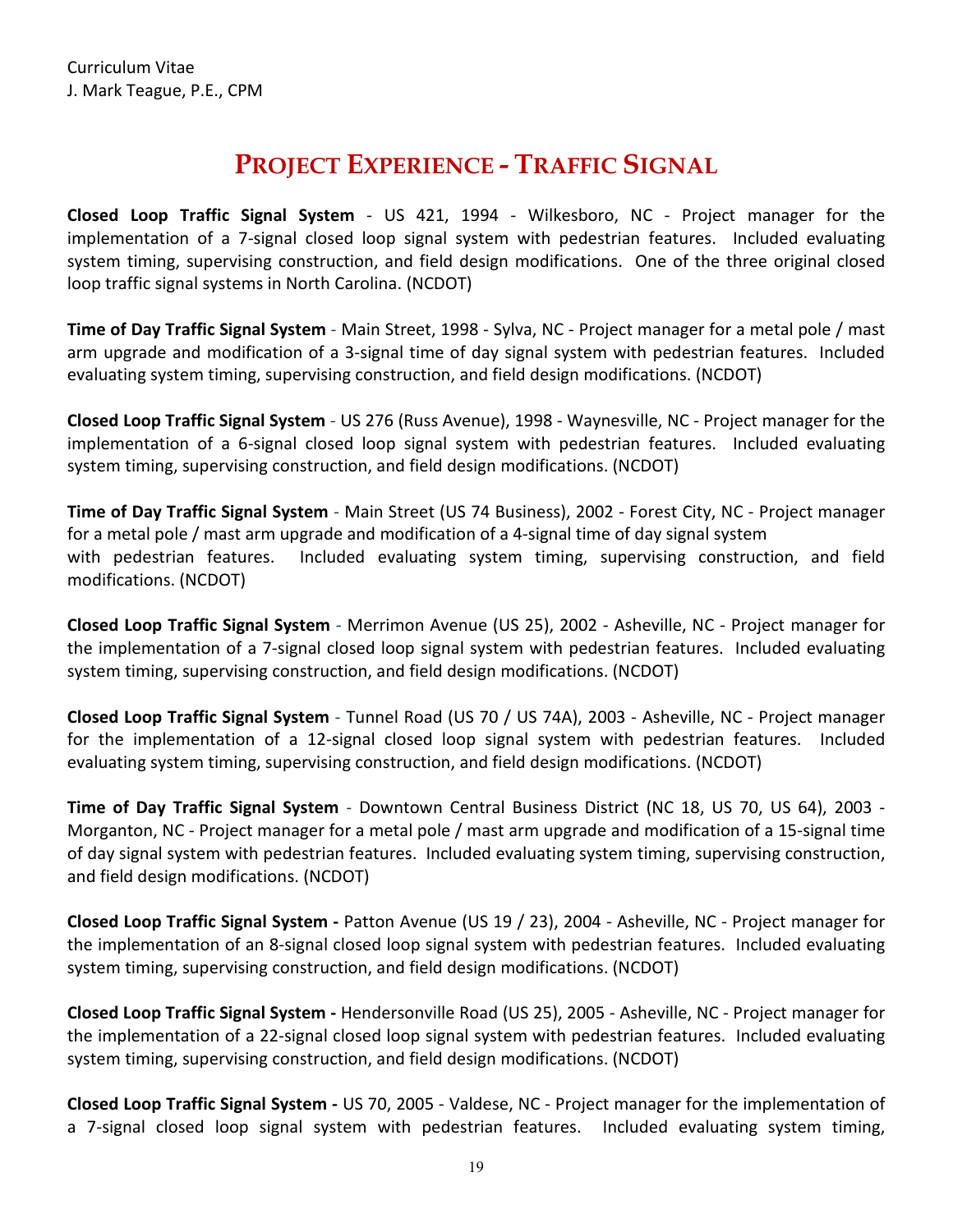## Project Experience - Traffic Signal

**Closed Loop Traffic Signal System** - US 421, 1994 - Wilkesboro, NC - Project manager for the implementation of a 7-signal closed loop signal system with pedestrian features. Included evaluating system timing, supervising construction, and field design modifications. One of the three original closed loop traffic signal systems in North Carolina. (NCDOT)

**Time of Day Traffic Signal System** - Main Street, 1998 - Sylva, NC - Project manager for a metal pole / mast arm upgrade and modification of a 3-signal time of day signal system with pedestrian features. Included evaluating system timing, supervising construction, and field design modifications. (NCDOT)

**Closed Loop Traffic Signal System** - US 276 (Russ Avenue), 1998 - Waynesville, NC - Project manager for the implementation of a 6-signal closed loop signal system with pedestrian features. Included evaluating system timing, supervising construction, and field design modifications. (NCDOT)

**Time of Day Traffic Signal System** - Main Street (US 74 Business), 2002 - Forest City, NC - Project manager for a metal pole / mast arm upgrade and modification of a 4-signal time of day signal system with pedestrian features. Included evaluating system timing, supervising construction, and field modifications. (NCDOT)

**Closed Loop Traffic Signal System** - Merrimon Avenue (US 25), 2002 - Asheville, NC - Project manager for the implementation of a 7-signal closed loop signal system with pedestrian features. Included evaluating system timing, supervising construction, and field design modifications. (NCDOT)

**Closed Loop Traffic Signal System** - Tunnel Road (US 70 / US 74A), 2003 - Asheville, NC - Project manager for the implementation of a 12-signal closed loop signal system with pedestrian features. Included evaluating system timing, supervising construction, and field design modifications. (NCDOT)

**Time of Day Traffic Signal System** - Downtown Central Business District (NC 18, US 70, US 64), 2003 - Morganton, NC - Project manager for a metal pole / mast arm upgrade and modification of a 15-signal time of day signal system with pedestrian features. Included evaluating system timing, supervising construction, and field design modifications. (NCDOT)

**Closed Loop Traffic Signal System -** Patton Avenue (US 19 / 23), 2004 - Asheville, NC - Project manager for the implementation of an 8-signal closed loop signal system with pedestrian features. Included evaluating system timing, supervising construction, and field design modifications. (NCDOT)

**Closed Loop Traffic Signal System -** Hendersonville Road (US 25), 2005 - Asheville, NC - Project manager for the implementation of a 22-signal closed loop signal system with pedestrian features. Included evaluating system timing, supervising construction, and field design modifications. (NCDOT)

**Closed Loop Traffic Signal System -** US 70, 2005 - Valdese, NC - Project manager for the implementation of a 7-signal closed loop signal system with pedestrian features. Included evaluating system timing,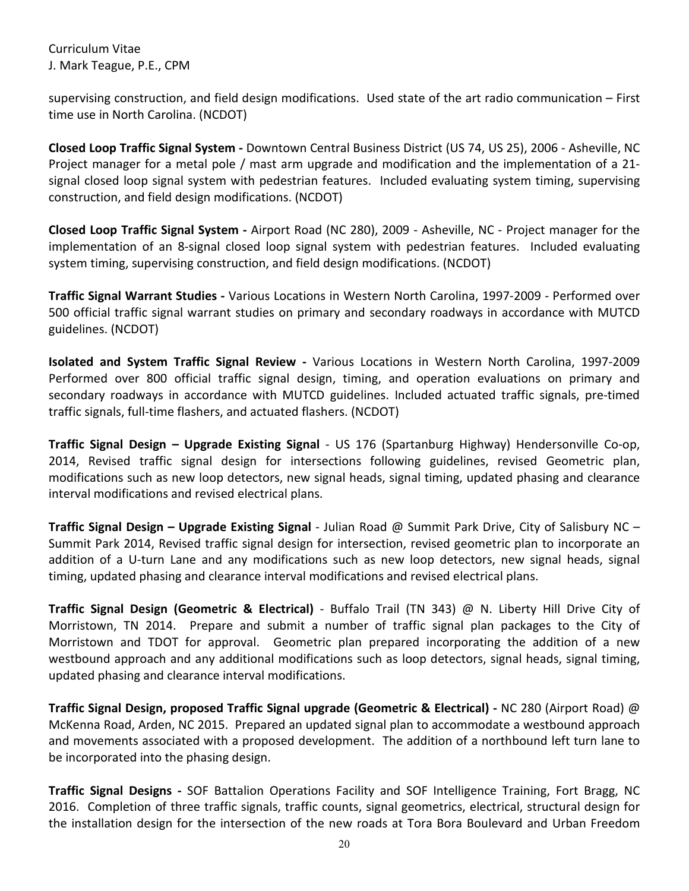supervising construction, and field design modifications. Used state of the art radio communication – First time use in North Carolina. (NCDOT)

**Closed Loop Traffic Signal System -** Downtown Central Business District (US 74, US 25), 2006 - Asheville, NC Project manager for a metal pole / mast arm upgrade and modification and the implementation of a 21-signal closed loop signal system with pedestrian features. Included evaluating system timing, supervising construction, and field design modifications. (NCDOT)

**Closed Loop Traffic Signal System -** Airport Road (NC 280), 2009 - Asheville, NC - Project manager for the implementation of an 8-signal closed loop signal system with pedestrian features. Included evaluating system timing, supervising construction, and field design modifications. (NCDOT)

**Traffic Signal Warrant Studies -** Various Locations in Western North Carolina, 1997-2009 - Performed over 500 official traffic signal warrant studies on primary and secondary roadways in accordance with MUTCD guidelines. (NCDOT)

**Isolated and System Traffic Signal Review -** Various Locations in Western North Carolina, 1997-2009 Performed over 800 official traffic signal design, timing, and operation evaluations on primary and secondary roadways in accordance with MUTCD guidelines. Included actuated traffic signals, pre-timed traffic signals, full-time flashers, and actuated flashers. (NCDOT)

**Traffic Signal Design – Upgrade Existing Signal** - US 176 (Spartanburg Highway) Hendersonville Co-op, 2014, Revised traffic signal design for intersections following guidelines, revised Geometric plan, modifications such as new loop detectors, new signal heads, signal timing, updated phasing and clearance interval modifications and revised electrical plans.

**Traffic Signal Design – Upgrade Existing Signal** - Julian Road @ Summit Park Drive, City of Salisbury NC – Summit Park 2014, Revised traffic signal design for intersection, revised geometric plan to incorporate an addition of a U-turn Lane and any modifications such as new loop detectors, new signal heads, signal timing, updated phasing and clearance interval modifications and revised electrical plans.

**Traffic Signal Design (Geometric & Electrical)** - Buffalo Trail (TN 343) @ N. Liberty Hill Drive City of Morristown, TN 2014. Prepare and submit a number of traffic signal plan packages to the City of Morristown and TDOT for approval. Geometric plan prepared incorporating the addition of a new westbound approach and any additional modifications such as loop detectors, signal heads, signal timing, updated phasing and clearance interval modifications.

**Traffic Signal Design, proposed Traffic Signal upgrade (Geometric & Electrical) -** NC 280 (Airport Road) @ McKenna Road, Arden, NC 2015. Prepared an updated signal plan to accommodate a westbound approach and movements associated with a proposed development. The addition of a northbound left turn lane to be incorporated into the phasing design.

**Traffic Signal Designs -** SOF Battalion Operations Facility and SOF Intelligence Training, Fort Bragg, NC 2016. Completion of three traffic signals, traffic counts, signal geometrics, electrical, structural design for the installation design for the intersection of the new roads at Tora Bora Boulevard and Urban Freedom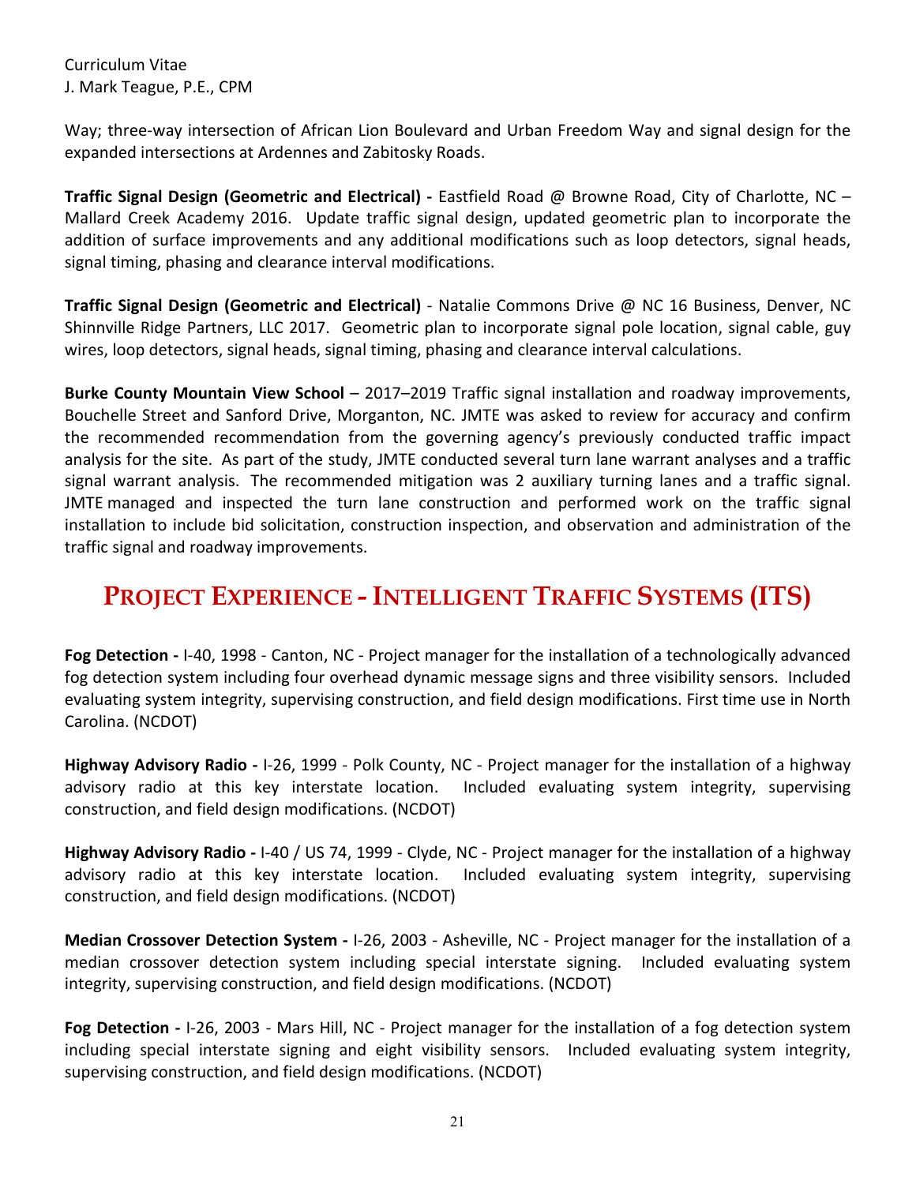Way; three-way intersection of African Lion Boulevard and Urban Freedom Way and signal design for the expanded intersections at Ardennes and Zabitosky Roads.

**Traffic Signal Design (Geometric and Electrical) -** Eastfield Road @ Browne Road, City of Charlotte, NC – Mallard Creek Academy 2016. Update traffic signal design, updated geometric plan to incorporate the addition of surface improvements and any additional modifications such as loop detectors, signal heads, signal timing, phasing and clearance interval modifications.

**Traffic Signal Design (Geometric and Electrical)** - Natalie Commons Drive @ NC 16 Business, Denver, NC Shinnville Ridge Partners, LLC 2017. Geometric plan to incorporate signal pole location, signal cable, guy wires, loop detectors, signal heads, signal timing, phasing and clearance interval calculations.

**Burke County Mountain View School** – 2017–2019 Traffic signal installation and roadway improvements, Bouchelle Street and Sanford Drive, Morganton, NC. JMTE was asked to review for accuracy and confirm the recommended recommendation from the governing agency's previously conducted traffic impact analysis for the site. As part of the study, JMTE conducted several turn lane warrant analyses and a traffic signal warrant analysis. The recommended mitigation was 2 auxiliary turning lanes and a traffic signal. JMTE managed and inspected the turn lane construction and performed work on the traffic signal installation to include bid solicitation, construction inspection, and observation and administration of the traffic signal and roadway improvements.

## PROJECT EXPERIENCE - INTELLIGENT TRAFFIC SYSTEMS (ITS)

**Fog Detection -** I-40, 1998 - Canton, NC - Project manager for the installation of a technologically advanced fog detection system including four overhead dynamic message signs and three visibility sensors. Included evaluating system integrity, supervising construction, and field design modifications. First time use in North Carolina. (NCDOT)

**Highway Advisory Radio -** I-26, 1999 - Polk County, NC - Project manager for the installation of a highway advisory radio at this key interstate location. Included evaluating system integrity, supervising construction, and field design modifications. (NCDOT)

**Highway Advisory Radio -** I-40 / US 74, 1999 - Clyde, NC - Project manager for the installation of a highway advisory radio at this key interstate location. Included evaluating system integrity, supervising construction, and field design modifications. (NCDOT)

**Median Crossover Detection System -** I-26, 2003 - Asheville, NC - Project manager for the installation of a median crossover detection system including special interstate signing. Included evaluating system integrity, supervising construction, and field design modifications. (NCDOT)

**Fog Detection -** I-26, 2003 - Mars Hill, NC - Project manager for the installation of a fog detection system including special interstate signing and eight visibility sensors. Included evaluating system integrity, supervising construction, and field design modifications. (NCDOT)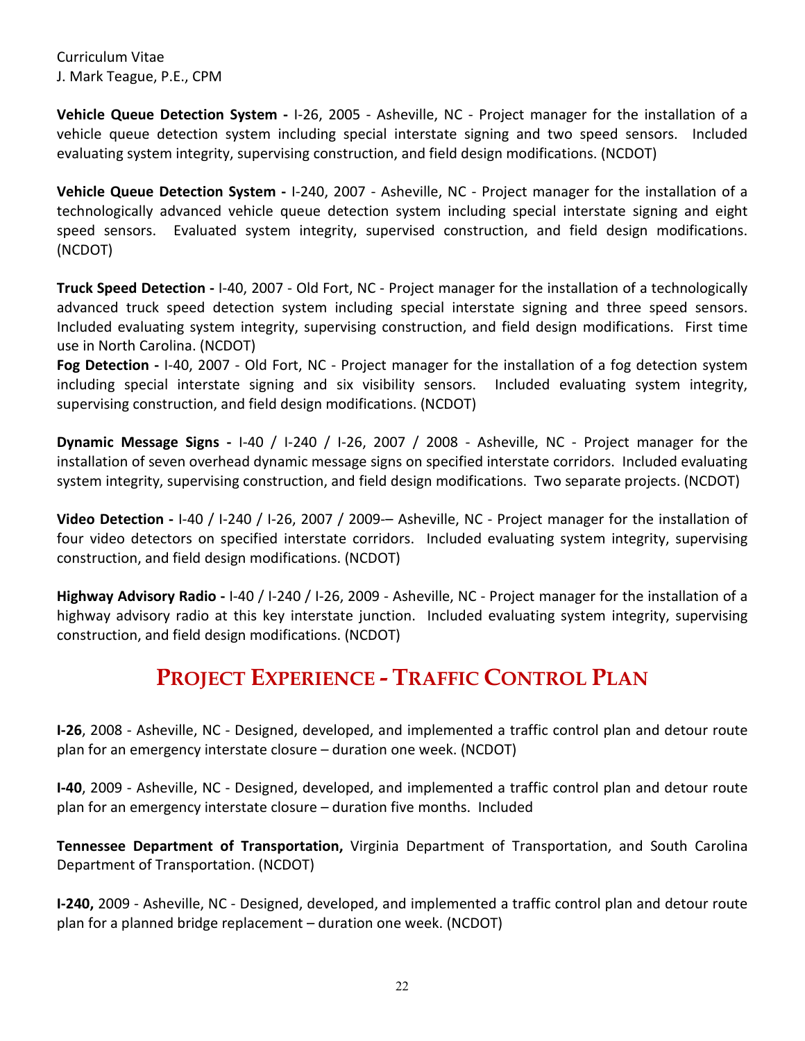Curriculum Vitae
J. Mark Teague, P.E., CPM

**Vehicle Queue Detection System -** I-26, 2005 - Asheville, NC - Project manager for the installation of a vehicle queue detection system including special interstate signing and two speed sensors. Included evaluating system integrity, supervising construction, and field design modifications. (NCDOT)

**Vehicle Queue Detection System -** I-240, 2007 - Asheville, NC - Project manager for the installation of a technologically advanced vehicle queue detection system including special interstate signing and eight speed sensors. Evaluated system integrity, supervised construction, and field design modifications. (NCDOT)

**Truck Speed Detection -** I-40, 2007 - Old Fort, NC - Project manager for the installation of a technologically advanced truck speed detection system including special interstate signing and three speed sensors. Included evaluating system integrity, supervising construction, and field design modifications. First time use in North Carolina. (NCDOT)

**Fog Detection -** I-40, 2007 - Old Fort, NC - Project manager for the installation of a fog detection system including special interstate signing and six visibility sensors. Included evaluating system integrity, supervising construction, and field design modifications. (NCDOT)

**Dynamic Message Signs -** I-40 / I-240 / I-26, 2007 / 2008 - Asheville, NC - Project manager for the installation of seven overhead dynamic message signs on specified interstate corridors. Included evaluating system integrity, supervising construction, and field design modifications. Two separate projects. (NCDOT)

**Video Detection -** I-40 / I-240 / I-26, 2007 / 2009-– Asheville, NC - Project manager for the installation of four video detectors on specified interstate corridors. Included evaluating system integrity, supervising construction, and field design modifications. (NCDOT)

**Highway Advisory Radio -** I-40 / I-240 / I-26, 2009 - Asheville, NC - Project manager for the installation of a highway advisory radio at this key interstate junction. Included evaluating system integrity, supervising construction, and field design modifications. (NCDOT)

## PROJECT EXPERIENCE - TRAFFIC CONTROL PLAN

**I-26**, 2008 - Asheville, NC - Designed, developed, and implemented a traffic control plan and detour route plan for an emergency interstate closure – duration one week. (NCDOT)

**I-40**, 2009 - Asheville, NC - Designed, developed, and implemented a traffic control plan and detour route plan for an emergency interstate closure – duration five months. Included

**Tennessee Department of Transportation,** Virginia Department of Transportation, and South Carolina Department of Transportation. (NCDOT)

**I-240,** 2009 - Asheville, NC - Designed, developed, and implemented a traffic control plan and detour route plan for a planned bridge replacement – duration one week. (NCDOT)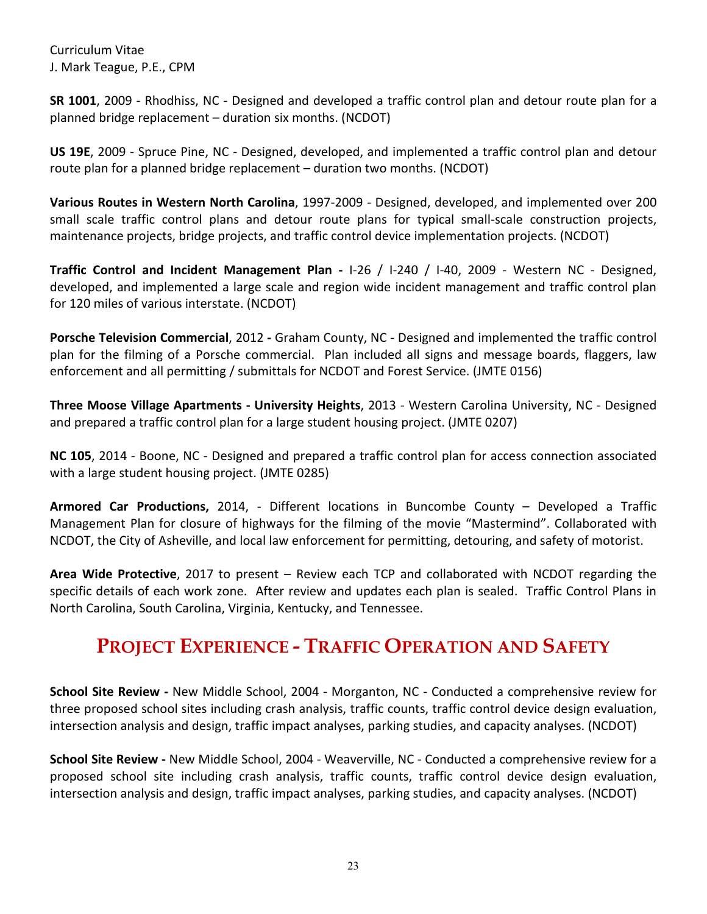**SR 1001**, 2009 - Rhodhiss, NC - Designed and developed a traffic control plan and detour route plan for a planned bridge replacement – duration six months. (NCDOT)

**US 19E**, 2009 - Spruce Pine, NC - Designed, developed, and implemented a traffic control plan and detour route plan for a planned bridge replacement – duration two months. (NCDOT)

**Various Routes in Western North Carolina**, 1997-2009 - Designed, developed, and implemented over 200 small scale traffic control plans and detour route plans for typical small-scale construction projects, maintenance projects, bridge projects, and traffic control device implementation projects. (NCDOT)

**Traffic Control and Incident Management Plan -** I-26 / I-240 / I-40, 2009 - Western NC - Designed, developed, and implemented a large scale and region wide incident management and traffic control plan for 120 miles of various interstate. (NCDOT)

**Porsche Television Commercial**, 2012 **-** Graham County, NC - Designed and implemented the traffic control plan for the filming of a Porsche commercial. Plan included all signs and message boards, flaggers, law enforcement and all permitting / submittals for NCDOT and Forest Service. (JMTE 0156)

**Three Moose Village Apartments - University Heights**, 2013 - Western Carolina University, NC - Designed and prepared a traffic control plan for a large student housing project. (JMTE 0207)

**NC 105**, 2014 - Boone, NC - Designed and prepared a traffic control plan for access connection associated with a large student housing project. (JMTE 0285)

**Armored Car Productions,** 2014, - Different locations in Buncombe County – Developed a Traffic Management Plan for closure of highways for the filming of the movie "Mastermind". Collaborated with NCDOT, the City of Asheville, and local law enforcement for permitting, detouring, and safety of motorist.

**Area Wide Protective**, 2017 to present – Review each TCP and collaborated with NCDOT regarding the specific details of each work zone. After review and updates each plan is sealed. Traffic Control Plans in North Carolina, South Carolina, Virginia, Kentucky, and Tennessee.

## PROJECT EXPERIENCE - TRAFFIC OPERATION AND SAFETY

**School Site Review -** New Middle School, 2004 - Morganton, NC - Conducted a comprehensive review for three proposed school sites including crash analysis, traffic counts, traffic control device design evaluation, intersection analysis and design, traffic impact analyses, parking studies, and capacity analyses. (NCDOT)

**School Site Review -** New Middle School, 2004 - Weaverville, NC - Conducted a comprehensive review for a proposed school site including crash analysis, traffic counts, traffic control device design evaluation, intersection analysis and design, traffic impact analyses, parking studies, and capacity analyses. (NCDOT)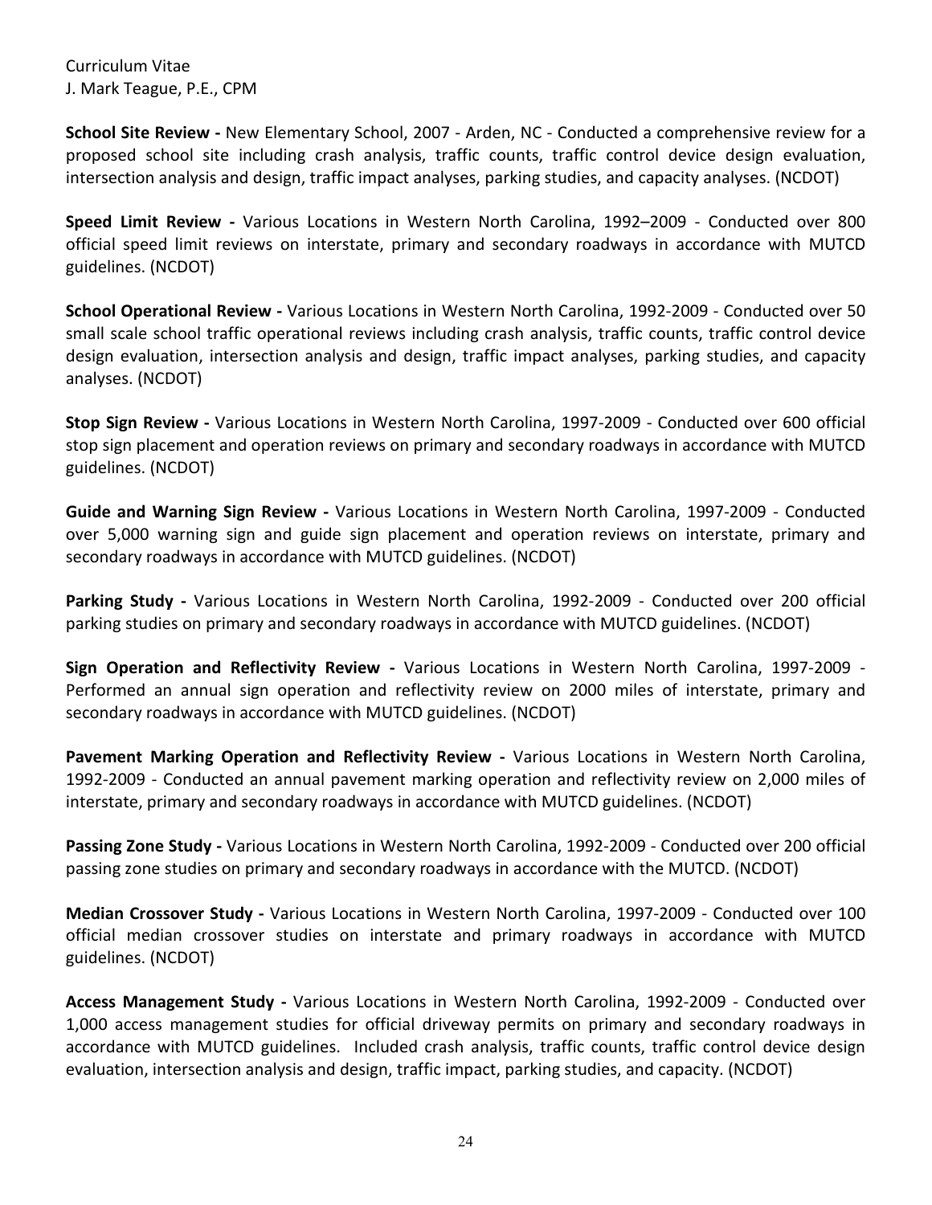Curriculum Vitae
J. Mark Teague, P.E., CPM

**School Site Review -** New Elementary School, 2007 - Arden, NC - Conducted a comprehensive review for a proposed school site including crash analysis, traffic counts, traffic control device design evaluation, intersection analysis and design, traffic impact analyses, parking studies, and capacity analyses. (NCDOT)

**Speed Limit Review -** Various Locations in Western North Carolina, 1992–2009 - Conducted over 800 official speed limit reviews on interstate, primary and secondary roadways in accordance with MUTCD guidelines. (NCDOT)

**School Operational Review -** Various Locations in Western North Carolina, 1992-2009 - Conducted over 50 small scale school traffic operational reviews including crash analysis, traffic counts, traffic control device design evaluation, intersection analysis and design, traffic impact analyses, parking studies, and capacity analyses. (NCDOT)

**Stop Sign Review -** Various Locations in Western North Carolina, 1997-2009 - Conducted over 600 official stop sign placement and operation reviews on primary and secondary roadways in accordance with MUTCD guidelines. (NCDOT)

**Guide and Warning Sign Review -** Various Locations in Western North Carolina, 1997-2009 - Conducted over 5,000 warning sign and guide sign placement and operation reviews on interstate, primary and secondary roadways in accordance with MUTCD guidelines. (NCDOT)

**Parking Study -** Various Locations in Western North Carolina, 1992-2009 - Conducted over 200 official parking studies on primary and secondary roadways in accordance with MUTCD guidelines. (NCDOT)

**Sign Operation and Reflectivity Review -** Various Locations in Western North Carolina, 1997-2009 - Performed an annual sign operation and reflectivity review on 2000 miles of interstate, primary and secondary roadways in accordance with MUTCD guidelines. (NCDOT)

**Pavement Marking Operation and Reflectivity Review -** Various Locations in Western North Carolina, 1992-2009 - Conducted an annual pavement marking operation and reflectivity review on 2,000 miles of interstate, primary and secondary roadways in accordance with MUTCD guidelines. (NCDOT)

**Passing Zone Study -** Various Locations in Western North Carolina, 1992-2009 - Conducted over 200 official passing zone studies on primary and secondary roadways in accordance with the MUTCD. (NCDOT)

**Median Crossover Study -** Various Locations in Western North Carolina, 1997-2009 - Conducted over 100 official median crossover studies on interstate and primary roadways in accordance with MUTCD guidelines. (NCDOT)

**Access Management Study -** Various Locations in Western North Carolina, 1992-2009 - Conducted over 1,000 access management studies for official driveway permits on primary and secondary roadways in accordance with MUTCD guidelines. Included crash analysis, traffic counts, traffic control device design evaluation, intersection analysis and design, traffic impact, parking studies, and capacity. (NCDOT)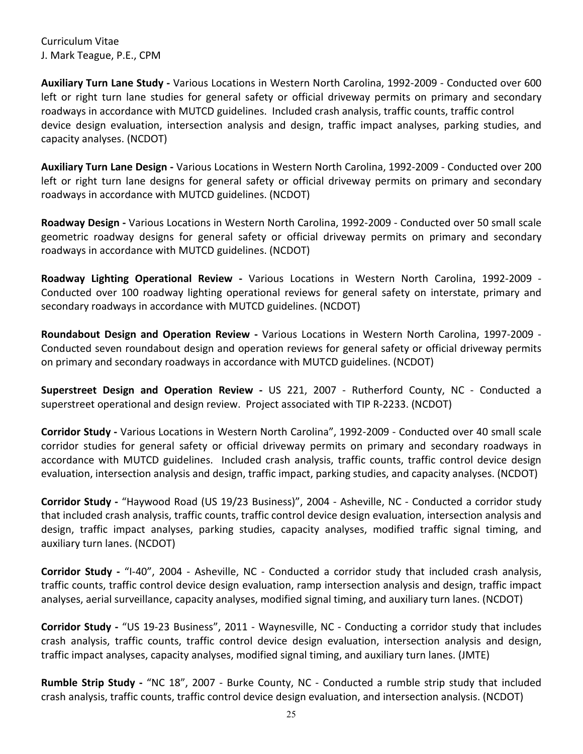Curriculum Vitae
J. Mark Teague, P.E., CPM

**Auxiliary Turn Lane Study -** Various Locations in Western North Carolina, 1992-2009 - Conducted over 600 left or right turn lane studies for general safety or official driveway permits on primary and secondary roadways in accordance with MUTCD guidelines. Included crash analysis, traffic counts, traffic control device design evaluation, intersection analysis and design, traffic impact analyses, parking studies, and capacity analyses. (NCDOT)

**Auxiliary Turn Lane Design -** Various Locations in Western North Carolina, 1992-2009 - Conducted over 200 left or right turn lane designs for general safety or official driveway permits on primary and secondary roadways in accordance with MUTCD guidelines. (NCDOT)

**Roadway Design -** Various Locations in Western North Carolina, 1992-2009 - Conducted over 50 small scale geometric roadway designs for general safety or official driveway permits on primary and secondary roadways in accordance with MUTCD guidelines. (NCDOT)

**Roadway Lighting Operational Review -** Various Locations in Western North Carolina, 1992-2009 - Conducted over 100 roadway lighting operational reviews for general safety on interstate, primary and secondary roadways in accordance with MUTCD guidelines. (NCDOT)

**Roundabout Design and Operation Review -** Various Locations in Western North Carolina, 1997-2009 - Conducted seven roundabout design and operation reviews for general safety or official driveway permits on primary and secondary roadways in accordance with MUTCD guidelines. (NCDOT)

**Superstreet Design and Operation Review -** US 221, 2007 - Rutherford County, NC - Conducted a superstreet operational and design review. Project associated with TIP R-2233. (NCDOT)

**Corridor Study -** Various Locations in Western North Carolina", 1992-2009 - Conducted over 40 small scale corridor studies for general safety or official driveway permits on primary and secondary roadways in accordance with MUTCD guidelines. Included crash analysis, traffic counts, traffic control device design evaluation, intersection analysis and design, traffic impact, parking studies, and capacity analyses. (NCDOT)

**Corridor Study -** "Haywood Road (US 19/23 Business)", 2004 - Asheville, NC - Conducted a corridor study that included crash analysis, traffic counts, traffic control device design evaluation, intersection analysis and design, traffic impact analyses, parking studies, capacity analyses, modified traffic signal timing, and auxiliary turn lanes. (NCDOT)

**Corridor Study -** "I-40", 2004 - Asheville, NC - Conducted a corridor study that included crash analysis, traffic counts, traffic control device design evaluation, ramp intersection analysis and design, traffic impact analyses, aerial surveillance, capacity analyses, modified signal timing, and auxiliary turn lanes. (NCDOT)

**Corridor Study -** "US 19-23 Business", 2011 - Waynesville, NC - Conducting a corridor study that includes crash analysis, traffic counts, traffic control device design evaluation, intersection analysis and design, traffic impact analyses, capacity analyses, modified signal timing, and auxiliary turn lanes. (JMTE)

**Rumble Strip Study -** "NC 18", 2007 - Burke County, NC - Conducted a rumble strip study that included crash analysis, traffic counts, traffic control device design evaluation, and intersection analysis. (NCDOT)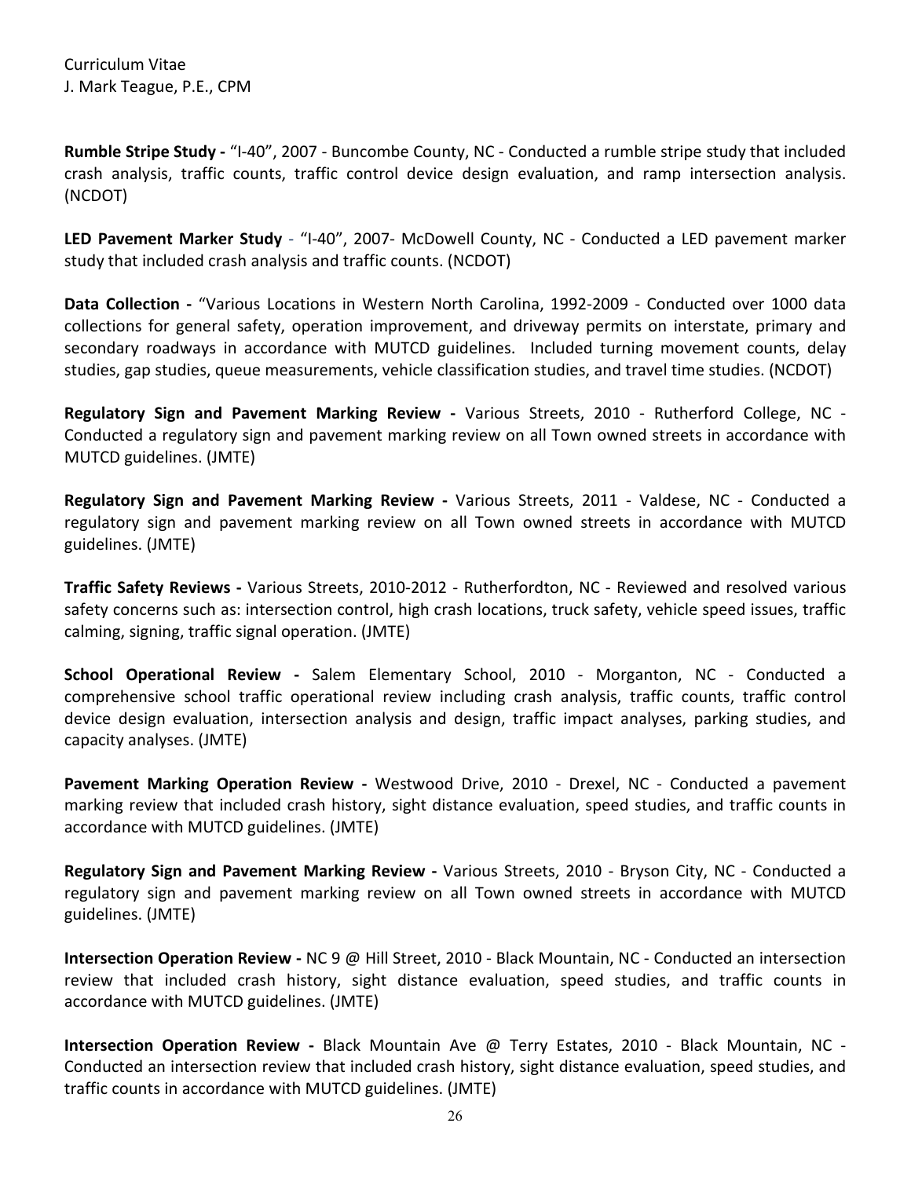Curriculum Vitae
J. Mark Teague, P.E., CPM

**Rumble Stripe Study -** "I-40", 2007 - Buncombe County, NC - Conducted a rumble stripe study that included crash analysis, traffic counts, traffic control device design evaluation, and ramp intersection analysis. (NCDOT)

**LED Pavement Marker Study** - "I-40", 2007- McDowell County, NC - Conducted a LED pavement marker study that included crash analysis and traffic counts. (NCDOT)

**Data Collection -** "Various Locations in Western North Carolina, 1992-2009 - Conducted over 1000 data collections for general safety, operation improvement, and driveway permits on interstate, primary and secondary roadways in accordance with MUTCD guidelines. Included turning movement counts, delay studies, gap studies, queue measurements, vehicle classification studies, and travel time studies. (NCDOT)

**Regulatory Sign and Pavement Marking Review -** Various Streets, 2010 - Rutherford College, NC - Conducted a regulatory sign and pavement marking review on all Town owned streets in accordance with MUTCD guidelines. (JMTE)

**Regulatory Sign and Pavement Marking Review -** Various Streets, 2011 - Valdese, NC - Conducted a regulatory sign and pavement marking review on all Town owned streets in accordance with MUTCD guidelines. (JMTE)

**Traffic Safety Reviews -** Various Streets, 2010-2012 - Rutherfordton, NC - Reviewed and resolved various safety concerns such as: intersection control, high crash locations, truck safety, vehicle speed issues, traffic calming, signing, traffic signal operation. (JMTE)

**School Operational Review -** Salem Elementary School, 2010 - Morganton, NC - Conducted a comprehensive school traffic operational review including crash analysis, traffic counts, traffic control device design evaluation, intersection analysis and design, traffic impact analyses, parking studies, and capacity analyses. (JMTE)

**Pavement Marking Operation Review -** Westwood Drive, 2010 - Drexel, NC - Conducted a pavement marking review that included crash history, sight distance evaluation, speed studies, and traffic counts in accordance with MUTCD guidelines. (JMTE)

**Regulatory Sign and Pavement Marking Review -** Various Streets, 2010 - Bryson City, NC - Conducted a regulatory sign and pavement marking review on all Town owned streets in accordance with MUTCD guidelines. (JMTE)

**Intersection Operation Review -** NC 9 @ Hill Street, 2010 - Black Mountain, NC - Conducted an intersection review that included crash history, sight distance evaluation, speed studies, and traffic counts in accordance with MUTCD guidelines. (JMTE)

**Intersection Operation Review -** Black Mountain Ave @ Terry Estates, 2010 - Black Mountain, NC - Conducted an intersection review that included crash history, sight distance evaluation, speed studies, and traffic counts in accordance with MUTCD guidelines. (JMTE)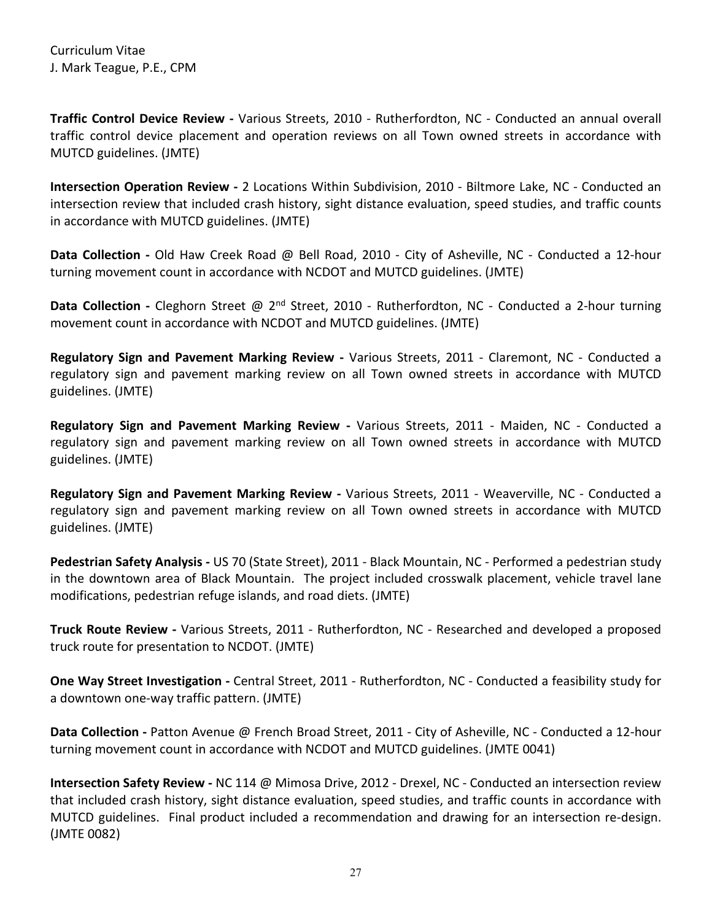**Traffic Control Device Review -** Various Streets, 2010 - Rutherfordton, NC - Conducted an annual overall traffic control device placement and operation reviews on all Town owned streets in accordance with MUTCD guidelines. (JMTE)

**Intersection Operation Review -** 2 Locations Within Subdivision, 2010 - Biltmore Lake, NC - Conducted an intersection review that included crash history, sight distance evaluation, speed studies, and traffic counts in accordance with MUTCD guidelines. (JMTE)

**Data Collection -** Old Haw Creek Road @ Bell Road, 2010 - City of Asheville, NC - Conducted a 12-hour turning movement count in accordance with NCDOT and MUTCD guidelines. (JMTE)

**Data Collection -** Cleghorn Street @ 2nd Street, 2010 - Rutherfordton, NC - Conducted a 2-hour turning movement count in accordance with NCDOT and MUTCD guidelines. (JMTE)

**Regulatory Sign and Pavement Marking Review -** Various Streets, 2011 - Claremont, NC - Conducted a regulatory sign and pavement marking review on all Town owned streets in accordance with MUTCD guidelines. (JMTE)

**Regulatory Sign and Pavement Marking Review -** Various Streets, 2011 - Maiden, NC - Conducted a regulatory sign and pavement marking review on all Town owned streets in accordance with MUTCD guidelines. (JMTE)

**Regulatory Sign and Pavement Marking Review -** Various Streets, 2011 - Weaverville, NC - Conducted a regulatory sign and pavement marking review on all Town owned streets in accordance with MUTCD guidelines. (JMTE)

**Pedestrian Safety Analysis -** US 70 (State Street), 2011 - Black Mountain, NC - Performed a pedestrian study in the downtown area of Black Mountain. The project included crosswalk placement, vehicle travel lane modifications, pedestrian refuge islands, and road diets. (JMTE)

**Truck Route Review -** Various Streets, 2011 - Rutherfordton, NC - Researched and developed a proposed truck route for presentation to NCDOT. (JMTE)

**One Way Street Investigation -** Central Street, 2011 - Rutherfordton, NC - Conducted a feasibility study for a downtown one-way traffic pattern. (JMTE)

**Data Collection -** Patton Avenue @ French Broad Street, 2011 - City of Asheville, NC - Conducted a 12-hour turning movement count in accordance with NCDOT and MUTCD guidelines. (JMTE 0041)

**Intersection Safety Review -** NC 114 @ Mimosa Drive, 2012 - Drexel, NC - Conducted an intersection review that included crash history, sight distance evaluation, speed studies, and traffic counts in accordance with MUTCD guidelines. Final product included a recommendation and drawing for an intersection re-design. (JMTE 0082)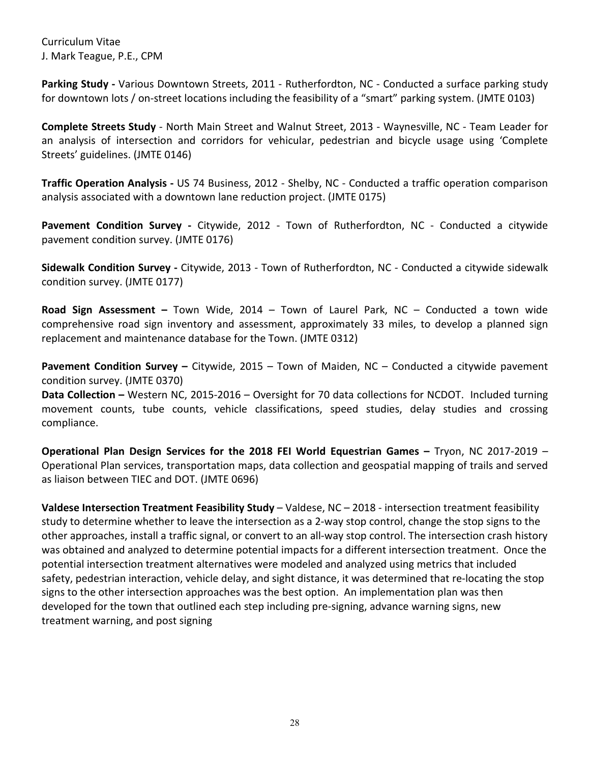Curriculum Vitae
J. Mark Teague, P.E., CPM

**Parking Study -** Various Downtown Streets, 2011 - Rutherfordton, NC - Conducted a surface parking study for downtown lots / on-street locations including the feasibility of a "smart" parking system. (JMTE 0103)

**Complete Streets Study** - North Main Street and Walnut Street, 2013 - Waynesville, NC - Team Leader for an analysis of intersection and corridors for vehicular, pedestrian and bicycle usage using 'Complete Streets' guidelines. (JMTE 0146)

**Traffic Operation Analysis -** US 74 Business, 2012 - Shelby, NC - Conducted a traffic operation comparison analysis associated with a downtown lane reduction project. (JMTE 0175)

**Pavement Condition Survey -** Citywide, 2012 - Town of Rutherfordton, NC - Conducted a citywide pavement condition survey. (JMTE 0176)

**Sidewalk Condition Survey -** Citywide, 2013 - Town of Rutherfordton, NC - Conducted a citywide sidewalk condition survey. (JMTE 0177)

**Road Sign Assessment –** Town Wide, 2014 – Town of Laurel Park, NC – Conducted a town wide comprehensive road sign inventory and assessment, approximately 33 miles, to develop a planned sign replacement and maintenance database for the Town. (JMTE 0312)

**Pavement Condition Survey –** Citywide, 2015 – Town of Maiden, NC – Conducted a citywide pavement condition survey. (JMTE 0370)

**Data Collection –** Western NC, 2015-2016 – Oversight for 70 data collections for NCDOT. Included turning movement counts, tube counts, vehicle classifications, speed studies, delay studies and crossing compliance.

**Operational Plan Design Services for the 2018 FEI World Equestrian Games –** Tryon, NC 2017-2019 – Operational Plan services, transportation maps, data collection and geospatial mapping of trails and served as liaison between TIEC and DOT. (JMTE 0696)

**Valdese Intersection Treatment Feasibility Study** – Valdese, NC – 2018 - intersection treatment feasibility study to determine whether to leave the intersection as a 2-way stop control, change the stop signs to the other approaches, install a traffic signal, or convert to an all-way stop control. The intersection crash history was obtained and analyzed to determine potential impacts for a different intersection treatment. Once the potential intersection treatment alternatives were modeled and analyzed using metrics that included safety, pedestrian interaction, vehicle delay, and sight distance, it was determined that re-locating the stop signs to the other intersection approaches was the best option. An implementation plan was then developed for the town that outlined each step including pre-signing, advance warning signs, new treatment warning, and post signing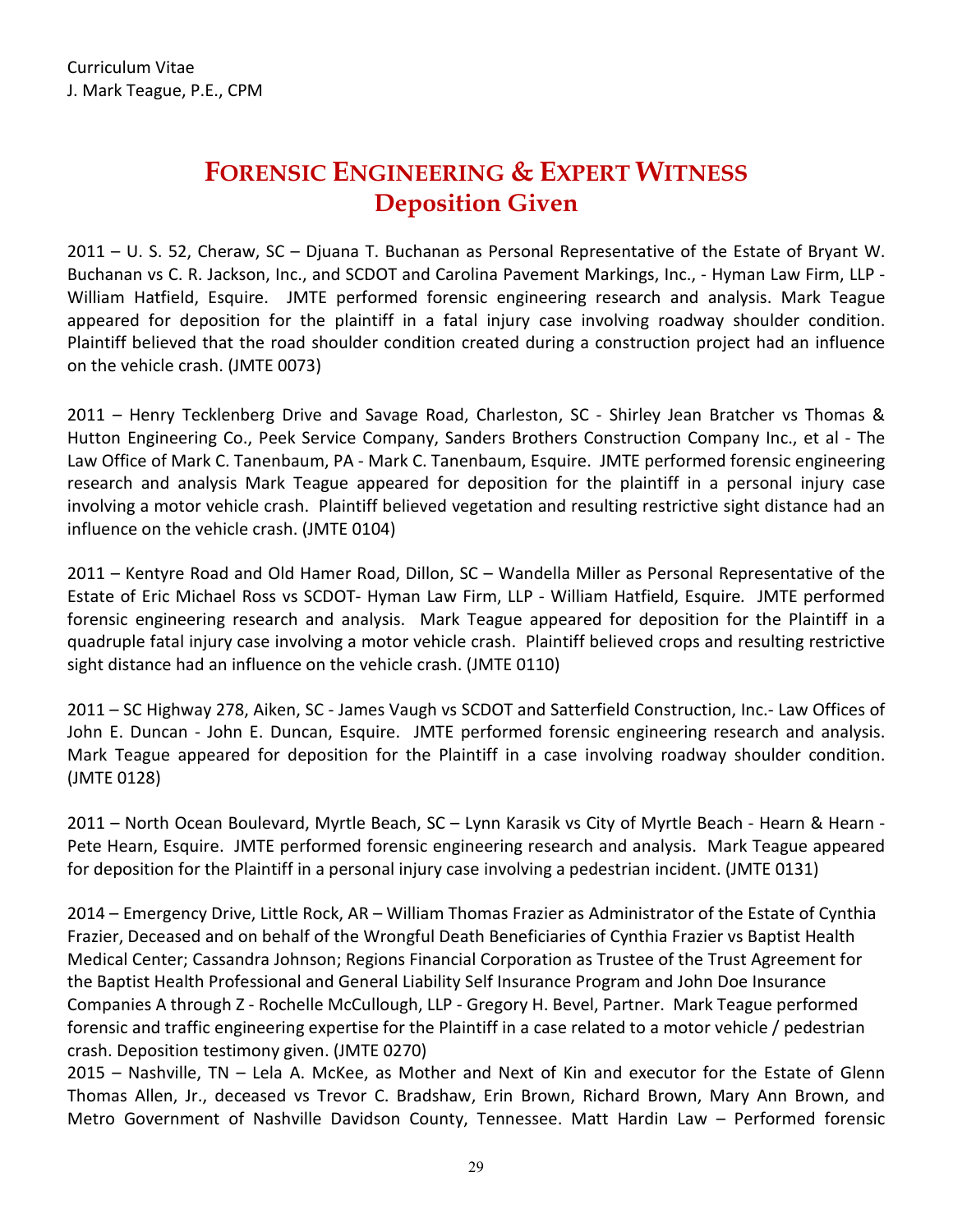## FORENSIC ENGINEERING & EXPERT WITNESS
## Deposition Given

2011 – U. S. 52, Cheraw, SC – Djuana T. Buchanan as Personal Representative of the Estate of Bryant W. Buchanan vs C. R. Jackson, Inc., and SCDOT and Carolina Pavement Markings, Inc., - Hyman Law Firm, LLP - William Hatfield, Esquire. JMTE performed forensic engineering research and analysis. Mark Teague appeared for deposition for the plaintiff in a fatal injury case involving roadway shoulder condition. Plaintiff believed that the road shoulder condition created during a construction project had an influence on the vehicle crash. (JMTE 0073)

2011 – Henry Tecklenberg Drive and Savage Road, Charleston, SC - Shirley Jean Bratcher vs Thomas & Hutton Engineering Co., Peek Service Company, Sanders Brothers Construction Company Inc., et al - The Law Office of Mark C. Tanenbaum, PA - Mark C. Tanenbaum, Esquire. JMTE performed forensic engineering research and analysis Mark Teague appeared for deposition for the plaintiff in a personal injury case involving a motor vehicle crash. Plaintiff believed vegetation and resulting restrictive sight distance had an influence on the vehicle crash. (JMTE 0104)

2011 – Kentyre Road and Old Hamer Road, Dillon, SC – Wandella Miller as Personal Representative of the Estate of Eric Michael Ross vs SCDOT- Hyman Law Firm, LLP - William Hatfield, Esquire. JMTE performed forensic engineering research and analysis. Mark Teague appeared for deposition for the Plaintiff in a quadruple fatal injury case involving a motor vehicle crash. Plaintiff believed crops and resulting restrictive sight distance had an influence on the vehicle crash. (JMTE 0110)

2011 – SC Highway 278, Aiken, SC - James Vaugh vs SCDOT and Satterfield Construction, Inc.- Law Offices of John E. Duncan - John E. Duncan, Esquire. JMTE performed forensic engineering research and analysis. Mark Teague appeared for deposition for the Plaintiff in a case involving roadway shoulder condition. (JMTE 0128)

2011 – North Ocean Boulevard, Myrtle Beach, SC – Lynn Karasik vs City of Myrtle Beach - Hearn & Hearn - Pete Hearn, Esquire. JMTE performed forensic engineering research and analysis. Mark Teague appeared for deposition for the Plaintiff in a personal injury case involving a pedestrian incident. (JMTE 0131)

2014 – Emergency Drive, Little Rock, AR – William Thomas Frazier as Administrator of the Estate of Cynthia Frazier, Deceased and on behalf of the Wrongful Death Beneficiaries of Cynthia Frazier vs Baptist Health Medical Center; Cassandra Johnson; Regions Financial Corporation as Trustee of the Trust Agreement for the Baptist Health Professional and General Liability Self Insurance Program and John Doe Insurance Companies A through Z - Rochelle McCullough, LLP - Gregory H. Bevel, Partner. Mark Teague performed forensic and traffic engineering expertise for the Plaintiff in a case related to a motor vehicle / pedestrian crash. Deposition testimony given. (JMTE 0270)

2015 – Nashville, TN – Lela A. McKee, as Mother and Next of Kin and executor for the Estate of Glenn Thomas Allen, Jr., deceased vs Trevor C. Bradshaw, Erin Brown, Richard Brown, Mary Ann Brown, and Metro Government of Nashville Davidson County, Tennessee. Matt Hardin Law – Performed forensic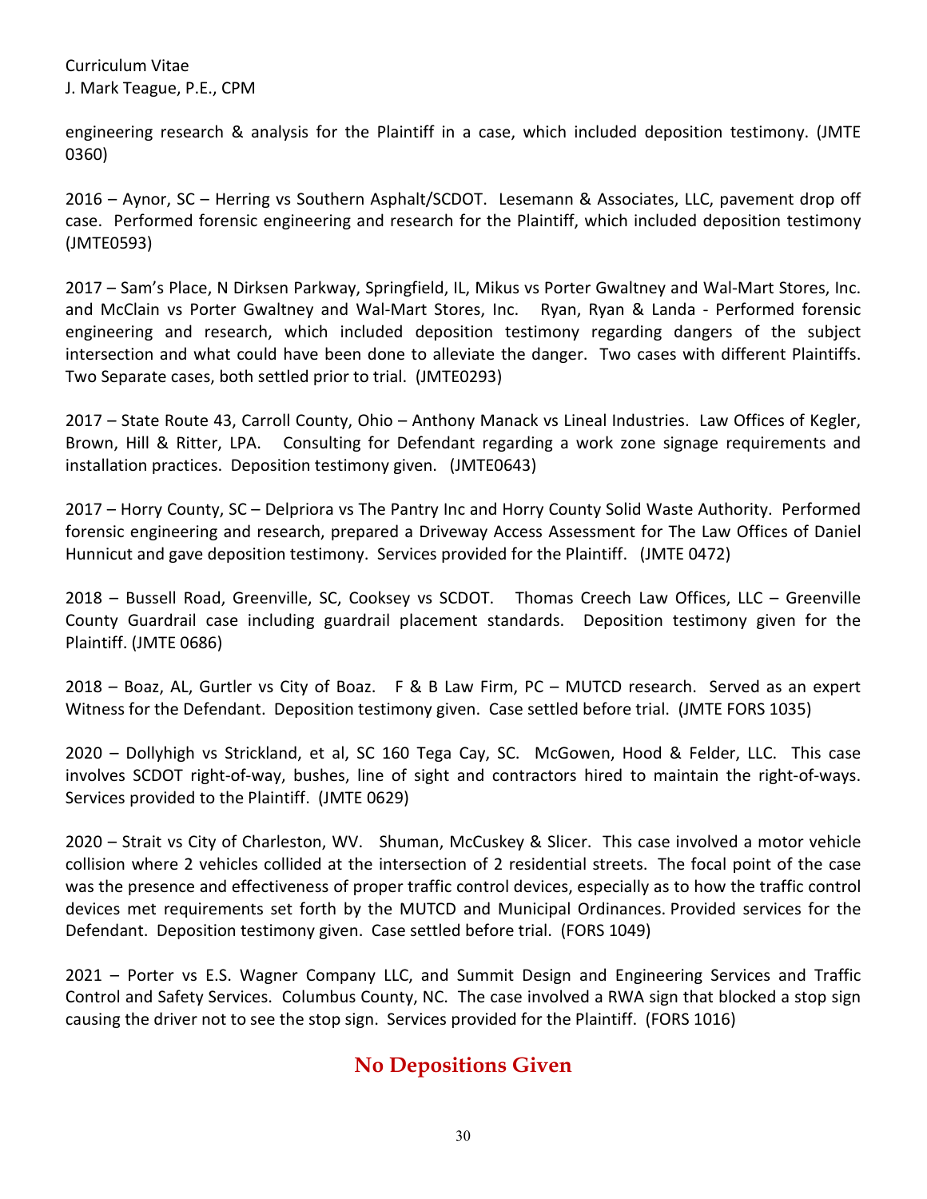engineering research & analysis for the Plaintiff in a case, which included deposition testimony. (JMTE 0360)

2016 – Aynor, SC – Herring vs Southern Asphalt/SCDOT. Lesemann & Associates, LLC, pavement drop off case. Performed forensic engineering and research for the Plaintiff, which included deposition testimony (JMTE0593)

2017 – Sam's Place, N Dirksen Parkway, Springfield, IL, Mikus vs Porter Gwaltney and Wal-Mart Stores, Inc. and McClain vs Porter Gwaltney and Wal-Mart Stores, Inc. Ryan, Ryan & Landa - Performed forensic engineering and research, which included deposition testimony regarding dangers of the subject intersection and what could have been done to alleviate the danger. Two cases with different Plaintiffs. Two Separate cases, both settled prior to trial. (JMTE0293)

2017 – State Route 43, Carroll County, Ohio – Anthony Manack vs Lineal Industries. Law Offices of Kegler, Brown, Hill & Ritter, LPA. Consulting for Defendant regarding a work zone signage requirements and installation practices. Deposition testimony given. (JMTE0643)

2017 – Horry County, SC – Delpriora vs The Pantry Inc and Horry County Solid Waste Authority. Performed forensic engineering and research, prepared a Driveway Access Assessment for The Law Offices of Daniel Hunnicut and gave deposition testimony. Services provided for the Plaintiff. (JMTE 0472)

2018 – Bussell Road, Greenville, SC, Cooksey vs SCDOT. Thomas Creech Law Offices, LLC – Greenville County Guardrail case including guardrail placement standards. Deposition testimony given for the Plaintiff. (JMTE 0686)

2018 – Boaz, AL, Gurtler vs City of Boaz. F & B Law Firm, PC – MUTCD research. Served as an expert Witness for the Defendant. Deposition testimony given. Case settled before trial. (JMTE FORS 1035)

2020 – Dollyhigh vs Strickland, et al, SC 160 Tega Cay, SC. McGowen, Hood & Felder, LLC. This case involves SCDOT right-of-way, bushes, line of sight and contractors hired to maintain the right-of-ways. Services provided to the Plaintiff. (JMTE 0629)

2020 – Strait vs City of Charleston, WV. Shuman, McCuskey & Slicer. This case involved a motor vehicle collision where 2 vehicles collided at the intersection of 2 residential streets. The focal point of the case was the presence and effectiveness of proper traffic control devices, especially as to how the traffic control devices met requirements set forth by the MUTCD and Municipal Ordinances. Provided services for the Defendant. Deposition testimony given. Case settled before trial. (FORS 1049)

2021 – Porter vs E.S. Wagner Company LLC, and Summit Design and Engineering Services and Traffic Control and Safety Services. Columbus County, NC. The case involved a RWA sign that blocked a stop sign causing the driver not to see the stop sign. Services provided for the Plaintiff. (FORS 1016)

## No Depositions Given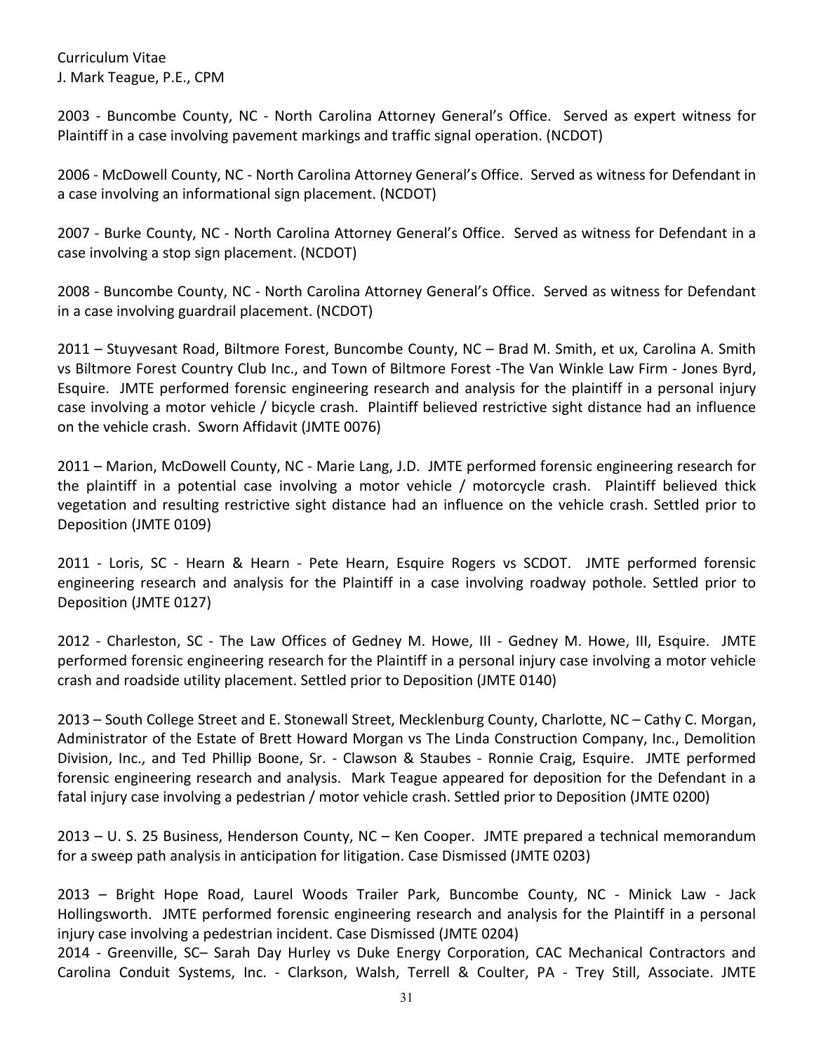Curriculum Vitae
J. Mark Teague, P.E., CPM

2003 - Buncombe County, NC - North Carolina Attorney General's Office. Served as expert witness for Plaintiff in a case involving pavement markings and traffic signal operation. (NCDOT)

2006 - McDowell County, NC - North Carolina Attorney General's Office. Served as witness for Defendant in a case involving an informational sign placement. (NCDOT)

2007 - Burke County, NC - North Carolina Attorney General's Office. Served as witness for Defendant in a case involving a stop sign placement. (NCDOT)

2008 - Buncombe County, NC - North Carolina Attorney General's Office. Served as witness for Defendant in a case involving guardrail placement. (NCDOT)

2011 – Stuyvesant Road, Biltmore Forest, Buncombe County, NC – Brad M. Smith, et ux, Carolina A. Smith vs Biltmore Forest Country Club Inc., and Town of Biltmore Forest -The Van Winkle Law Firm - Jones Byrd, Esquire. JMTE performed forensic engineering research and analysis for the plaintiff in a personal injury case involving a motor vehicle / bicycle crash. Plaintiff believed restrictive sight distance had an influence on the vehicle crash. Sworn Affidavit (JMTE 0076)

2011 – Marion, McDowell County, NC - Marie Lang, J.D. JMTE performed forensic engineering research for the plaintiff in a potential case involving a motor vehicle / motorcycle crash. Plaintiff believed thick vegetation and resulting restrictive sight distance had an influence on the vehicle crash. Settled prior to Deposition (JMTE 0109)

2011 - Loris, SC - Hearn & Hearn - Pete Hearn, Esquire Rogers vs SCDOT. JMTE performed forensic engineering research and analysis for the Plaintiff in a case involving roadway pothole. Settled prior to Deposition (JMTE 0127)

2012 - Charleston, SC - The Law Offices of Gedney M. Howe, III - Gedney M. Howe, III, Esquire. JMTE performed forensic engineering research for the Plaintiff in a personal injury case involving a motor vehicle crash and roadside utility placement. Settled prior to Deposition (JMTE 0140)

2013 – South College Street and E. Stonewall Street, Mecklenburg County, Charlotte, NC – Cathy C. Morgan, Administrator of the Estate of Brett Howard Morgan vs The Linda Construction Company, Inc., Demolition Division, Inc., and Ted Phillip Boone, Sr. - Clawson & Staubes - Ronnie Craig, Esquire. JMTE performed forensic engineering research and analysis. Mark Teague appeared for deposition for the Defendant in a fatal injury case involving a pedestrian / motor vehicle crash. Settled prior to Deposition (JMTE 0200)

2013 – U. S. 25 Business, Henderson County, NC – Ken Cooper. JMTE prepared a technical memorandum for a sweep path analysis in anticipation for litigation. Case Dismissed (JMTE 0203)

2013 – Bright Hope Road, Laurel Woods Trailer Park, Buncombe County, NC - Minick Law - Jack Hollingsworth. JMTE performed forensic engineering research and analysis for the Plaintiff in a personal injury case involving a pedestrian incident. Case Dismissed (JMTE 0204)

2014 - Greenville, SC– Sarah Day Hurley vs Duke Energy Corporation, CAC Mechanical Contractors and Carolina Conduit Systems, Inc. - Clarkson, Walsh, Terrell & Coulter, PA - Trey Still, Associate. JMTE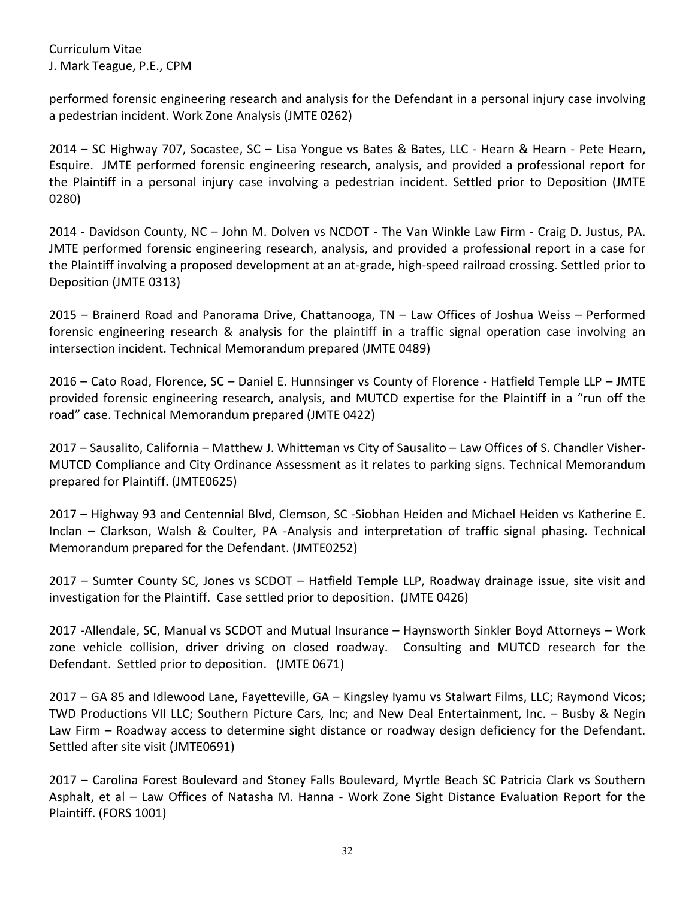performed forensic engineering research and analysis for the Defendant in a personal injury case involving a pedestrian incident. Work Zone Analysis (JMTE 0262)

2014 – SC Highway 707, Socastee, SC – Lisa Yongue vs Bates & Bates, LLC - Hearn & Hearn - Pete Hearn, Esquire. JMTE performed forensic engineering research, analysis, and provided a professional report for the Plaintiff in a personal injury case involving a pedestrian incident. Settled prior to Deposition (JMTE 0280)

2014 - Davidson County, NC – John M. Dolven vs NCDOT - The Van Winkle Law Firm - Craig D. Justus, PA. JMTE performed forensic engineering research, analysis, and provided a professional report in a case for the Plaintiff involving a proposed development at an at-grade, high-speed railroad crossing. Settled prior to Deposition (JMTE 0313)

2015 – Brainerd Road and Panorama Drive, Chattanooga, TN – Law Offices of Joshua Weiss – Performed forensic engineering research & analysis for the plaintiff in a traffic signal operation case involving an intersection incident. Technical Memorandum prepared (JMTE 0489)

2016 – Cato Road, Florence, SC – Daniel E. Hunnsinger vs County of Florence - Hatfield Temple LLP – JMTE provided forensic engineering research, analysis, and MUTCD expertise for the Plaintiff in a "run off the road" case. Technical Memorandum prepared (JMTE 0422)

2017 – Sausalito, California – Matthew J. Whitteman vs City of Sausalito – Law Offices of S. Chandler Visher- MUTCD Compliance and City Ordinance Assessment as it relates to parking signs. Technical Memorandum prepared for Plaintiff. (JMTE0625)

2017 – Highway 93 and Centennial Blvd, Clemson, SC -Siobhan Heiden and Michael Heiden vs Katherine E. Inclan – Clarkson, Walsh & Coulter, PA -Analysis and interpretation of traffic signal phasing. Technical Memorandum prepared for the Defendant. (JMTE0252)

2017 – Sumter County SC, Jones vs SCDOT – Hatfield Temple LLP, Roadway drainage issue, site visit and investigation for the Plaintiff. Case settled prior to deposition. (JMTE 0426)

2017 -Allendale, SC, Manual vs SCDOT and Mutual Insurance – Haynsworth Sinkler Boyd Attorneys – Work zone vehicle collision, driver driving on closed roadway. Consulting and MUTCD research for the Defendant. Settled prior to deposition. (JMTE 0671)

2017 – GA 85 and Idlewood Lane, Fayetteville, GA – Kingsley Iyamu vs Stalwart Films, LLC; Raymond Vicos; TWD Productions VII LLC; Southern Picture Cars, Inc; and New Deal Entertainment, Inc. – Busby & Negin Law Firm – Roadway access to determine sight distance or roadway design deficiency for the Defendant. Settled after site visit (JMTE0691)

2017 – Carolina Forest Boulevard and Stoney Falls Boulevard, Myrtle Beach SC Patricia Clark vs Southern Asphalt, et al – Law Offices of Natasha M. Hanna - Work Zone Sight Distance Evaluation Report for the Plaintiff. (FORS 1001)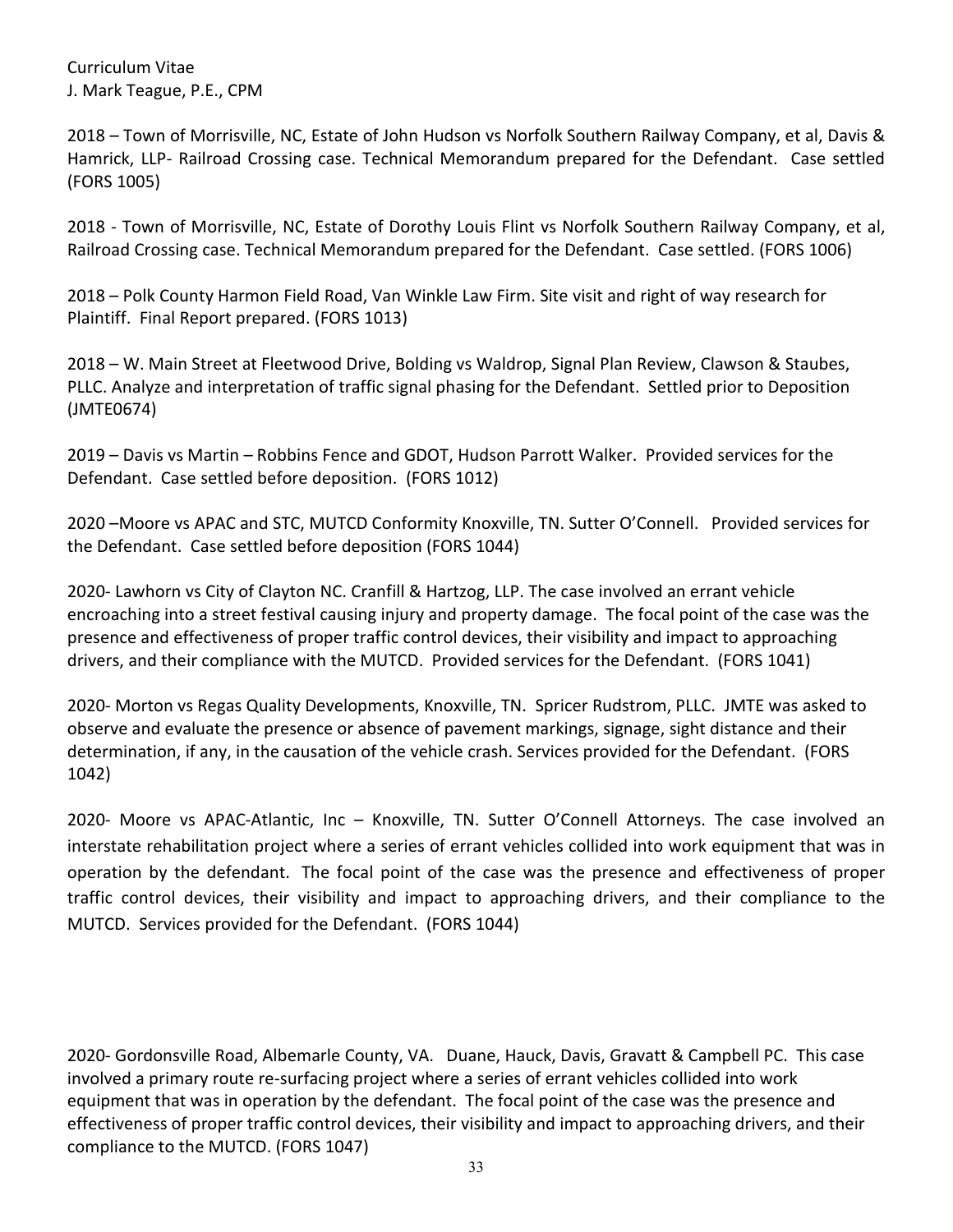Curriculum Vitae
J. Mark Teague, P.E., CPM

2018 – Town of Morrisville, NC, Estate of John Hudson vs Norfolk Southern Railway Company, et al, Davis & Hamrick, LLP- Railroad Crossing case. Technical Memorandum prepared for the Defendant. Case settled (FORS 1005)

2018 - Town of Morrisville, NC, Estate of Dorothy Louis Flint vs Norfolk Southern Railway Company, et al, Railroad Crossing case. Technical Memorandum prepared for the Defendant. Case settled. (FORS 1006)

2018 – Polk County Harmon Field Road, Van Winkle Law Firm. Site visit and right of way research for Plaintiff. Final Report prepared. (FORS 1013)

2018 – W. Main Street at Fleetwood Drive, Bolding vs Waldrop, Signal Plan Review, Clawson & Staubes, PLLC. Analyze and interpretation of traffic signal phasing for the Defendant. Settled prior to Deposition (JMTE0674)

2019 – Davis vs Martin – Robbins Fence and GDOT, Hudson Parrott Walker. Provided services for the Defendant. Case settled before deposition. (FORS 1012)

2020 –Moore vs APAC and STC, MUTCD Conformity Knoxville, TN. Sutter O'Connell. Provided services for the Defendant. Case settled before deposition (FORS 1044)

2020- Lawhorn vs City of Clayton NC. Cranfill & Hartzog, LLP. The case involved an errant vehicle encroaching into a street festival causing injury and property damage. The focal point of the case was the presence and effectiveness of proper traffic control devices, their visibility and impact to approaching drivers, and their compliance with the MUTCD. Provided services for the Defendant. (FORS 1041)

2020- Morton vs Regas Quality Developments, Knoxville, TN. Spricer Rudstrom, PLLC. JMTE was asked to observe and evaluate the presence or absence of pavement markings, signage, sight distance and their determination, if any, in the causation of the vehicle crash. Services provided for the Defendant. (FORS 1042)

2020- Moore vs APAC-Atlantic, Inc – Knoxville, TN. Sutter O'Connell Attorneys. The case involved an interstate rehabilitation project where a series of errant vehicles collided into work equipment that was in operation by the defendant. The focal point of the case was the presence and effectiveness of proper traffic control devices, their visibility and impact to approaching drivers, and their compliance to the MUTCD. Services provided for the Defendant. (FORS 1044)

2020- Gordonsville Road, Albemarle County, VA. Duane, Hauck, Davis, Gravatt & Campbell PC. This case involved a primary route re-surfacing project where a series of errant vehicles collided into work equipment that was in operation by the defendant. The focal point of the case was the presence and effectiveness of proper traffic control devices, their visibility and impact to approaching drivers, and their compliance to the MUTCD. (FORS 1047)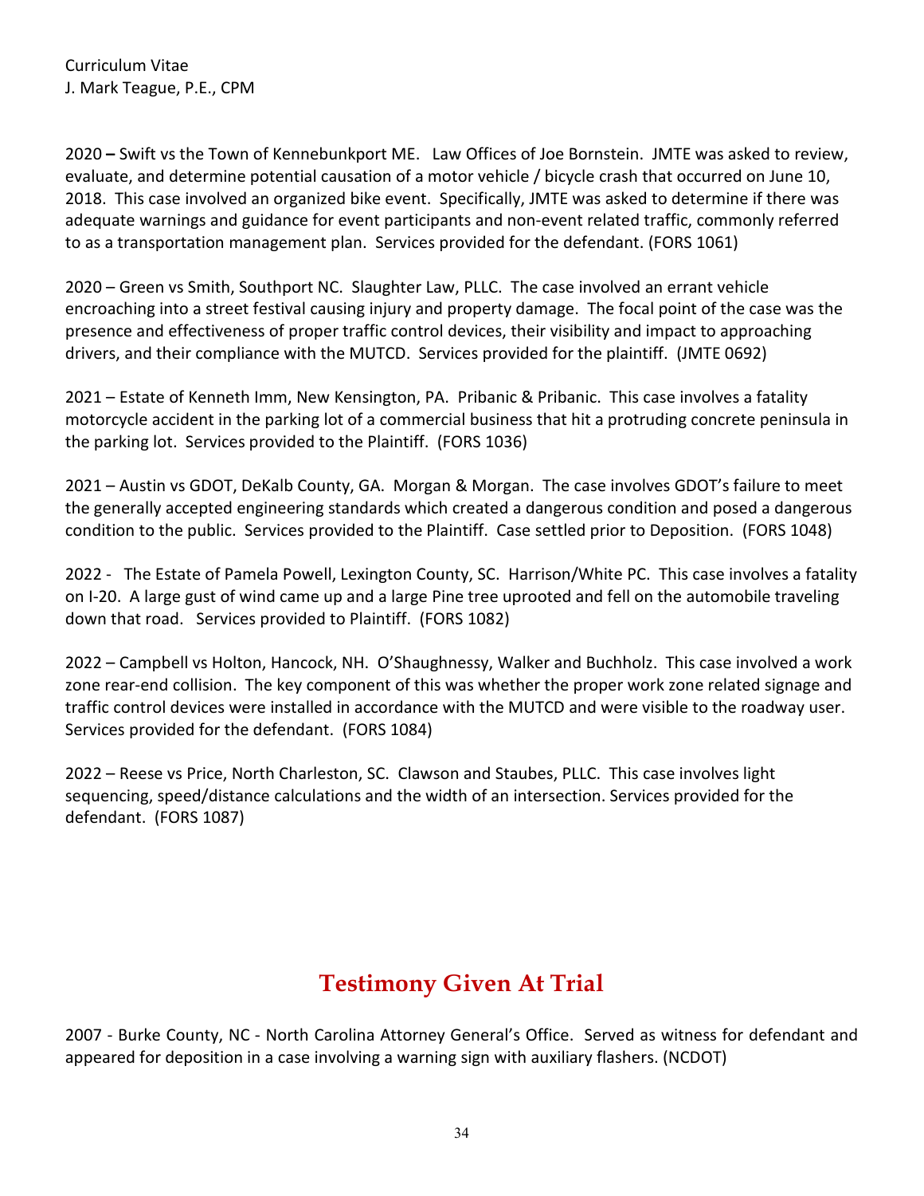2020 **–** Swift vs the Town of Kennebunkport ME. Law Offices of Joe Bornstein. JMTE was asked to review, evaluate, and determine potential causation of a motor vehicle / bicycle crash that occurred on June 10, 2018. This case involved an organized bike event. Specifically, JMTE was asked to determine if there was adequate warnings and guidance for event participants and non-event related traffic, commonly referred to as a transportation management plan. Services provided for the defendant. (FORS 1061)

2020 – Green vs Smith, Southport NC. Slaughter Law, PLLC. The case involved an errant vehicle encroaching into a street festival causing injury and property damage. The focal point of the case was the presence and effectiveness of proper traffic control devices, their visibility and impact to approaching drivers, and their compliance with the MUTCD. Services provided for the plaintiff. (JMTE 0692)

2021 – Estate of Kenneth Imm, New Kensington, PA. Pribanic & Pribanic. This case involves a fatality motorcycle accident in the parking lot of a commercial business that hit a protruding concrete peninsula in the parking lot. Services provided to the Plaintiff. (FORS 1036)

2021 – Austin vs GDOT, DeKalb County, GA. Morgan & Morgan. The case involves GDOT's failure to meet the generally accepted engineering standards which created a dangerous condition and posed a dangerous condition to the public. Services provided to the Plaintiff. Case settled prior to Deposition. (FORS 1048)

2022 - The Estate of Pamela Powell, Lexington County, SC. Harrison/White PC. This case involves a fatality on I-20. A large gust of wind came up and a large Pine tree uprooted and fell on the automobile traveling down that road. Services provided to Plaintiff. (FORS 1082)

2022 – Campbell vs Holton, Hancock, NH. O'Shaughnessy, Walker and Buchholz. This case involved a work zone rear-end collision. The key component of this was whether the proper work zone related signage and traffic control devices were installed in accordance with the MUTCD and were visible to the roadway user. Services provided for the defendant. (FORS 1084)

2022 – Reese vs Price, North Charleston, SC. Clawson and Staubes, PLLC. This case involves light sequencing, speed/distance calculations and the width of an intersection. Services provided for the defendant. (FORS 1087)

## Testimony Given At Trial

2007 - Burke County, NC - North Carolina Attorney General's Office. Served as witness for defendant and appeared for deposition in a case involving a warning sign with auxiliary flashers. (NCDOT)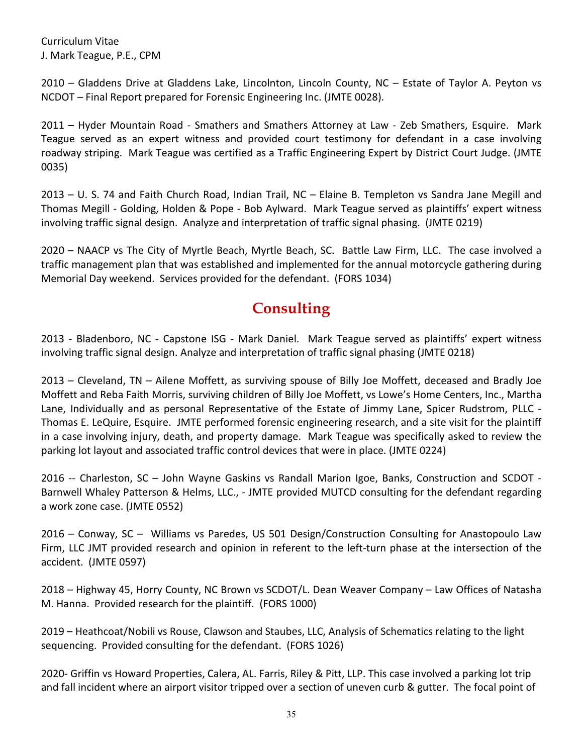2010 – Gladdens Drive at Gladdens Lake, Lincolnton, Lincoln County, NC – Estate of Taylor A. Peyton vs NCDOT – Final Report prepared for Forensic Engineering Inc. (JMTE 0028).

2011 – Hyder Mountain Road - Smathers and Smathers Attorney at Law - Zeb Smathers, Esquire. Mark Teague served as an expert witness and provided court testimony for defendant in a case involving roadway striping. Mark Teague was certified as a Traffic Engineering Expert by District Court Judge. (JMTE 0035)

2013 – U. S. 74 and Faith Church Road, Indian Trail, NC – Elaine B. Templeton vs Sandra Jane Megill and Thomas Megill - Golding, Holden & Pope - Bob Aylward. Mark Teague served as plaintiffs' expert witness involving traffic signal design. Analyze and interpretation of traffic signal phasing. (JMTE 0219)

2020 – NAACP vs The City of Myrtle Beach, Myrtle Beach, SC. Battle Law Firm, LLC. The case involved a traffic management plan that was established and implemented for the annual motorcycle gathering during Memorial Day weekend. Services provided for the defendant. (FORS 1034)

## Consulting

2013 - Bladenboro, NC - Capstone ISG - Mark Daniel. Mark Teague served as plaintiffs' expert witness involving traffic signal design. Analyze and interpretation of traffic signal phasing (JMTE 0218)

2013 – Cleveland, TN – Ailene Moffett, as surviving spouse of Billy Joe Moffett, deceased and Bradly Joe Moffett and Reba Faith Morris, surviving children of Billy Joe Moffett, vs Lowe's Home Centers, Inc., Martha Lane, Individually and as personal Representative of the Estate of Jimmy Lane, Spicer Rudstrom, PLLC - Thomas E. LeQuire, Esquire. JMTE performed forensic engineering research, and a site visit for the plaintiff in a case involving injury, death, and property damage. Mark Teague was specifically asked to review the parking lot layout and associated traffic control devices that were in place. (JMTE 0224)

2016 -- Charleston, SC – John Wayne Gaskins vs Randall Marion Igoe, Banks, Construction and SCDOT - Barnwell Whaley Patterson & Helms, LLC., - JMTE provided MUTCD consulting for the defendant regarding a work zone case. (JMTE 0552)

2016 – Conway, SC – Williams vs Paredes, US 501 Design/Construction Consulting for Anastopoulo Law Firm, LLC JMT provided research and opinion in referent to the left-turn phase at the intersection of the accident. (JMTE 0597)

2018 – Highway 45, Horry County, NC Brown vs SCDOT/L. Dean Weaver Company – Law Offices of Natasha M. Hanna. Provided research for the plaintiff. (FORS 1000)

2019 – Heathcoat/Nobili vs Rouse, Clawson and Staubes, LLC, Analysis of Schematics relating to the light sequencing. Provided consulting for the defendant. (FORS 1026)

2020- Griffin vs Howard Properties, Calera, AL. Farris, Riley & Pitt, LLP. This case involved a parking lot trip and fall incident where an airport visitor tripped over a section of uneven curb & gutter. The focal point of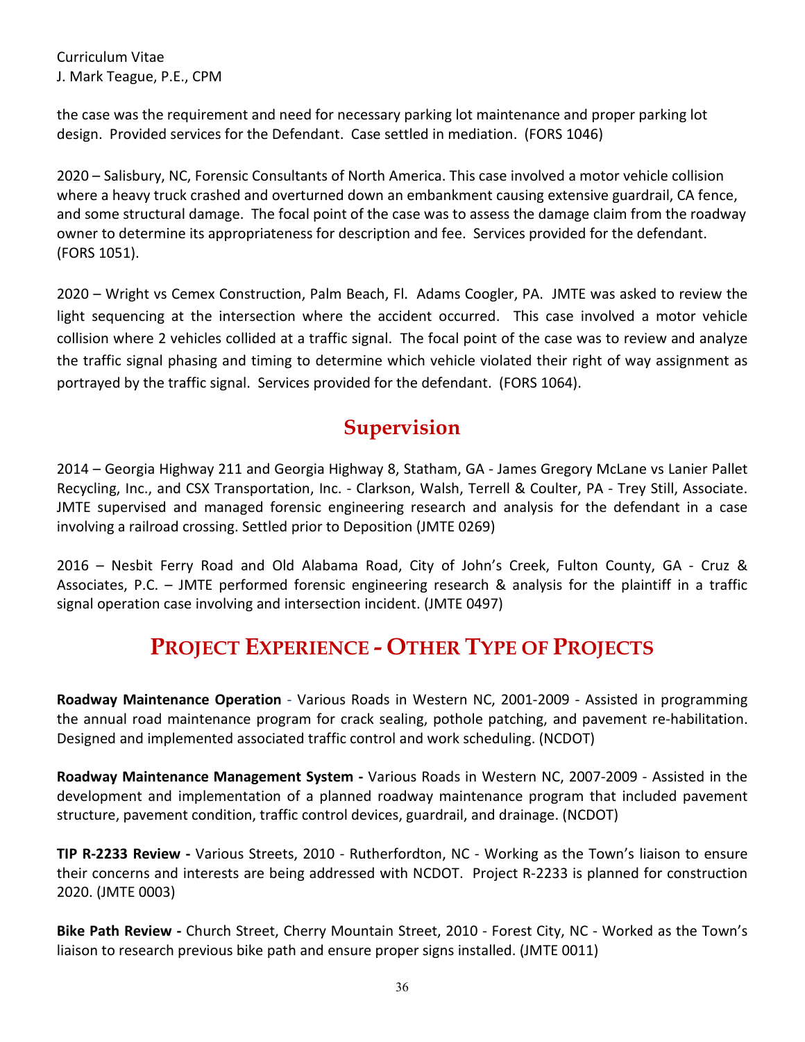the case was the requirement and need for necessary parking lot maintenance and proper parking lot design. Provided services for the Defendant. Case settled in mediation. (FORS 1046)

2020 – Salisbury, NC, Forensic Consultants of North America. This case involved a motor vehicle collision where a heavy truck crashed and overturned down an embankment causing extensive guardrail, CA fence, and some structural damage. The focal point of the case was to assess the damage claim from the roadway owner to determine its appropriateness for description and fee. Services provided for the defendant. (FORS 1051).

2020 – Wright vs Cemex Construction, Palm Beach, Fl. Adams Coogler, PA. JMTE was asked to review the light sequencing at the intersection where the accident occurred. This case involved a motor vehicle collision where 2 vehicles collided at a traffic signal. The focal point of the case was to review and analyze the traffic signal phasing and timing to determine which vehicle violated their right of way assignment as portrayed by the traffic signal. Services provided for the defendant. (FORS 1064).

## Supervision

2014 – Georgia Highway 211 and Georgia Highway 8, Statham, GA - James Gregory McLane vs Lanier Pallet Recycling, Inc., and CSX Transportation, Inc. - Clarkson, Walsh, Terrell & Coulter, PA - Trey Still, Associate. JMTE supervised and managed forensic engineering research and analysis for the defendant in a case involving a railroad crossing. Settled prior to Deposition (JMTE 0269)

2016 – Nesbit Ferry Road and Old Alabama Road, City of John's Creek, Fulton County, GA - Cruz & Associates, P.C. – JMTE performed forensic engineering research & analysis for the plaintiff in a traffic signal operation case involving and intersection incident. (JMTE 0497)

## Project Experience - Other Type of Projects

**Roadway Maintenance Operation** - Various Roads in Western NC, 2001-2009 - Assisted in programming the annual road maintenance program for crack sealing, pothole patching, and pavement re-habilitation. Designed and implemented associated traffic control and work scheduling. (NCDOT)

**Roadway Maintenance Management System -** Various Roads in Western NC, 2007-2009 - Assisted in the development and implementation of a planned roadway maintenance program that included pavement structure, pavement condition, traffic control devices, guardrail, and drainage. (NCDOT)

**TIP R-2233 Review -** Various Streets, 2010 - Rutherfordton, NC - Working as the Town's liaison to ensure their concerns and interests are being addressed with NCDOT. Project R-2233 is planned for construction 2020. (JMTE 0003)

**Bike Path Review -** Church Street, Cherry Mountain Street, 2010 - Forest City, NC - Worked as the Town's liaison to research previous bike path and ensure proper signs installed. (JMTE 0011)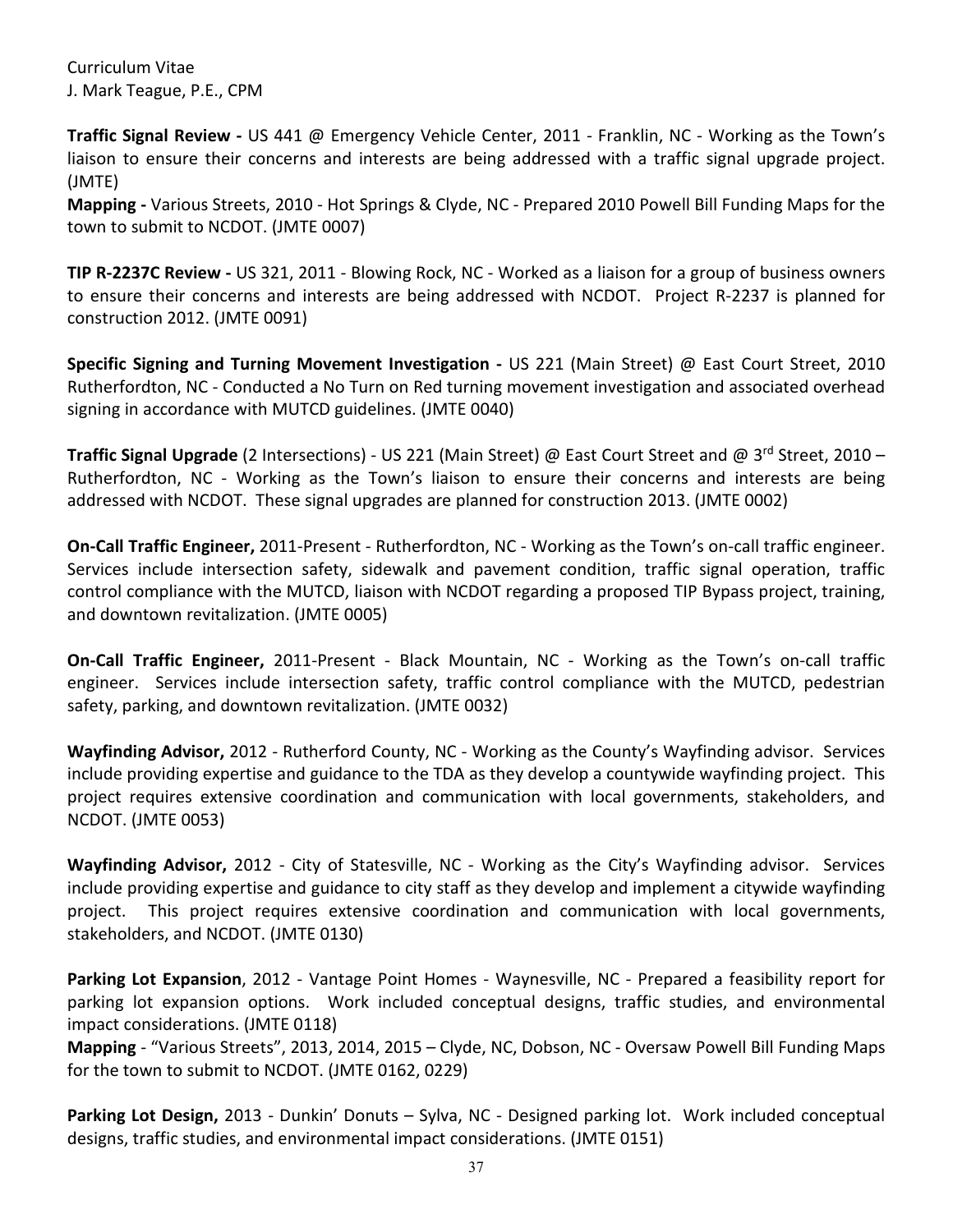Curriculum Vitae
J. Mark Teague, P.E., CPM

**Traffic Signal Review -** US 441 @ Emergency Vehicle Center, 2011 - Franklin, NC - Working as the Town's liaison to ensure their concerns and interests are being addressed with a traffic signal upgrade project. (JMTE)

**Mapping -** Various Streets, 2010 - Hot Springs & Clyde, NC - Prepared 2010 Powell Bill Funding Maps for the town to submit to NCDOT. (JMTE 0007)

**TIP R-2237C Review -** US 321, 2011 - Blowing Rock, NC - Worked as a liaison for a group of business owners to ensure their concerns and interests are being addressed with NCDOT. Project R-2237 is planned for construction 2012. (JMTE 0091)

**Specific Signing and Turning Movement Investigation -** US 221 (Main Street) @ East Court Street, 2010 Rutherfordton, NC - Conducted a No Turn on Red turning movement investigation and associated overhead signing in accordance with MUTCD guidelines. (JMTE 0040)

**Traffic Signal Upgrade** (2 Intersections) - US 221 (Main Street) @ East Court Street and @ 3rd Street, 2010 – Rutherfordton, NC - Working as the Town's liaison to ensure their concerns and interests are being addressed with NCDOT. These signal upgrades are planned for construction 2013. (JMTE 0002)

**On-Call Traffic Engineer,** 2011-Present - Rutherfordton, NC - Working as the Town's on-call traffic engineer. Services include intersection safety, sidewalk and pavement condition, traffic signal operation, traffic control compliance with the MUTCD, liaison with NCDOT regarding a proposed TIP Bypass project, training, and downtown revitalization. (JMTE 0005)

**On-Call Traffic Engineer,** 2011-Present - Black Mountain, NC - Working as the Town's on-call traffic engineer. Services include intersection safety, traffic control compliance with the MUTCD, pedestrian safety, parking, and downtown revitalization. (JMTE 0032)

**Wayfinding Advisor,** 2012 - Rutherford County, NC - Working as the County's Wayfinding advisor. Services include providing expertise and guidance to the TDA as they develop a countywide wayfinding project. This project requires extensive coordination and communication with local governments, stakeholders, and NCDOT. (JMTE 0053)

**Wayfinding Advisor,** 2012 - City of Statesville, NC - Working as the City's Wayfinding advisor. Services include providing expertise and guidance to city staff as they develop and implement a citywide wayfinding project. This project requires extensive coordination and communication with local governments, stakeholders, and NCDOT. (JMTE 0130)

**Parking Lot Expansion**, 2012 - Vantage Point Homes - Waynesville, NC - Prepared a feasibility report for parking lot expansion options. Work included conceptual designs, traffic studies, and environmental impact considerations. (JMTE 0118)

**Mapping** - "Various Streets", 2013, 2014, 2015 – Clyde, NC, Dobson, NC - Oversaw Powell Bill Funding Maps for the town to submit to NCDOT. (JMTE 0162, 0229)

**Parking Lot Design,** 2013 - Dunkin' Donuts – Sylva, NC - Designed parking lot. Work included conceptual designs, traffic studies, and environmental impact considerations. (JMTE 0151)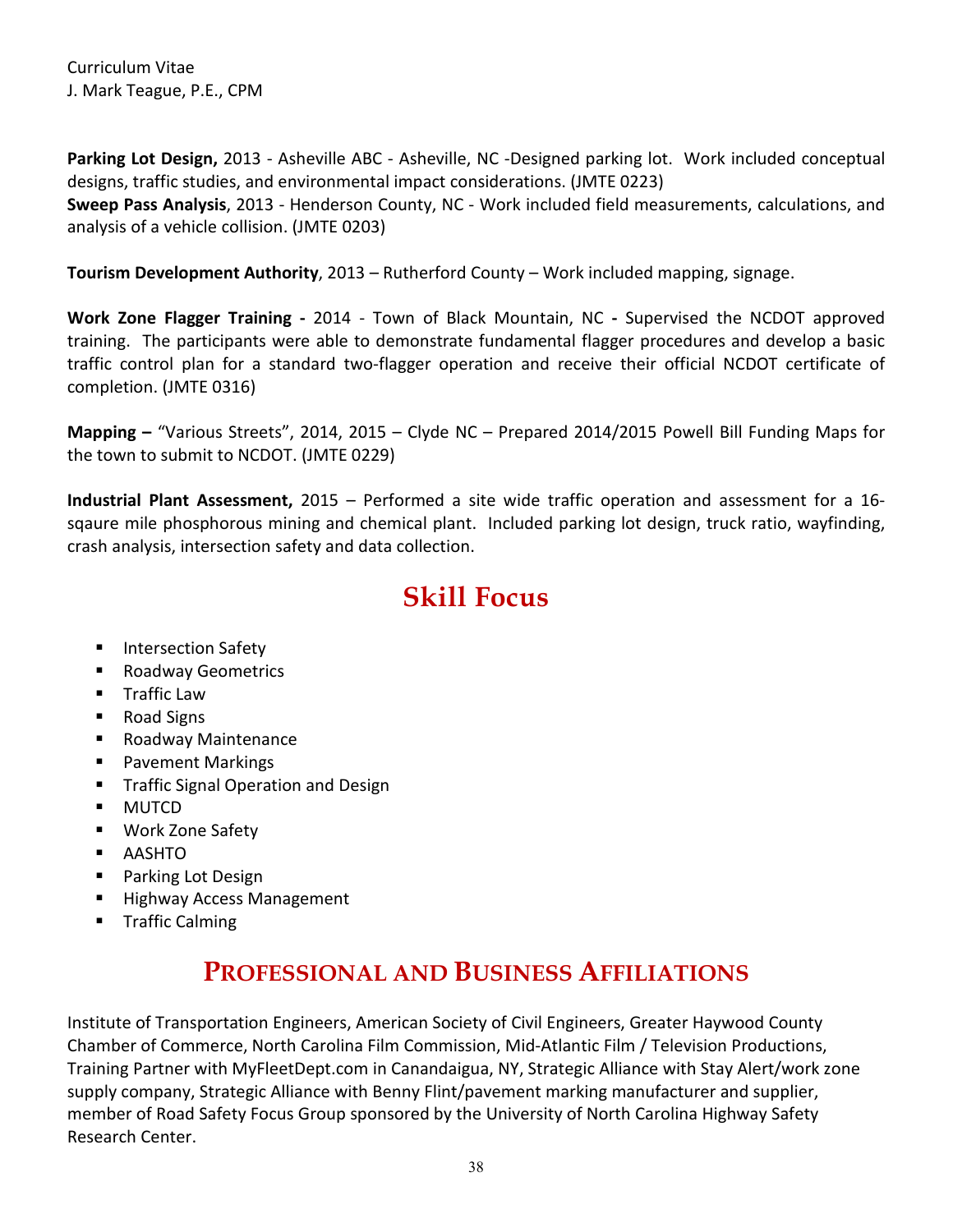**Parking Lot Design,** 2013 - Asheville ABC - Asheville, NC -Designed parking lot. Work included conceptual designs, traffic studies, and environmental impact considerations. (JMTE 0223)

**Sweep Pass Analysis**, 2013 - Henderson County, NC - Work included field measurements, calculations, and analysis of a vehicle collision. (JMTE 0203)

**Tourism Development Authority**, 2013 – Rutherford County – Work included mapping, signage.

**Work Zone Flagger Training -** 2014 - Town of Black Mountain, NC **-** Supervised the NCDOT approved training. The participants were able to demonstrate fundamental flagger procedures and develop a basic traffic control plan for a standard two-flagger operation and receive their official NCDOT certificate of completion. (JMTE 0316)

**Mapping –** "Various Streets", 2014, 2015 – Clyde NC – Prepared 2014/2015 Powell Bill Funding Maps for the town to submit to NCDOT. (JMTE 0229)

**Industrial Plant Assessment,** 2015 – Performed a site wide traffic operation and assessment for a 16-sqaure mile phosphorous mining and chemical plant. Included parking lot design, truck ratio, wayfinding, crash analysis, intersection safety and data collection.

# Skill Focus

- Intersection Safety
- Roadway Geometrics
- Traffic Law
- Road Signs
- Roadway Maintenance
- Pavement Markings
- Traffic Signal Operation and Design
- MUTCD
- Work Zone Safety
- AASHTO
- Parking Lot Design
- Highway Access Management
- Traffic Calming

# Professional and Business Affiliations

Institute of Transportation Engineers, American Society of Civil Engineers, Greater Haywood County Chamber of Commerce, North Carolina Film Commission, Mid-Atlantic Film / Television Productions, Training Partner with MyFleetDept.com in Canandaigua, NY, Strategic Alliance with Stay Alert/work zone supply company, Strategic Alliance with Benny Flint/pavement marking manufacturer and supplier, member of Road Safety Focus Group sponsored by the University of North Carolina Highway Safety Research Center.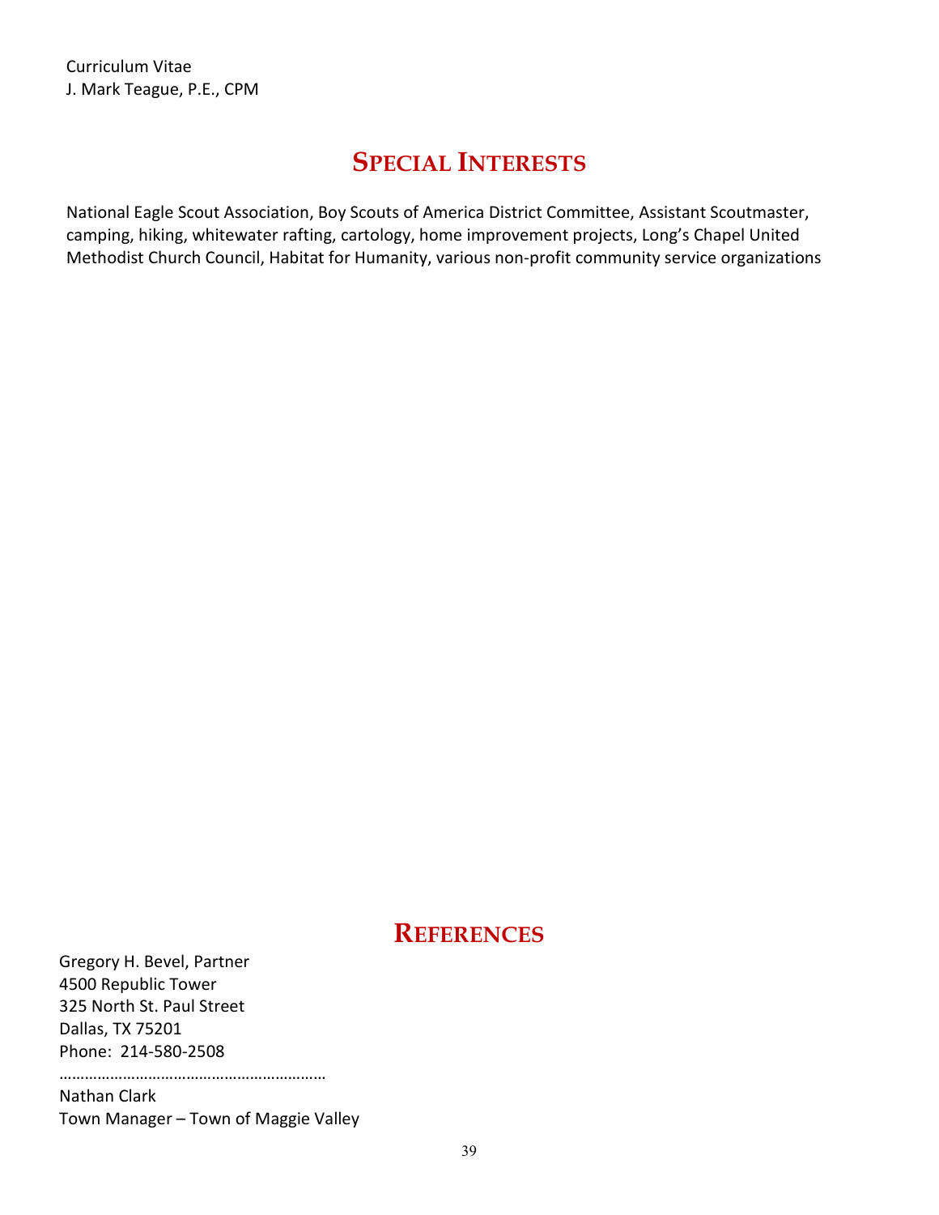Curriculum Vitae
J. Mark Teague, P.E., CPM

## Special Interests

National Eagle Scout Association, Boy Scouts of America District Committee, Assistant Scoutmaster, camping, hiking, whitewater rafting, cartology, home improvement projects, Long's Chapel United Methodist Church Council, Habitat for Humanity, various non-profit community service organizations

## References

Gregory H. Bevel, Partner
4500 Republic Tower
325 North St. Paul Street
Dallas, TX 75201
Phone: 214-580-2508

……………………………………………………

Nathan Clark
Town Manager – Town of Maggie Valley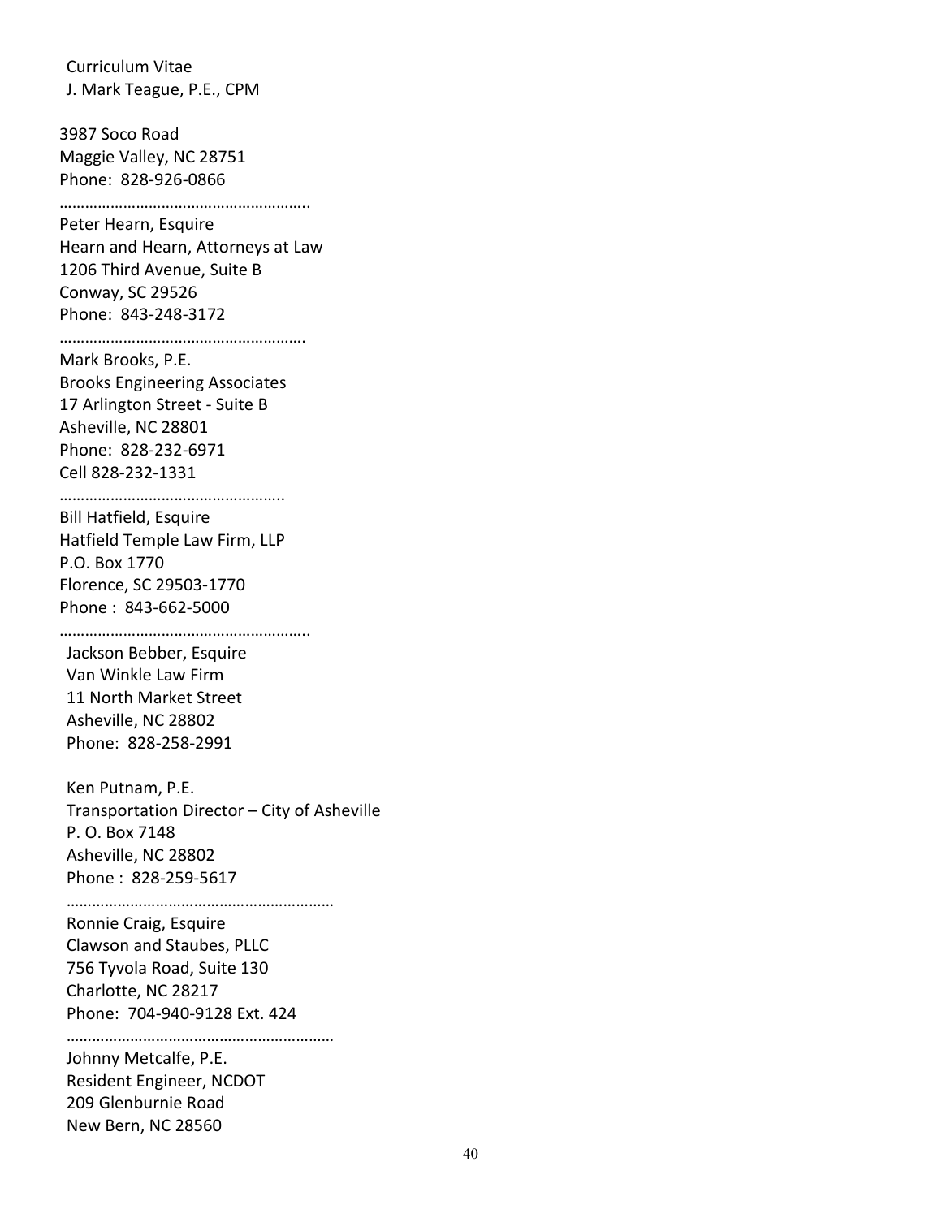Curriculum Vitae
J. Mark Teague, P.E., CPM

3987 Soco Road
Maggie Valley, NC 28751
Phone: 828-926-0866

…………………………………………………..

Peter Hearn, Esquire
Hearn and Hearn, Attorneys at Law
1206 Third Avenue, Suite B
Conway, SC 29526
Phone: 843-248-3172

………………………………………………….

Mark Brooks, P.E.
Brooks Engineering Associates
17 Arlington Street - Suite B
Asheville, NC 28801
Phone: 828-232-6971
Cell 828-232-1331

……………………………………………..

Bill Hatfield, Esquire
Hatfield Temple Law Firm, LLP
P.O. Box 1770
Florence, SC 29503-1770
Phone : 843-662-5000

…………………………………………………..

Jackson Bebber, Esquire
Van Winkle Law Firm
11 North Market Street
Asheville, NC 28802
Phone: 828-258-2991

Ken Putnam, P.E.
Transportation Director – City of Asheville
P. O. Box 7148
Asheville, NC 28802
Phone : 828-259-5617

………………………………………………………

Ronnie Craig, Esquire
Clawson and Staubes, PLLC
756 Tyvola Road, Suite 130
Charlotte, NC 28217
Phone: 704-940-9128 Ext. 424

………………………………………………………

Johnny Metcalfe, P.E.
Resident Engineer, NCDOT
209 Glenburnie Road
New Bern, NC 28560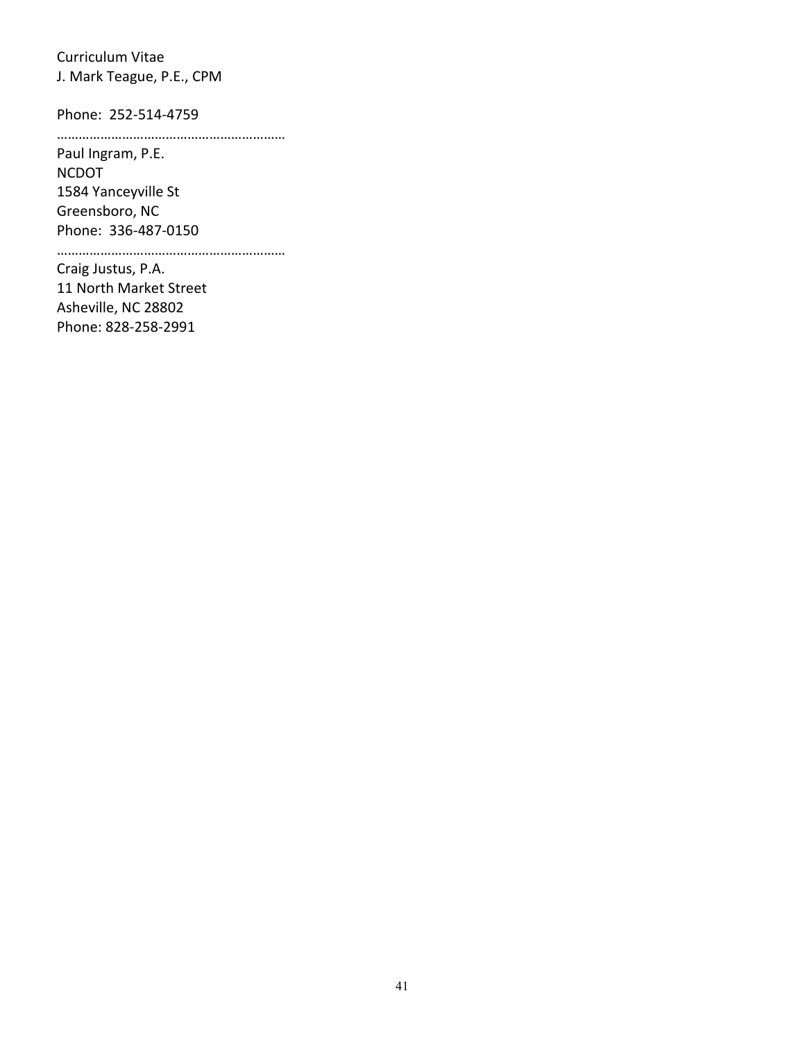Curriculum Vitae
J. Mark Teague, P.E., CPM

Phone: 252-514-4759

……………………………………………………

Paul Ingram, P.E.
NCDOT
1584 Yanceyville St
Greensboro, NC
Phone: 336-487-0150

……………………………………………………

Craig Justus, P.A.
11 North Market Street
Asheville, NC 28802
Phone: 828-258-2991